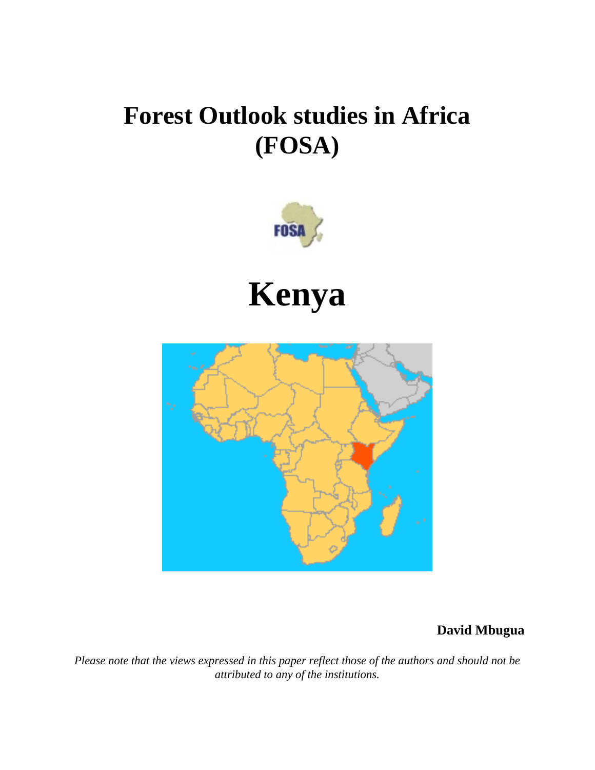# Forest Outlook studies in Africa (FOSA)

FOSA

# Kenya

**David Mbugua**

*Please note that the views expressed in this paper reflect those of the authors and should not be attributed to any of the institutions.*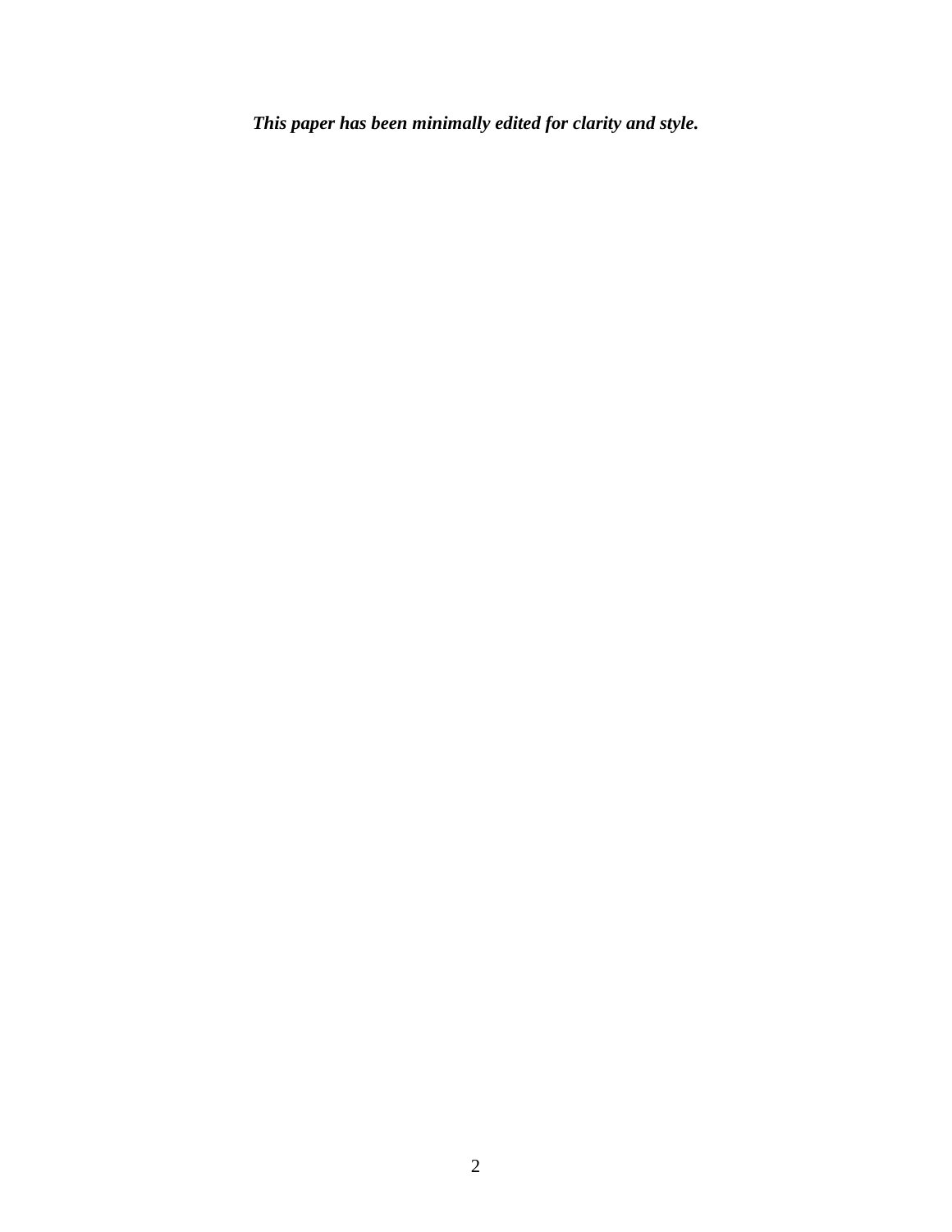***This paper has been minimally edited for clarity and style.***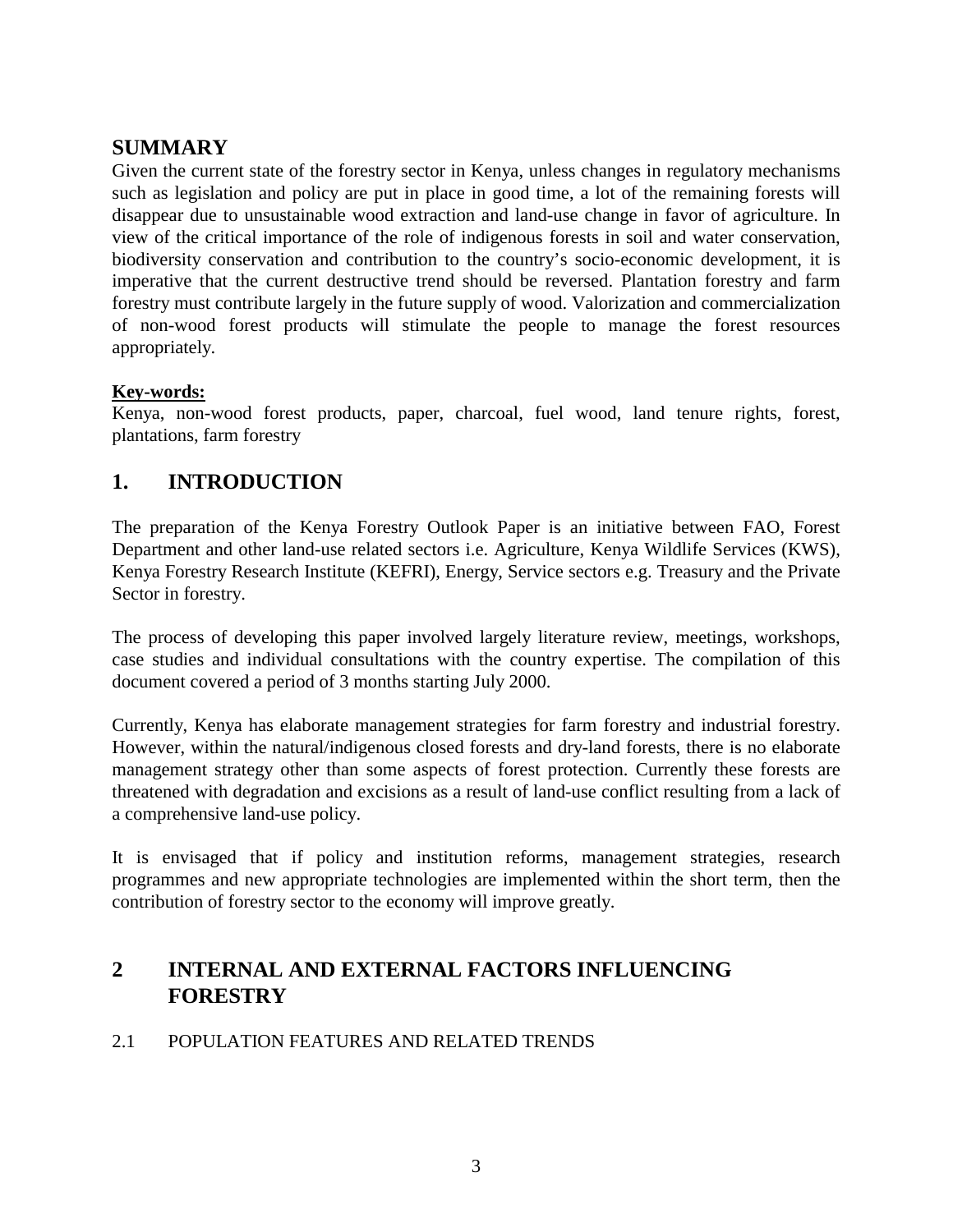## SUMMARY

Given the current state of the forestry sector in Kenya, unless changes in regulatory mechanisms such as legislation and policy are put in place in good time, a lot of the remaining forests will disappear due to unsustainable wood extraction and land-use change in favor of agriculture. In view of the critical importance of the role of indigenous forests in soil and water conservation, biodiversity conservation and contribution to the country's socio-economic development, it is imperative that the current destructive trend should be reversed. Plantation forestry and farm forestry must contribute largely in the future supply of wood. Valorization and commercialization of non-wood forest products will stimulate the people to manage the forest resources appropriately.

**Key-words:**

Kenya, non-wood forest products, paper, charcoal, fuel wood, land tenure rights, forest, plantations, farm forestry

## 1. INTRODUCTION

The preparation of the Kenya Forestry Outlook Paper is an initiative between FAO, Forest Department and other land-use related sectors i.e. Agriculture, Kenya Wildlife Services (KWS), Kenya Forestry Research Institute (KEFRI), Energy, Service sectors e.g. Treasury and the Private Sector in forestry.

The process of developing this paper involved largely literature review, meetings, workshops, case studies and individual consultations with the country expertise. The compilation of this document covered a period of 3 months starting July 2000.

Currently, Kenya has elaborate management strategies for farm forestry and industrial forestry. However, within the natural/indigenous closed forests and dry-land forests, there is no elaborate management strategy other than some aspects of forest protection. Currently these forests are threatened with degradation and excisions as a result of land-use conflict resulting from a lack of a comprehensive land-use policy.

It is envisaged that if policy and institution reforms, management strategies, research programmes and new appropriate technologies are implemented within the short term, then the contribution of forestry sector to the economy will improve greatly.

## 2 INTERNAL AND EXTERNAL FACTORS INFLUENCING FORESTRY

### 2.1 POPULATION FEATURES AND RELATED TRENDS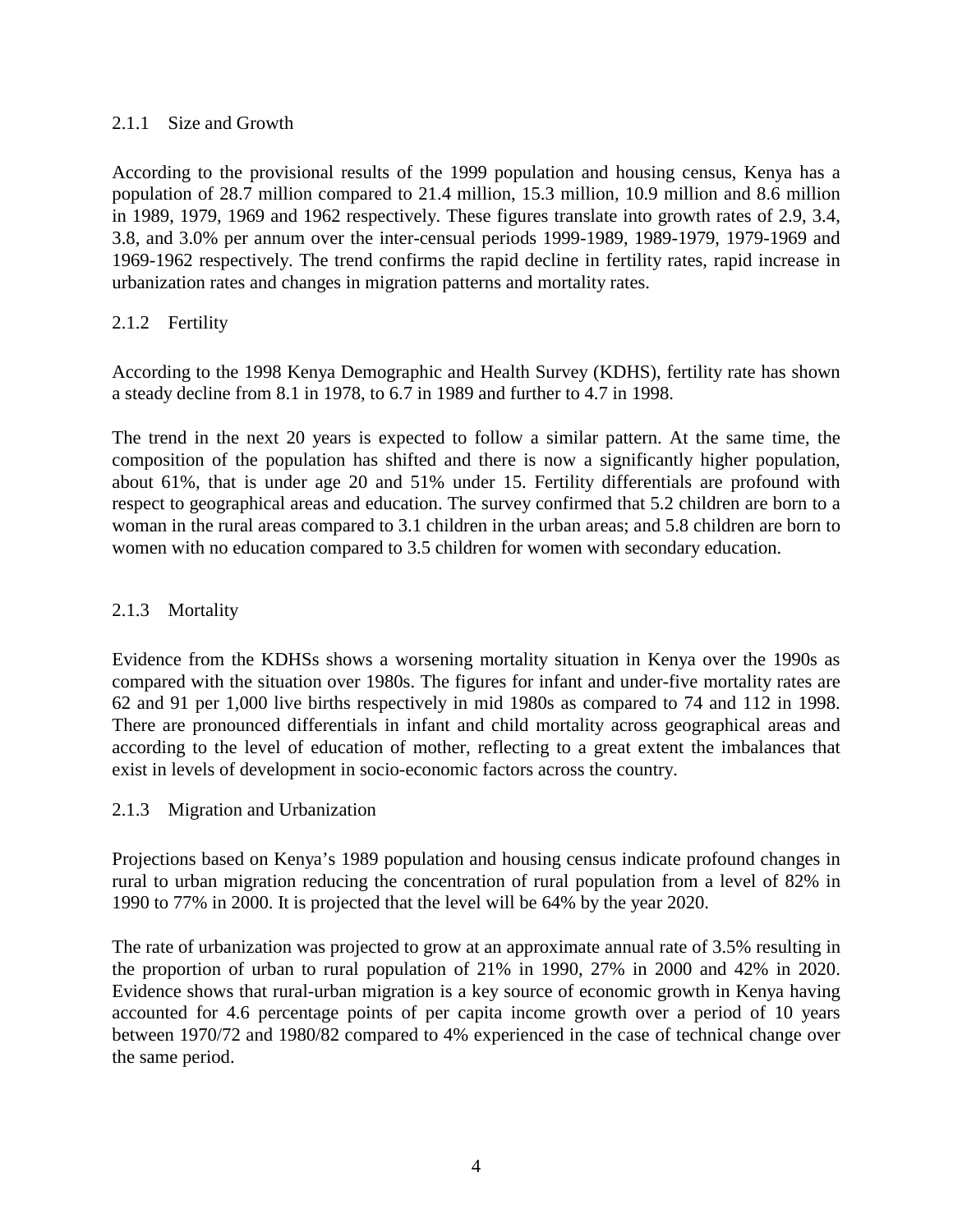### 2.1.1 Size and Growth

According to the provisional results of the 1999 population and housing census, Kenya has a population of 28.7 million compared to 21.4 million, 15.3 million, 10.9 million and 8.6 million in 1989, 1979, 1969 and 1962 respectively. These figures translate into growth rates of 2.9, 3.4, 3.8, and 3.0% per annum over the inter-censual periods 1999-1989, 1989-1979, 1979-1969 and 1969-1962 respectively. The trend confirms the rapid decline in fertility rates, rapid increase in urbanization rates and changes in migration patterns and mortality rates.

### 2.1.2 Fertility

According to the 1998 Kenya Demographic and Health Survey (KDHS), fertility rate has shown a steady decline from 8.1 in 1978, to 6.7 in 1989 and further to 4.7 in 1998.

The trend in the next 20 years is expected to follow a similar pattern. At the same time, the composition of the population has shifted and there is now a significantly higher population, about 61%, that is under age 20 and 51% under 15. Fertility differentials are profound with respect to geographical areas and education. The survey confirmed that 5.2 children are born to a woman in the rural areas compared to 3.1 children in the urban areas; and 5.8 children are born to women with no education compared to 3.5 children for women with secondary education.

### 2.1.3 Mortality

Evidence from the KDHSs shows a worsening mortality situation in Kenya over the 1990s as compared with the situation over 1980s. The figures for infant and under-five mortality rates are 62 and 91 per 1,000 live births respectively in mid 1980s as compared to 74 and 112 in 1998. There are pronounced differentials in infant and child mortality across geographical areas and according to the level of education of mother, reflecting to a great extent the imbalances that exist in levels of development in socio-economic factors across the country.

### 2.1.3 Migration and Urbanization

Projections based on Kenya's 1989 population and housing census indicate profound changes in rural to urban migration reducing the concentration of rural population from a level of 82% in 1990 to 77% in 2000. It is projected that the level will be 64% by the year 2020.

The rate of urbanization was projected to grow at an approximate annual rate of 3.5% resulting in the proportion of urban to rural population of 21% in 1990, 27% in 2000 and 42% in 2020. Evidence shows that rural-urban migration is a key source of economic growth in Kenya having accounted for 4.6 percentage points of per capita income growth over a period of 10 years between 1970/72 and 1980/82 compared to 4% experienced in the case of technical change over the same period.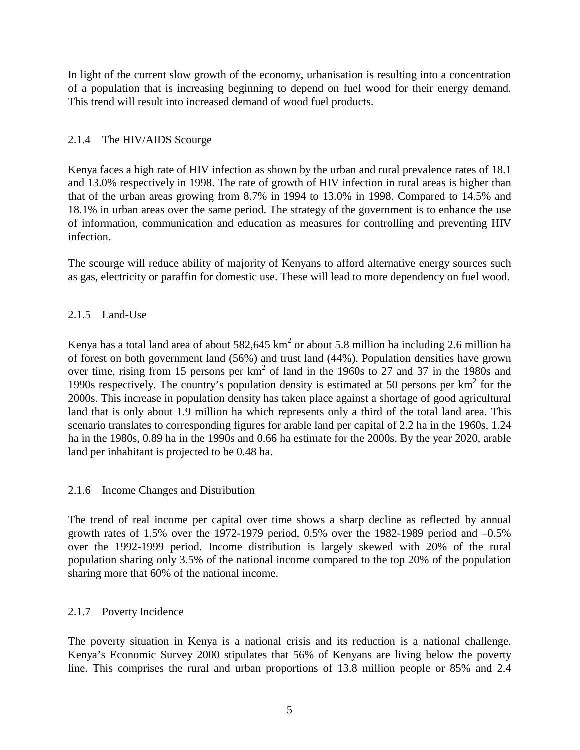In light of the current slow growth of the economy, urbanisation is resulting into a concentration of a population that is increasing beginning to depend on fuel wood for their energy demand. This trend will result into increased demand of wood fuel products.

### 2.1.4 The HIV/AIDS Scourge

Kenya faces a high rate of HIV infection as shown by the urban and rural prevalence rates of 18.1 and 13.0% respectively in 1998. The rate of growth of HIV infection in rural areas is higher than that of the urban areas growing from 8.7% in 1994 to 13.0% in 1998. Compared to 14.5% and 18.1% in urban areas over the same period. The strategy of the government is to enhance the use of information, communication and education as measures for controlling and preventing HIV infection.

The scourge will reduce ability of majority of Kenyans to afford alternative energy sources such as gas, electricity or paraffin for domestic use. These will lead to more dependency on fuel wood.

### 2.1.5 Land-Use

Kenya has a total land area of about 582,645 $km^2$ or about 5.8 million ha including 2.6 million ha of forest on both government land (56%) and trust land (44%). Population densities have grown over time, rising from 15 persons per $km^2$ of land in the 1960s to 27 and 37 in the 1980s and 1990s respectively. The country's population density is estimated at 50 persons per $km^2$ for the 2000s. This increase in population density has taken place against a shortage of good agricultural land that is only about 1.9 million ha which represents only a third of the total land area. This scenario translates to corresponding figures for arable land per capital of 2.2 ha in the 1960s, 1.24 ha in the 1980s, 0.89 ha in the 1990s and 0.66 ha estimate for the 2000s. By the year 2020, arable land per inhabitant is projected to be 0.48 ha.

### 2.1.6 Income Changes and Distribution

The trend of real income per capital over time shows a sharp decline as reflected by annual growth rates of 1.5% over the 1972-1979 period, 0.5% over the 1982-1989 period and –0.5% over the 1992-1999 period. Income distribution is largely skewed with 20% of the rural population sharing only 3.5% of the national income compared to the top 20% of the population sharing more that 60% of the national income.

### 2.1.7 Poverty Incidence

The poverty situation in Kenya is a national crisis and its reduction is a national challenge. Kenya's Economic Survey 2000 stipulates that 56% of Kenyans are living below the poverty line. This comprises the rural and urban proportions of 13.8 million people or 85% and 2.4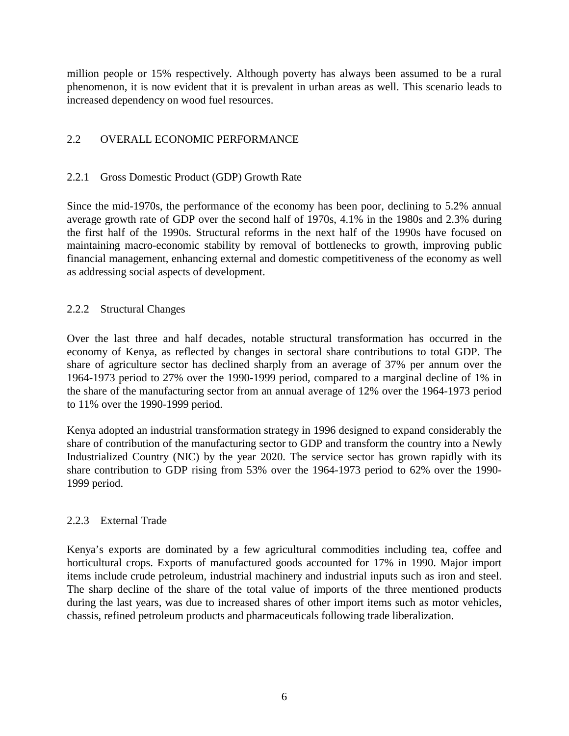million people or 15% respectively. Although poverty has always been assumed to be a rural phenomenon, it is now evident that it is prevalent in urban areas as well. This scenario leads to increased dependency on wood fuel resources.

## 2.2 OVERALL ECONOMIC PERFORMANCE

### 2.2.1 Gross Domestic Product (GDP) Growth Rate

Since the mid-1970s, the performance of the economy has been poor, declining to 5.2% annual average growth rate of GDP over the second half of 1970s, 4.1% in the 1980s and 2.3% during the first half of the 1990s. Structural reforms in the next half of the 1990s have focused on maintaining macro-economic stability by removal of bottlenecks to growth, improving public financial management, enhancing external and domestic competitiveness of the economy as well as addressing social aspects of development.

### 2.2.2 Structural Changes

Over the last three and half decades, notable structural transformation has occurred in the economy of Kenya, as reflected by changes in sectoral share contributions to total GDP. The share of agriculture sector has declined sharply from an average of 37% per annum over the 1964-1973 period to 27% over the 1990-1999 period, compared to a marginal decline of 1% in the share of the manufacturing sector from an annual average of 12% over the 1964-1973 period to 11% over the 1990-1999 period.

Kenya adopted an industrial transformation strategy in 1996 designed to expand considerably the share of contribution of the manufacturing sector to GDP and transform the country into a Newly Industrialized Country (NIC) by the year 2020. The service sector has grown rapidly with its share contribution to GDP rising from 53% over the 1964-1973 period to 62% over the 1990-1999 period.

### 2.2.3 External Trade

Kenya's exports are dominated by a few agricultural commodities including tea, coffee and horticultural crops. Exports of manufactured goods accounted for 17% in 1990. Major import items include crude petroleum, industrial machinery and industrial inputs such as iron and steel. The sharp decline of the share of the total value of imports of the three mentioned products during the last years, was due to increased shares of other import items such as motor vehicles, chassis, refined petroleum products and pharmaceuticals following trade liberalization.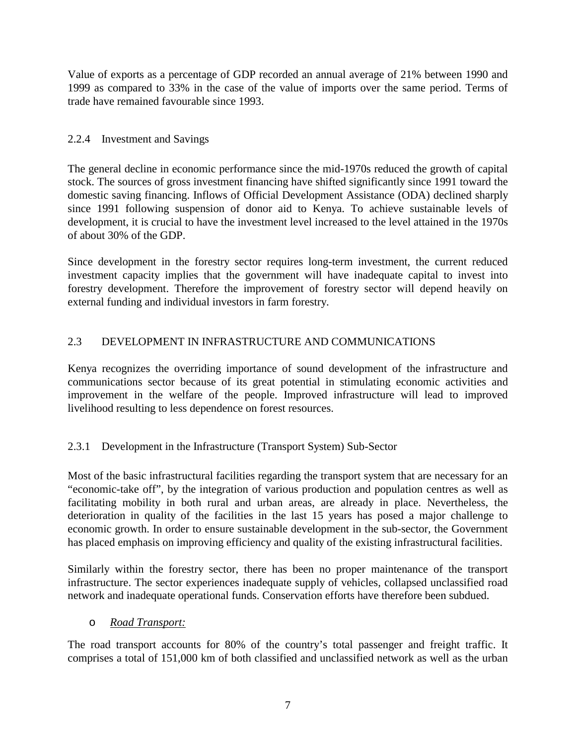Value of exports as a percentage of GDP recorded an annual average of 21% between 1990 and 1999 as compared to 33% in the case of the value of imports over the same period. Terms of trade have remained favourable since 1993.

### 2.2.4 Investment and Savings

The general decline in economic performance since the mid-1970s reduced the growth of capital stock. The sources of gross investment financing have shifted significantly since 1991 toward the domestic saving financing. Inflows of Official Development Assistance (ODA) declined sharply since 1991 following suspension of donor aid to Kenya. To achieve sustainable levels of development, it is crucial to have the investment level increased to the level attained in the 1970s of about 30% of the GDP.

Since development in the forestry sector requires long-term investment, the current reduced investment capacity implies that the government will have inadequate capital to invest into forestry development. Therefore the improvement of forestry sector will depend heavily on external funding and individual investors in farm forestry.

## 2.3 DEVELOPMENT IN INFRASTRUCTURE AND COMMUNICATIONS

Kenya recognizes the overriding importance of sound development of the infrastructure and communications sector because of its great potential in stimulating economic activities and improvement in the welfare of the people. Improved infrastructure will lead to improved livelihood resulting to less dependence on forest resources.

### 2.3.1 Development in the Infrastructure (Transport System) Sub-Sector

Most of the basic infrastructural facilities regarding the transport system that are necessary for an "economic-take off", by the integration of various production and population centres as well as facilitating mobility in both rural and urban areas, are already in place. Nevertheless, the deterioration in quality of the facilities in the last 15 years has posed a major challenge to economic growth. In order to ensure sustainable development in the sub-sector, the Government has placed emphasis on improving efficiency and quality of the existing infrastructural facilities.

Similarly within the forestry sector, there has been no proper maintenance of the transport infrastructure. The sector experiences inadequate supply of vehicles, collapsed unclassified road network and inadequate operational funds. Conservation efforts have therefore been subdued.

- *Road Transport:*

The road transport accounts for 80% of the country's total passenger and freight traffic. It comprises a total of 151,000 km of both classified and unclassified network as well as the urban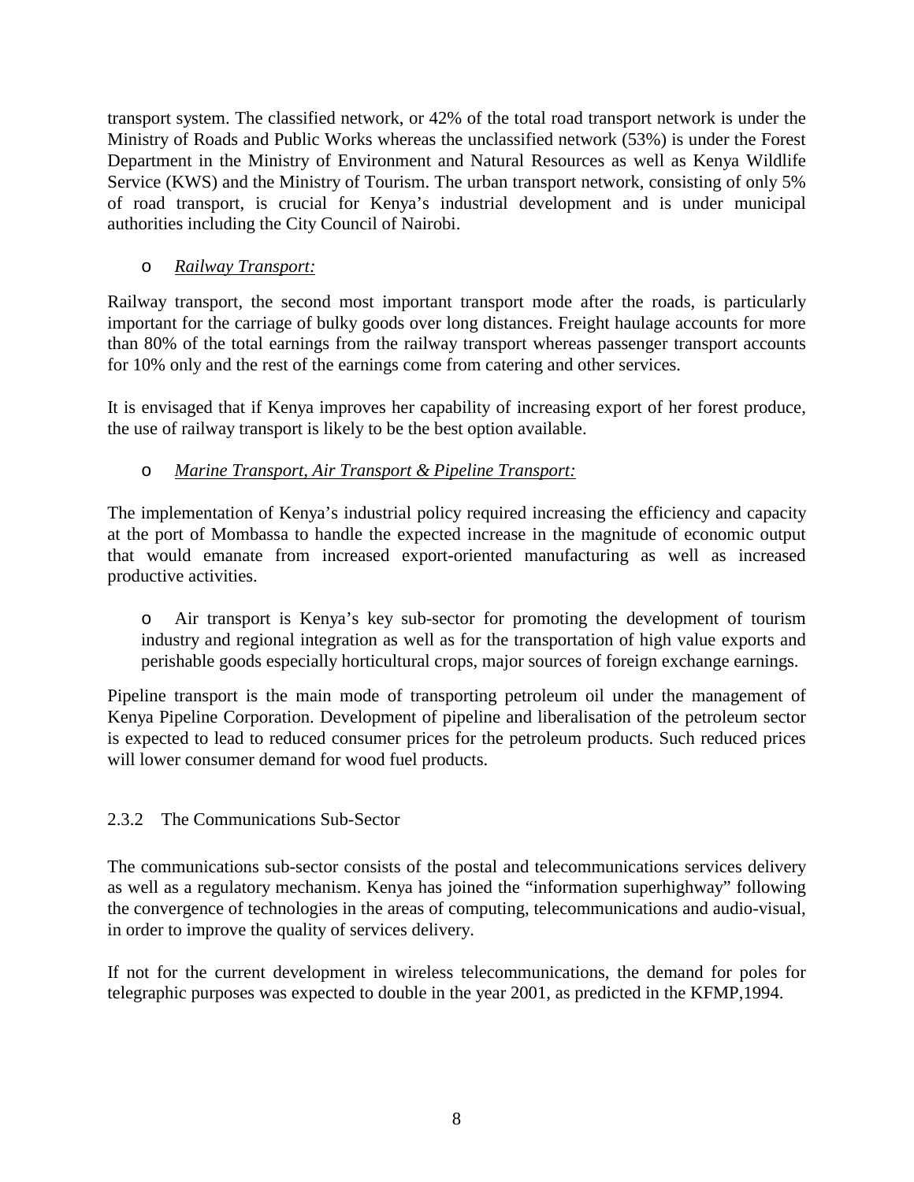transport system. The classified network, or 42% of the total road transport network is under the Ministry of Roads and Public Works whereas the unclassified network (53%) is under the Forest Department in the Ministry of Environment and Natural Resources as well as Kenya Wildlife Service (KWS) and the Ministry of Tourism. The urban transport network, consisting of only 5% of road transport, is crucial for Kenya's industrial development and is under municipal authorities including the City Council of Nairobi.

- *Railway Transport:*

Railway transport, the second most important transport mode after the roads, is particularly important for the carriage of bulky goods over long distances. Freight haulage accounts for more than 80% of the total earnings from the railway transport whereas passenger transport accounts for 10% only and the rest of the earnings come from catering and other services.

It is envisaged that if Kenya improves her capability of increasing export of her forest produce, the use of railway transport is likely to be the best option available.

- *Marine Transport, Air Transport & Pipeline Transport:*

The implementation of Kenya's industrial policy required increasing the efficiency and capacity at the port of Mombassa to handle the expected increase in the magnitude of economic output that would emanate from increased export-oriented manufacturing as well as increased productive activities.

- Air transport is Kenya's key sub-sector for promoting the development of tourism industry and regional integration as well as for the transportation of high value exports and perishable goods especially horticultural crops, major sources of foreign exchange earnings.

Pipeline transport is the main mode of transporting petroleum oil under the management of Kenya Pipeline Corporation. Development of pipeline and liberalisation of the petroleum sector is expected to lead to reduced consumer prices for the petroleum products. Such reduced prices will lower consumer demand for wood fuel products.

### 2.3.2 The Communications Sub-Sector

The communications sub-sector consists of the postal and telecommunications services delivery as well as a regulatory mechanism. Kenya has joined the "information superhighway" following the convergence of technologies in the areas of computing, telecommunications and audio-visual, in order to improve the quality of services delivery.

If not for the current development in wireless telecommunications, the demand for poles for telegraphic purposes was expected to double in the year 2001, as predicted in the KFMP,1994.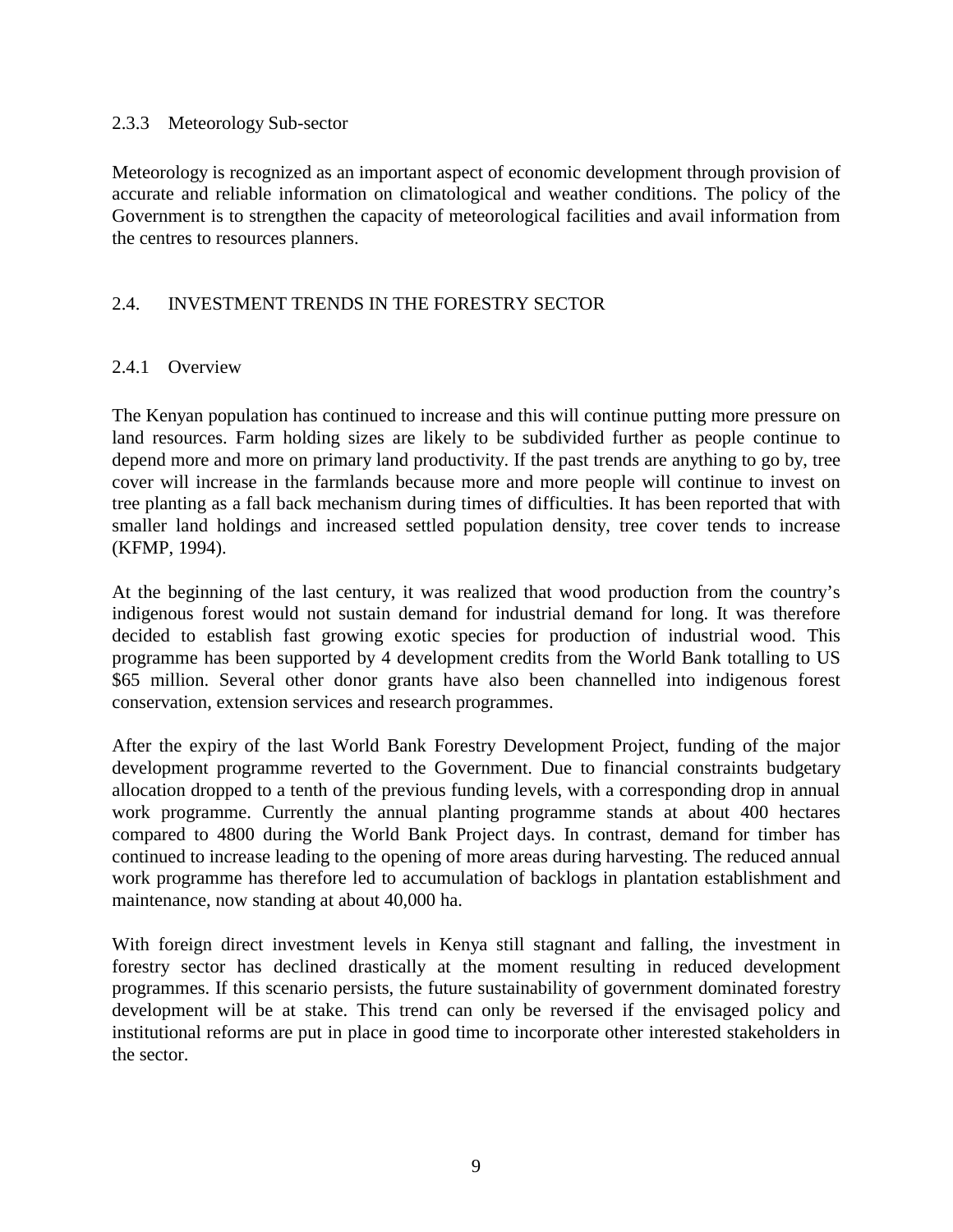### 2.3.3 Meteorology Sub-sector

Meteorology is recognized as an important aspect of economic development through provision of accurate and reliable information on climatological and weather conditions. The policy of the Government is to strengthen the capacity of meteorological facilities and avail information from the centres to resources planners.

## 2.4. INVESTMENT TRENDS IN THE FORESTRY SECTOR

### 2.4.1 Overview

The Kenyan population has continued to increase and this will continue putting more pressure on land resources. Farm holding sizes are likely to be subdivided further as people continue to depend more and more on primary land productivity. If the past trends are anything to go by, tree cover will increase in the farmlands because more and more people will continue to invest on tree planting as a fall back mechanism during times of difficulties. It has been reported that with smaller land holdings and increased settled population density, tree cover tends to increase (KFMP, 1994).

At the beginning of the last century, it was realized that wood production from the country's indigenous forest would not sustain demand for industrial demand for long. It was therefore decided to establish fast growing exotic species for production of industrial wood. This programme has been supported by 4 development credits from the World Bank totalling to US $65 million. Several other donor grants have also been channelled into indigenous forest conservation, extension services and research programmes.

After the expiry of the last World Bank Forestry Development Project, funding of the major development programme reverted to the Government. Due to financial constraints budgetary allocation dropped to a tenth of the previous funding levels, with a corresponding drop in annual work programme. Currently the annual planting programme stands at about 400 hectares compared to 4800 during the World Bank Project days. In contrast, demand for timber has continued to increase leading to the opening of more areas during harvesting. The reduced annual work programme has therefore led to accumulation of backlogs in plantation establishment and maintenance, now standing at about 40,000 ha.

With foreign direct investment levels in Kenya still stagnant and falling, the investment in forestry sector has declined drastically at the moment resulting in reduced development programmes. If this scenario persists, the future sustainability of government dominated forestry development will be at stake. This trend can only be reversed if the envisaged policy and institutional reforms are put in place in good time to incorporate other interested stakeholders in the sector.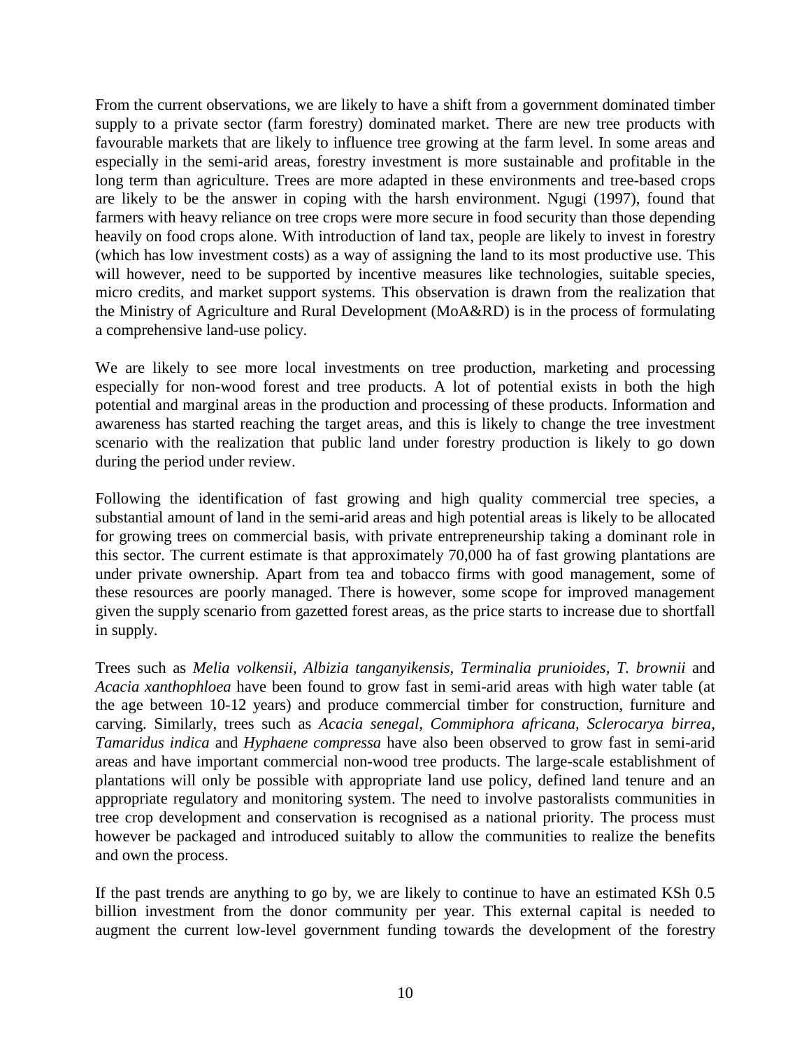From the current observations, we are likely to have a shift from a government dominated timber supply to a private sector (farm forestry) dominated market. There are new tree products with favourable markets that are likely to influence tree growing at the farm level. In some areas and especially in the semi-arid areas, forestry investment is more sustainable and profitable in the long term than agriculture. Trees are more adapted in these environments and tree-based crops are likely to be the answer in coping with the harsh environment. Ngugi (1997), found that farmers with heavy reliance on tree crops were more secure in food security than those depending heavily on food crops alone. With introduction of land tax, people are likely to invest in forestry (which has low investment costs) as a way of assigning the land to its most productive use. This will however, need to be supported by incentive measures like technologies, suitable species, micro credits, and market support systems. This observation is drawn from the realization that the Ministry of Agriculture and Rural Development (MoA&RD) is in the process of formulating a comprehensive land-use policy.

We are likely to see more local investments on tree production, marketing and processing especially for non-wood forest and tree products. A lot of potential exists in both the high potential and marginal areas in the production and processing of these products. Information and awareness has started reaching the target areas, and this is likely to change the tree investment scenario with the realization that public land under forestry production is likely to go down during the period under review.

Following the identification of fast growing and high quality commercial tree species, a substantial amount of land in the semi-arid areas and high potential areas is likely to be allocated for growing trees on commercial basis, with private entrepreneurship taking a dominant role in this sector. The current estimate is that approximately 70,000 ha of fast growing plantations are under private ownership. Apart from tea and tobacco firms with good management, some of these resources are poorly managed. There is however, some scope for improved management given the supply scenario from gazetted forest areas, as the price starts to increase due to shortfall in supply.

Trees such as *Melia volkensii, Albizia tanganyikensis, Terminalia prunioides, T. brownii* and *Acacia xanthophloea* have been found to grow fast in semi-arid areas with high water table (at the age between 10-12 years) and produce commercial timber for construction, furniture and carving. Similarly, trees such as *Acacia senegal, Commiphora africana, Sclerocarya birrea, Tamaridus indica* and *Hyphaene compressa* have also been observed to grow fast in semi-arid areas and have important commercial non-wood tree products. The large-scale establishment of plantations will only be possible with appropriate land use policy, defined land tenure and an appropriate regulatory and monitoring system. The need to involve pastoralists communities in tree crop development and conservation is recognised as a national priority. The process must however be packaged and introduced suitably to allow the communities to realize the benefits and own the process.

If the past trends are anything to go by, we are likely to continue to have an estimated KSh 0.5 billion investment from the donor community per year. This external capital is needed to augment the current low-level government funding towards the development of the forestry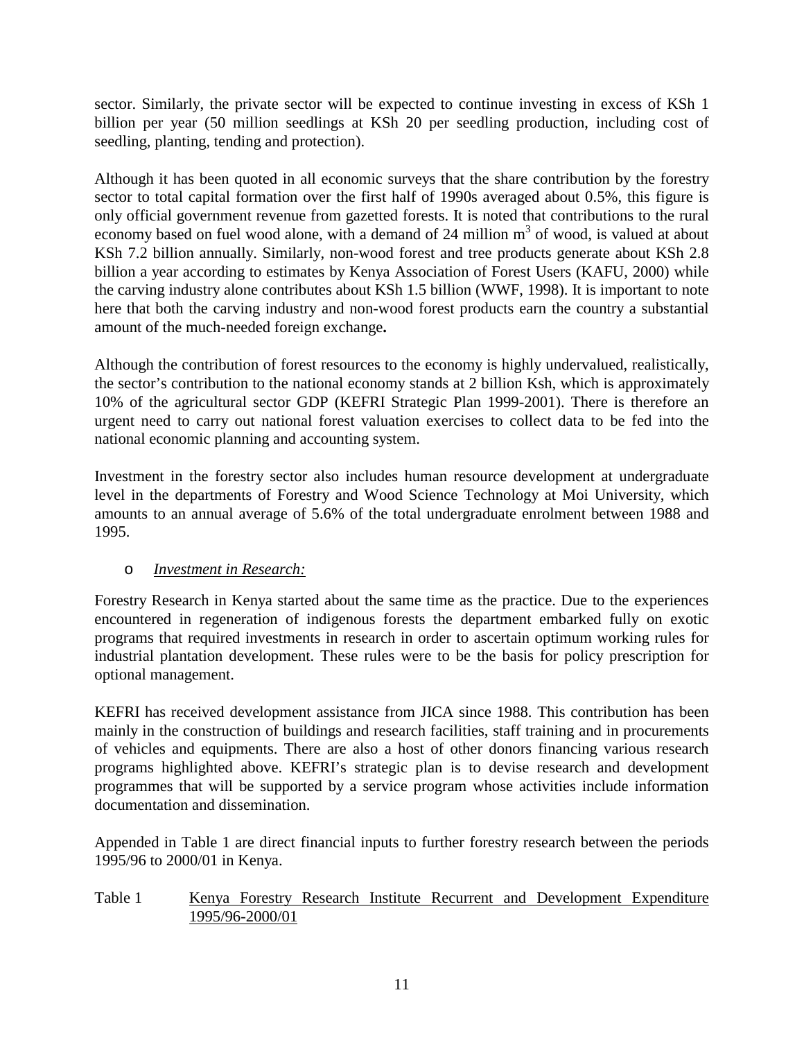sector. Similarly, the private sector will be expected to continue investing in excess of KSh 1 billion per year (50 million seedlings at KSh 20 per seedling production, including cost of seedling, planting, tending and protection).

Although it has been quoted in all economic surveys that the share contribution by the forestry sector to total capital formation over the first half of 1990s averaged about 0.5%, this figure is only official government revenue from gazetted forests. It is noted that contributions to the rural economy based on fuel wood alone, with a demand of 24 million $m^3$ of wood, is valued at about KSh 7.2 billion annually. Similarly, non-wood forest and tree products generate about KSh 2.8 billion a year according to estimates by Kenya Association of Forest Users (KAFU, 2000) while the carving industry alone contributes about KSh 1.5 billion (WWF, 1998). It is important to note here that both the carving industry and non-wood forest products earn the country a substantial amount of the much-needed foreign exchange**.**

Although the contribution of forest resources to the economy is highly undervalued, realistically, the sector's contribution to the national economy stands at 2 billion Ksh, which is approximately 10% of the agricultural sector GDP (KEFRI Strategic Plan 1999-2001). There is therefore an urgent need to carry out national forest valuation exercises to collect data to be fed into the national economic planning and accounting system.

Investment in the forestry sector also includes human resource development at undergraduate level in the departments of Forestry and Wood Science Technology at Moi University, which amounts to an annual average of 5.6% of the total undergraduate enrolment between 1988 and 1995.

- *Investment in Research:*

Forestry Research in Kenya started about the same time as the practice. Due to the experiences encountered in regeneration of indigenous forests the department embarked fully on exotic programs that required investments in research in order to ascertain optimum working rules for industrial plantation development. These rules were to be the basis for policy prescription for optional management.

KEFRI has received development assistance from JICA since 1988. This contribution has been mainly in the construction of buildings and research facilities, staff training and in procurements of vehicles and equipments. There are also a host of other donors financing various research programs highlighted above. KEFRI's strategic plan is to devise research and development programmes that will be supported by a service program whose activities include information documentation and dissemination.

Appended in Table 1 are direct financial inputs to further forestry research between the periods 1995/96 to 2000/01 in Kenya.

Table 1 Kenya Forestry Research Institute Recurrent and Development Expenditure 1995/96-2000/01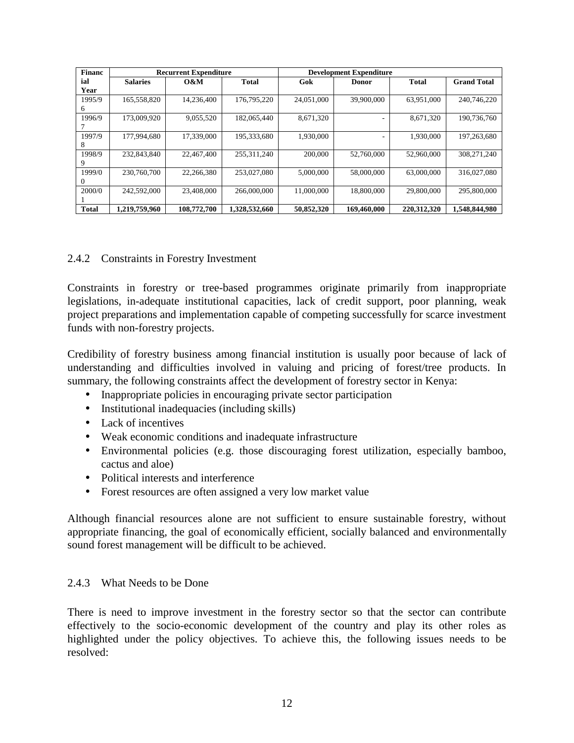| Financial Year | Recurrent Expenditure | | | Development Expenditure | | | |
|---|---|---|---|---|---|---|---|
| | Salaries | O&M | Total | Gok | Donor | Total | Grand Total |
| 1995/96 | 165,558,820 | 14,236,400 | 176,795,220 | 24,051,000 | 39,900,000 | 63,951,000 | 240,746,220 |
| 1996/97 | 173,009,920 | 9,055,520 | 182,065,440 | 8,671,320 | - | 8,671,320 | 190,736,760 |
| 1997/98 | 177,994,680 | 17,339,000 | 195,333,680 | 1,930,000 | - | 1,930,000 | 197,263,680 |
| 1998/99 | 232,843,840 | 22,467,400 | 255,311,240 | 200,000 | 52,760,000 | 52,960,000 | 308,271,240 |
| 1999/00 | 230,760,700 | 22,266,380 | 253,027,080 | 5,000,000 | 58,000,000 | 63,000,000 | 316,027,080 |
| 2000/01 | 242,592,000 | 23,408,000 | 266,000,000 | 11,000,000 | 18,800,000 | 29,800,000 | 295,800,000 |
| **Total** | **1,219,759,960** | **108,772,700** | **1,328,532,660** | **50,852,320** | **169,460,000** | **220,312,320** | **1,548,844,980** |

### 2.4.2 Constraints in Forestry Investment

Constraints in forestry or tree-based programmes originate primarily from inappropriate legislations, in-adequate institutional capacities, lack of credit support, poor planning, weak project preparations and implementation capable of competing successfully for scarce investment funds with non-forestry projects.

Credibility of forestry business among financial institution is usually poor because of lack of understanding and difficulties involved in valuing and pricing of forest/tree products. In summary, the following constraints affect the development of forestry sector in Kenya:

- Inappropriate policies in encouraging private sector participation
- Institutional inadequacies (including skills)
- Lack of incentives
- Weak economic conditions and inadequate infrastructure
- Environmental policies (e.g. those discouraging forest utilization, especially bamboo, cactus and aloe)
- Political interests and interference
- Forest resources are often assigned a very low market value

Although financial resources alone are not sufficient to ensure sustainable forestry, without appropriate financing, the goal of economically efficient, socially balanced and environmentally sound forest management will be difficult to be achieved.

### 2.4.3 What Needs to be Done

There is need to improve investment in the forestry sector so that the sector can contribute effectively to the socio-economic development of the country and play its other roles as highlighted under the policy objectives. To achieve this, the following issues needs to be resolved: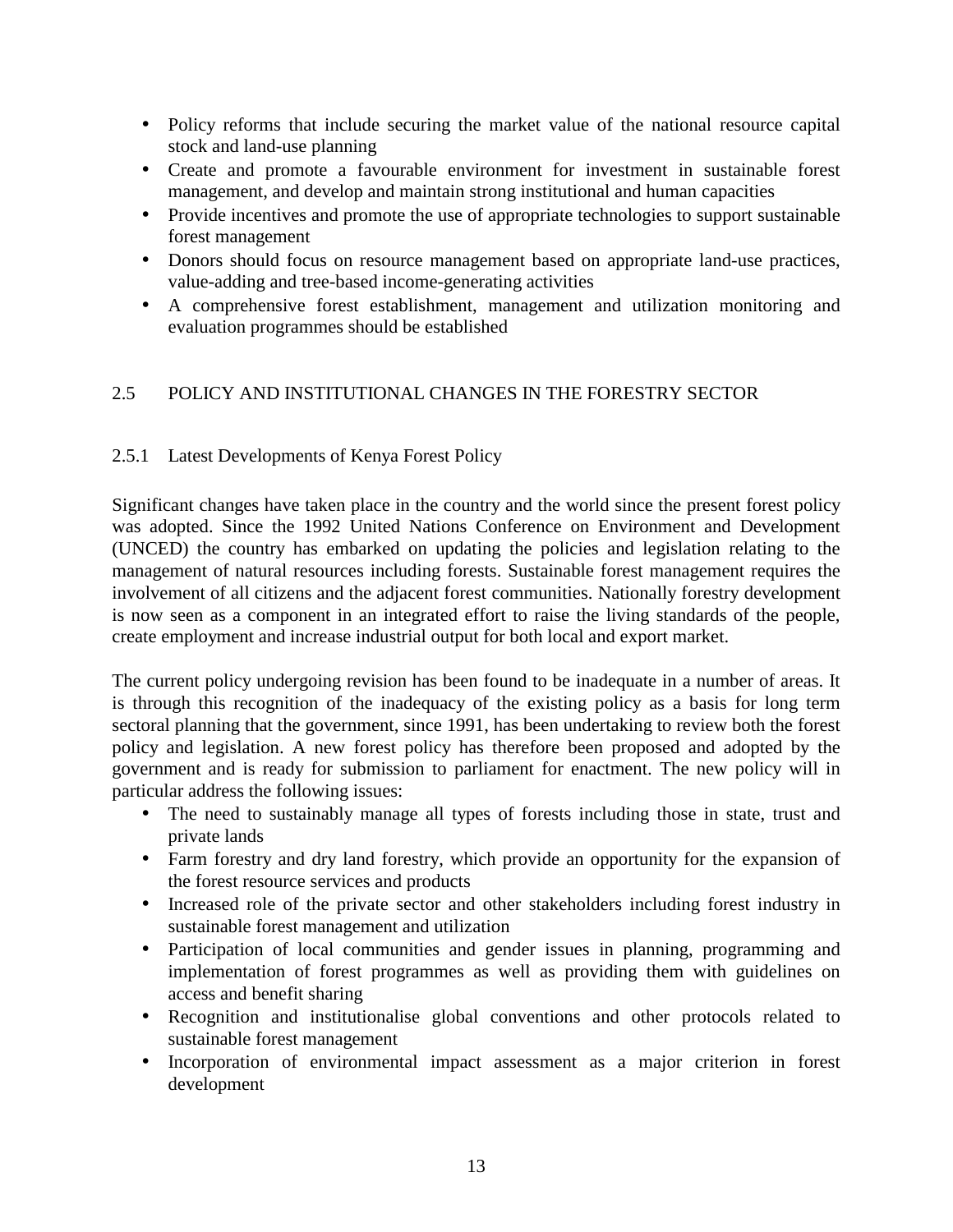- Policy reforms that include securing the market value of the national resource capital stock and land-use planning
- Create and promote a favourable environment for investment in sustainable forest management, and develop and maintain strong institutional and human capacities
- Provide incentives and promote the use of appropriate technologies to support sustainable forest management
- Donors should focus on resource management based on appropriate land-use practices, value-adding and tree-based income-generating activities
- A comprehensive forest establishment, management and utilization monitoring and evaluation programmes should be established

## 2.5 POLICY AND INSTITUTIONAL CHANGES IN THE FORESTRY SECTOR

### 2.5.1 Latest Developments of Kenya Forest Policy

Significant changes have taken place in the country and the world since the present forest policy was adopted. Since the 1992 United Nations Conference on Environment and Development (UNCED) the country has embarked on updating the policies and legislation relating to the management of natural resources including forests. Sustainable forest management requires the involvement of all citizens and the adjacent forest communities. Nationally forestry development is now seen as a component in an integrated effort to raise the living standards of the people, create employment and increase industrial output for both local and export market.

The current policy undergoing revision has been found to be inadequate in a number of areas. It is through this recognition of the inadequacy of the existing policy as a basis for long term sectoral planning that the government, since 1991, has been undertaking to review both the forest policy and legislation. A new forest policy has therefore been proposed and adopted by the government and is ready for submission to parliament for enactment. The new policy will in particular address the following issues:

- The need to sustainably manage all types of forests including those in state, trust and private lands
- Farm forestry and dry land forestry, which provide an opportunity for the expansion of the forest resource services and products
- Increased role of the private sector and other stakeholders including forest industry in sustainable forest management and utilization
- Participation of local communities and gender issues in planning, programming and implementation of forest programmes as well as providing them with guidelines on access and benefit sharing
- Recognition and institutionalise global conventions and other protocols related to sustainable forest management
- Incorporation of environmental impact assessment as a major criterion in forest development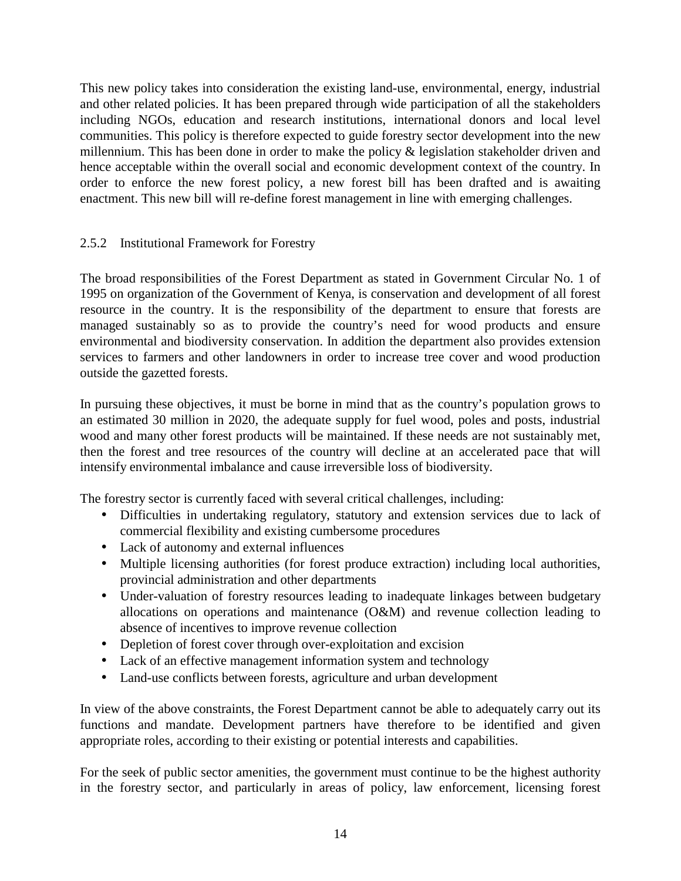This new policy takes into consideration the existing land-use, environmental, energy, industrial and other related policies. It has been prepared through wide participation of all the stakeholders including NGOs, education and research institutions, international donors and local level communities. This policy is therefore expected to guide forestry sector development into the new millennium. This has been done in order to make the policy & legislation stakeholder driven and hence acceptable within the overall social and economic development context of the country. In order to enforce the new forest policy, a new forest bill has been drafted and is awaiting enactment. This new bill will re-define forest management in line with emerging challenges.

### 2.5.2 Institutional Framework for Forestry

The broad responsibilities of the Forest Department as stated in Government Circular No. 1 of 1995 on organization of the Government of Kenya, is conservation and development of all forest resource in the country. It is the responsibility of the department to ensure that forests are managed sustainably so as to provide the country's need for wood products and ensure environmental and biodiversity conservation. In addition the department also provides extension services to farmers and other landowners in order to increase tree cover and wood production outside the gazetted forests.

In pursuing these objectives, it must be borne in mind that as the country's population grows to an estimated 30 million in 2020, the adequate supply for fuel wood, poles and posts, industrial wood and many other forest products will be maintained. If these needs are not sustainably met, then the forest and tree resources of the country will decline at an accelerated pace that will intensify environmental imbalance and cause irreversible loss of biodiversity.

The forestry sector is currently faced with several critical challenges, including:

- Difficulties in undertaking regulatory, statutory and extension services due to lack of commercial flexibility and existing cumbersome procedures
- Lack of autonomy and external influences
- Multiple licensing authorities (for forest produce extraction) including local authorities, provincial administration and other departments
- Under-valuation of forestry resources leading to inadequate linkages between budgetary allocations on operations and maintenance (O&M) and revenue collection leading to absence of incentives to improve revenue collection
- Depletion of forest cover through over-exploitation and excision
- Lack of an effective management information system and technology
- Land-use conflicts between forests, agriculture and urban development

In view of the above constraints, the Forest Department cannot be able to adequately carry out its functions and mandate. Development partners have therefore to be identified and given appropriate roles, according to their existing or potential interests and capabilities.

For the seek of public sector amenities, the government must continue to be the highest authority in the forestry sector, and particularly in areas of policy, law enforcement, licensing forest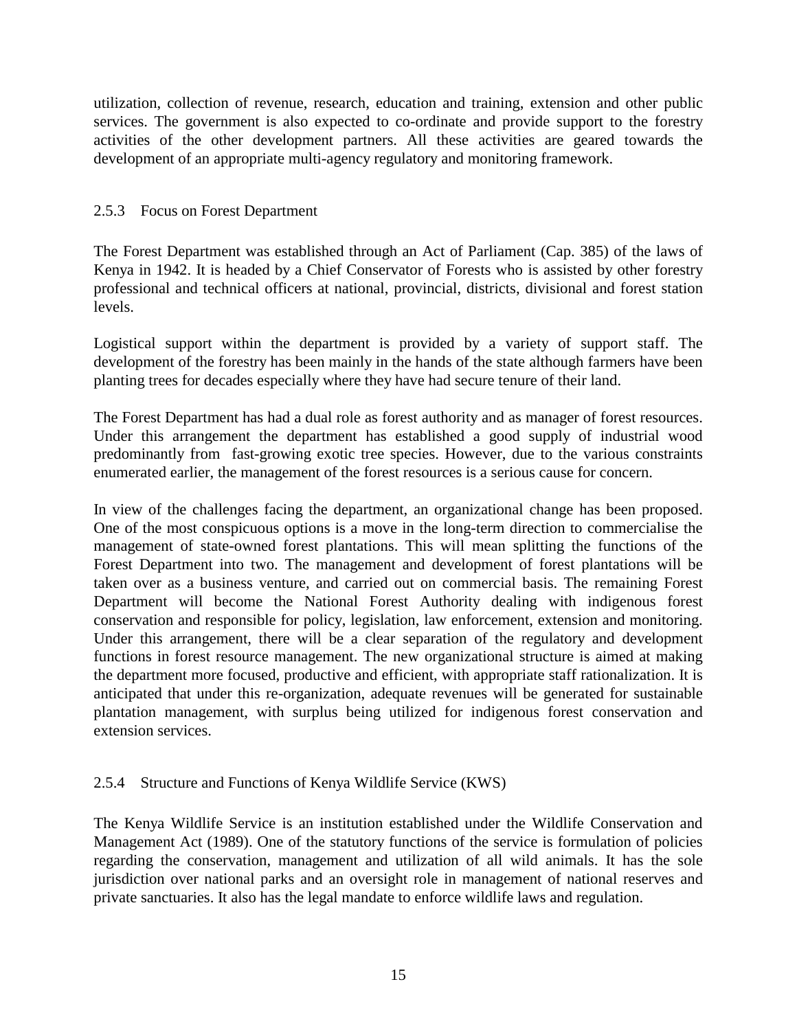utilization, collection of revenue, research, education and training, extension and other public services. The government is also expected to co-ordinate and provide support to the forestry activities of the other development partners. All these activities are geared towards the development of an appropriate multi-agency regulatory and monitoring framework.

### 2.5.3 Focus on Forest Department

The Forest Department was established through an Act of Parliament (Cap. 385) of the laws of Kenya in 1942. It is headed by a Chief Conservator of Forests who is assisted by other forestry professional and technical officers at national, provincial, districts, divisional and forest station levels.

Logistical support within the department is provided by a variety of support staff. The development of the forestry has been mainly in the hands of the state although farmers have been planting trees for decades especially where they have had secure tenure of their land.

The Forest Department has had a dual role as forest authority and as manager of forest resources. Under this arrangement the department has established a good supply of industrial wood predominantly from fast-growing exotic tree species. However, due to the various constraints enumerated earlier, the management of the forest resources is a serious cause for concern.

In view of the challenges facing the department, an organizational change has been proposed. One of the most conspicuous options is a move in the long-term direction to commercialise the management of state-owned forest plantations. This will mean splitting the functions of the Forest Department into two. The management and development of forest plantations will be taken over as a business venture, and carried out on commercial basis. The remaining Forest Department will become the National Forest Authority dealing with indigenous forest conservation and responsible for policy, legislation, law enforcement, extension and monitoring. Under this arrangement, there will be a clear separation of the regulatory and development functions in forest resource management. The new organizational structure is aimed at making the department more focused, productive and efficient, with appropriate staff rationalization. It is anticipated that under this re-organization, adequate revenues will be generated for sustainable plantation management, with surplus being utilized for indigenous forest conservation and extension services.

### 2.5.4 Structure and Functions of Kenya Wildlife Service (KWS)

The Kenya Wildlife Service is an institution established under the Wildlife Conservation and Management Act (1989). One of the statutory functions of the service is formulation of policies regarding the conservation, management and utilization of all wild animals. It has the sole jurisdiction over national parks and an oversight role in management of national reserves and private sanctuaries. It also has the legal mandate to enforce wildlife laws and regulation.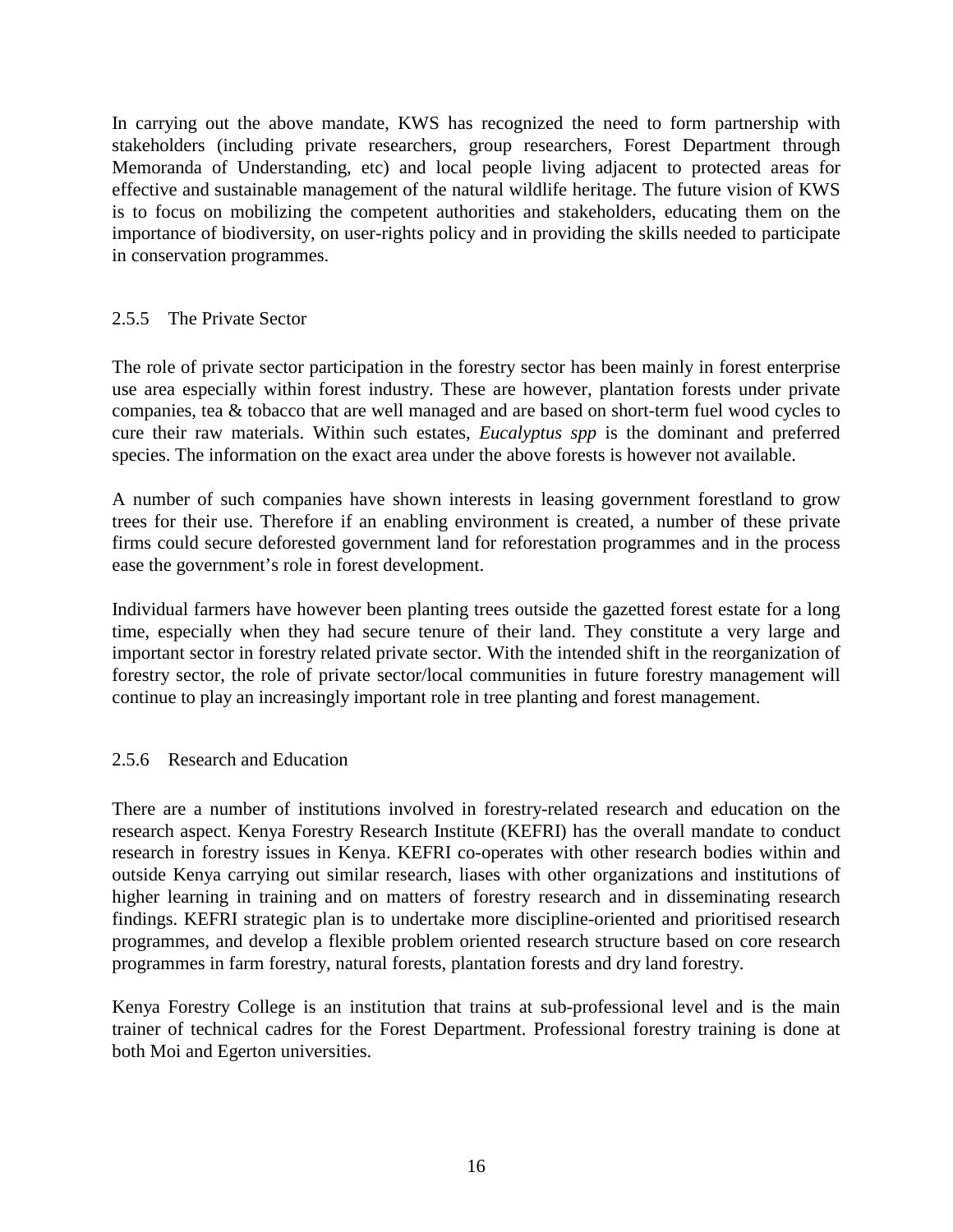In carrying out the above mandate, KWS has recognized the need to form partnership with stakeholders (including private researchers, group researchers, Forest Department through Memoranda of Understanding, etc) and local people living adjacent to protected areas for effective and sustainable management of the natural wildlife heritage. The future vision of KWS is to focus on mobilizing the competent authorities and stakeholders, educating them on the importance of biodiversity, on user-rights policy and in providing the skills needed to participate in conservation programmes.

### 2.5.5 The Private Sector

The role of private sector participation in the forestry sector has been mainly in forest enterprise use area especially within forest industry. These are however, plantation forests under private companies, tea & tobacco that are well managed and are based on short-term fuel wood cycles to cure their raw materials. Within such estates, *Eucalyptus spp* is the dominant and preferred species. The information on the exact area under the above forests is however not available.

A number of such companies have shown interests in leasing government forestland to grow trees for their use. Therefore if an enabling environment is created, a number of these private firms could secure deforested government land for reforestation programmes and in the process ease the government's role in forest development.

Individual farmers have however been planting trees outside the gazetted forest estate for a long time, especially when they had secure tenure of their land. They constitute a very large and important sector in forestry related private sector. With the intended shift in the reorganization of forestry sector, the role of private sector/local communities in future forestry management will continue to play an increasingly important role in tree planting and forest management.

### 2.5.6 Research and Education

There are a number of institutions involved in forestry-related research and education on the research aspect. Kenya Forestry Research Institute (KEFRI) has the overall mandate to conduct research in forestry issues in Kenya. KEFRI co-operates with other research bodies within and outside Kenya carrying out similar research, liases with other organizations and institutions of higher learning in training and on matters of forestry research and in disseminating research findings. KEFRI strategic plan is to undertake more discipline-oriented and prioritised research programmes, and develop a flexible problem oriented research structure based on core research programmes in farm forestry, natural forests, plantation forests and dry land forestry.

Kenya Forestry College is an institution that trains at sub-professional level and is the main trainer of technical cadres for the Forest Department. Professional forestry training is done at both Moi and Egerton universities.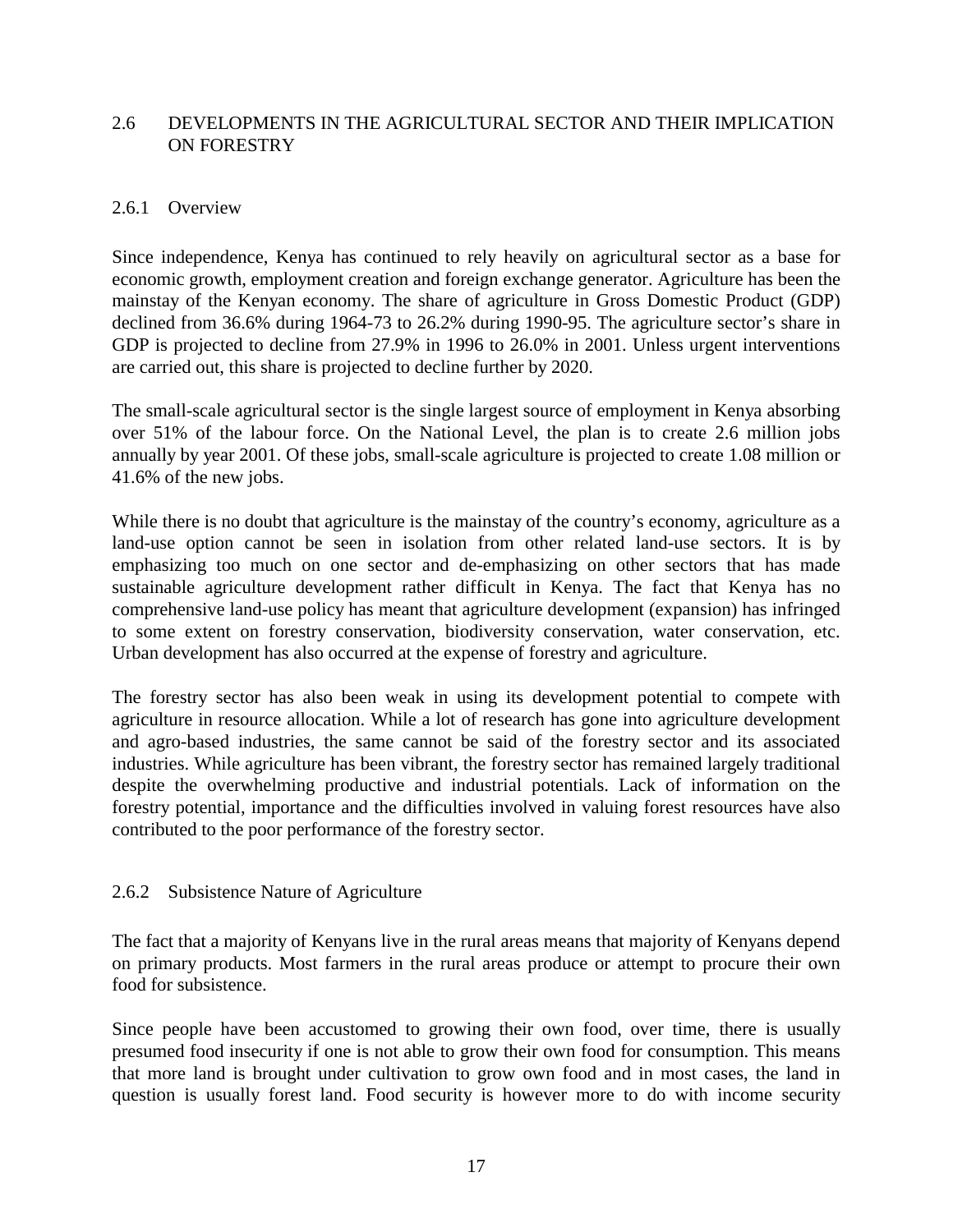## 2.6 DEVELOPMENTS IN THE AGRICULTURAL SECTOR AND THEIR IMPLICATION ON FORESTRY

### 2.6.1 Overview

Since independence, Kenya has continued to rely heavily on agricultural sector as a base for economic growth, employment creation and foreign exchange generator. Agriculture has been the mainstay of the Kenyan economy. The share of agriculture in Gross Domestic Product (GDP) declined from 36.6% during 1964-73 to 26.2% during 1990-95. The agriculture sector's share in GDP is projected to decline from 27.9% in 1996 to 26.0% in 2001. Unless urgent interventions are carried out, this share is projected to decline further by 2020.

The small-scale agricultural sector is the single largest source of employment in Kenya absorbing over 51% of the labour force. On the National Level, the plan is to create 2.6 million jobs annually by year 2001. Of these jobs, small-scale agriculture is projected to create 1.08 million or 41.6% of the new jobs.

While there is no doubt that agriculture is the mainstay of the country's economy, agriculture as a land-use option cannot be seen in isolation from other related land-use sectors. It is by emphasizing too much on one sector and de-emphasizing on other sectors that has made sustainable agriculture development rather difficult in Kenya. The fact that Kenya has no comprehensive land-use policy has meant that agriculture development (expansion) has infringed to some extent on forestry conservation, biodiversity conservation, water conservation, etc. Urban development has also occurred at the expense of forestry and agriculture.

The forestry sector has also been weak in using its development potential to compete with agriculture in resource allocation. While a lot of research has gone into agriculture development and agro-based industries, the same cannot be said of the forestry sector and its associated industries. While agriculture has been vibrant, the forestry sector has remained largely traditional despite the overwhelming productive and industrial potentials. Lack of information on the forestry potential, importance and the difficulties involved in valuing forest resources have also contributed to the poor performance of the forestry sector.

### 2.6.2 Subsistence Nature of Agriculture

The fact that a majority of Kenyans live in the rural areas means that majority of Kenyans depend on primary products. Most farmers in the rural areas produce or attempt to procure their own food for subsistence.

Since people have been accustomed to growing their own food, over time, there is usually presumed food insecurity if one is not able to grow their own food for consumption. This means that more land is brought under cultivation to grow own food and in most cases, the land in question is usually forest land. Food security is however more to do with income security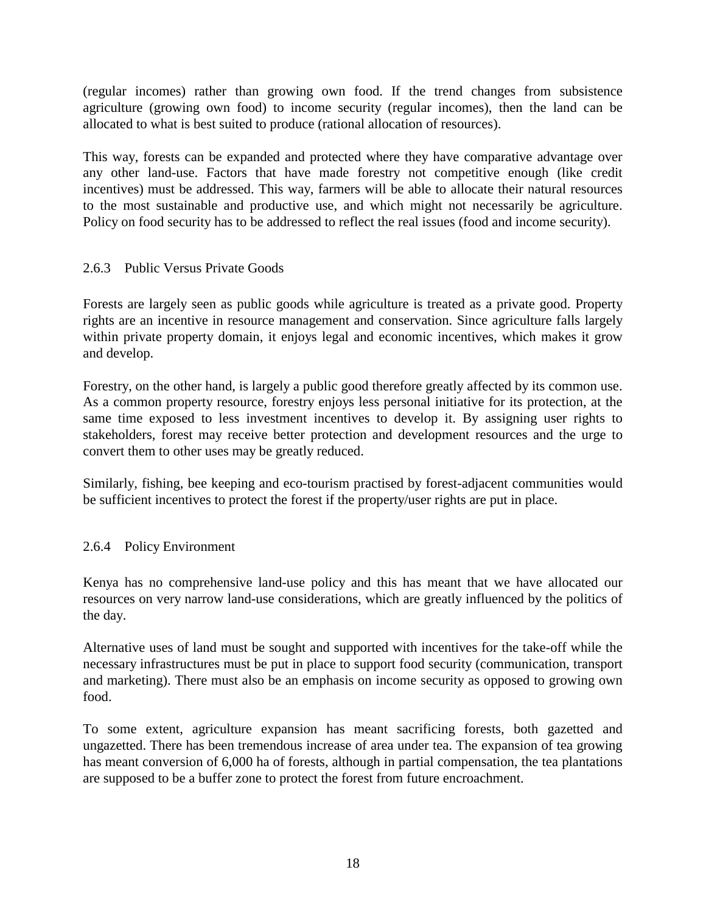(regular incomes) rather than growing own food. If the trend changes from subsistence agriculture (growing own food) to income security (regular incomes), then the land can be allocated to what is best suited to produce (rational allocation of resources).

This way, forests can be expanded and protected where they have comparative advantage over any other land-use. Factors that have made forestry not competitive enough (like credit incentives) must be addressed. This way, farmers will be able to allocate their natural resources to the most sustainable and productive use, and which might not necessarily be agriculture. Policy on food security has to be addressed to reflect the real issues (food and income security).

### 2.6.3 Public Versus Private Goods

Forests are largely seen as public goods while agriculture is treated as a private good. Property rights are an incentive in resource management and conservation. Since agriculture falls largely within private property domain, it enjoys legal and economic incentives, which makes it grow and develop.

Forestry, on the other hand, is largely a public good therefore greatly affected by its common use. As a common property resource, forestry enjoys less personal initiative for its protection, at the same time exposed to less investment incentives to develop it. By assigning user rights to stakeholders, forest may receive better protection and development resources and the urge to convert them to other uses may be greatly reduced.

Similarly, fishing, bee keeping and eco-tourism practised by forest-adjacent communities would be sufficient incentives to protect the forest if the property/user rights are put in place.

### 2.6.4 Policy Environment

Kenya has no comprehensive land-use policy and this has meant that we have allocated our resources on very narrow land-use considerations, which are greatly influenced by the politics of the day.

Alternative uses of land must be sought and supported with incentives for the take-off while the necessary infrastructures must be put in place to support food security (communication, transport and marketing). There must also be an emphasis on income security as opposed to growing own food.

To some extent, agriculture expansion has meant sacrificing forests, both gazetted and ungazetted. There has been tremendous increase of area under tea. The expansion of tea growing has meant conversion of 6,000 ha of forests, although in partial compensation, the tea plantations are supposed to be a buffer zone to protect the forest from future encroachment.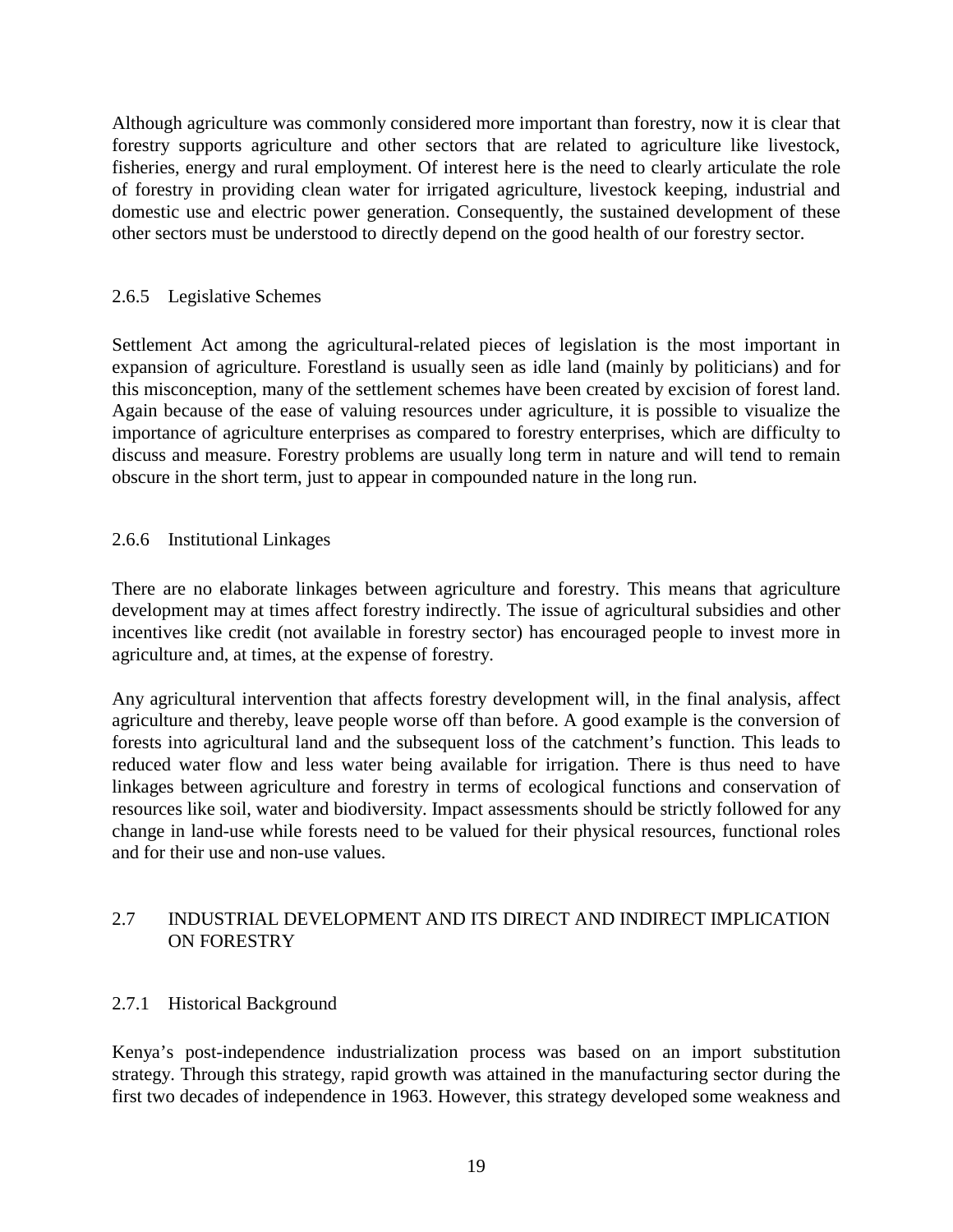Although agriculture was commonly considered more important than forestry, now it is clear that forestry supports agriculture and other sectors that are related to agriculture like livestock, fisheries, energy and rural employment. Of interest here is the need to clearly articulate the role of forestry in providing clean water for irrigated agriculture, livestock keeping, industrial and domestic use and electric power generation. Consequently, the sustained development of these other sectors must be understood to directly depend on the good health of our forestry sector.

### 2.6.5 Legislative Schemes

Settlement Act among the agricultural-related pieces of legislation is the most important in expansion of agriculture. Forestland is usually seen as idle land (mainly by politicians) and for this misconception, many of the settlement schemes have been created by excision of forest land. Again because of the ease of valuing resources under agriculture, it is possible to visualize the importance of agriculture enterprises as compared to forestry enterprises, which are difficulty to discuss and measure. Forestry problems are usually long term in nature and will tend to remain obscure in the short term, just to appear in compounded nature in the long run.

### 2.6.6 Institutional Linkages

There are no elaborate linkages between agriculture and forestry. This means that agriculture development may at times affect forestry indirectly. The issue of agricultural subsidies and other incentives like credit (not available in forestry sector) has encouraged people to invest more in agriculture and, at times, at the expense of forestry.

Any agricultural intervention that affects forestry development will, in the final analysis, affect agriculture and thereby, leave people worse off than before. A good example is the conversion of forests into agricultural land and the subsequent loss of the catchment's function. This leads to reduced water flow and less water being available for irrigation. There is thus need to have linkages between agriculture and forestry in terms of ecological functions and conservation of resources like soil, water and biodiversity. Impact assessments should be strictly followed for any change in land-use while forests need to be valued for their physical resources, functional roles and for their use and non-use values.

## 2.7 INDUSTRIAL DEVELOPMENT AND ITS DIRECT AND INDIRECT IMPLICATION ON FORESTRY

### 2.7.1 Historical Background

Kenya's post-independence industrialization process was based on an import substitution strategy. Through this strategy, rapid growth was attained in the manufacturing sector during the first two decades of independence in 1963. However, this strategy developed some weakness and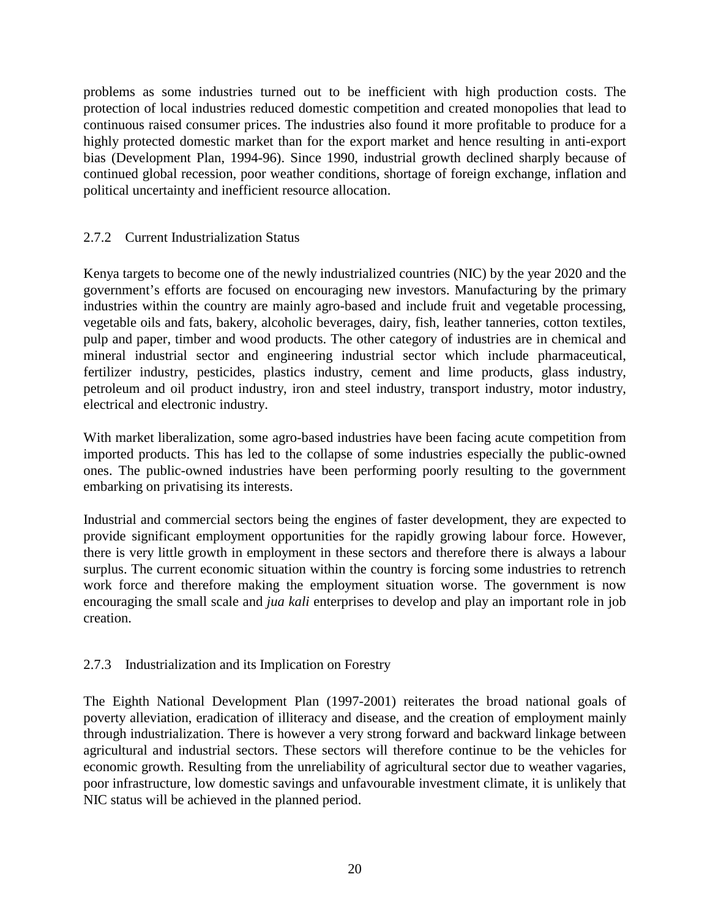problems as some industries turned out to be inefficient with high production costs. The protection of local industries reduced domestic competition and created monopolies that lead to continuous raised consumer prices. The industries also found it more profitable to produce for a highly protected domestic market than for the export market and hence resulting in anti-export bias (Development Plan, 1994-96). Since 1990, industrial growth declined sharply because of continued global recession, poor weather conditions, shortage of foreign exchange, inflation and political uncertainty and inefficient resource allocation.

### 2.7.2 Current Industrialization Status

Kenya targets to become one of the newly industrialized countries (NIC) by the year 2020 and the government's efforts are focused on encouraging new investors. Manufacturing by the primary industries within the country are mainly agro-based and include fruit and vegetable processing, vegetable oils and fats, bakery, alcoholic beverages, dairy, fish, leather tanneries, cotton textiles, pulp and paper, timber and wood products. The other category of industries are in chemical and mineral industrial sector and engineering industrial sector which include pharmaceutical, fertilizer industry, pesticides, plastics industry, cement and lime products, glass industry, petroleum and oil product industry, iron and steel industry, transport industry, motor industry, electrical and electronic industry.

With market liberalization, some agro-based industries have been facing acute competition from imported products. This has led to the collapse of some industries especially the public-owned ones. The public-owned industries have been performing poorly resulting to the government embarking on privatising its interests.

Industrial and commercial sectors being the engines of faster development, they are expected to provide significant employment opportunities for the rapidly growing labour force. However, there is very little growth in employment in these sectors and therefore there is always a labour surplus. The current economic situation within the country is forcing some industries to retrench work force and therefore making the employment situation worse. The government is now encouraging the small scale and *jua kali* enterprises to develop and play an important role in job creation.

### 2.7.3 Industrialization and its Implication on Forestry

The Eighth National Development Plan (1997-2001) reiterates the broad national goals of poverty alleviation, eradication of illiteracy and disease, and the creation of employment mainly through industrialization. There is however a very strong forward and backward linkage between agricultural and industrial sectors. These sectors will therefore continue to be the vehicles for economic growth. Resulting from the unreliability of agricultural sector due to weather vagaries, poor infrastructure, low domestic savings and unfavourable investment climate, it is unlikely that NIC status will be achieved in the planned period.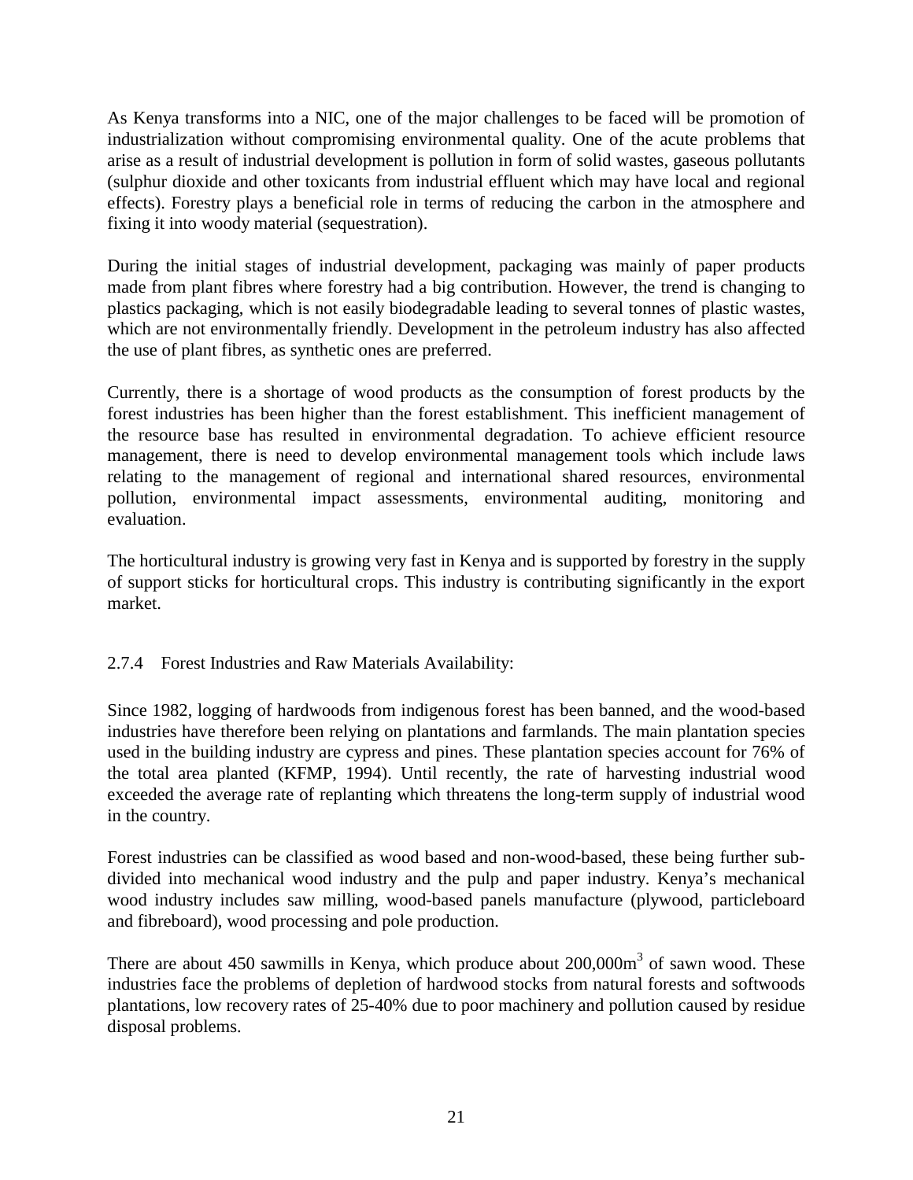As Kenya transforms into a NIC, one of the major challenges to be faced will be promotion of industrialization without compromising environmental quality. One of the acute problems that arise as a result of industrial development is pollution in form of solid wastes, gaseous pollutants (sulphur dioxide and other toxicants from industrial effluent which may have local and regional effects). Forestry plays a beneficial role in terms of reducing the carbon in the atmosphere and fixing it into woody material (sequestration).

During the initial stages of industrial development, packaging was mainly of paper products made from plant fibres where forestry had a big contribution. However, the trend is changing to plastics packaging, which is not easily biodegradable leading to several tonnes of plastic wastes, which are not environmentally friendly. Development in the petroleum industry has also affected the use of plant fibres, as synthetic ones are preferred.

Currently, there is a shortage of wood products as the consumption of forest products by the forest industries has been higher than the forest establishment. This inefficient management of the resource base has resulted in environmental degradation. To achieve efficient resource management, there is need to develop environmental management tools which include laws relating to the management of regional and international shared resources, environmental pollution, environmental impact assessments, environmental auditing, monitoring and evaluation.

The horticultural industry is growing very fast in Kenya and is supported by forestry in the supply of support sticks for horticultural crops. This industry is contributing significantly in the export market.

### 2.7.4 Forest Industries and Raw Materials Availability:

Since 1982, logging of hardwoods from indigenous forest has been banned, and the wood-based industries have therefore been relying on plantations and farmlands. The main plantation species used in the building industry are cypress and pines. These plantation species account for 76% of the total area planted (KFMP, 1994). Until recently, the rate of harvesting industrial wood exceeded the average rate of replanting which threatens the long-term supply of industrial wood in the country.

Forest industries can be classified as wood based and non-wood-based, these being further sub-divided into mechanical wood industry and the pulp and paper industry. Kenya's mechanical wood industry includes saw milling, wood-based panels manufacture (plywood, particleboard and fibreboard), wood processing and pole production.

There are about 450 sawmills in Kenya, which produce about 200,000$m^3$ of sawn wood. These industries face the problems of depletion of hardwood stocks from natural forests and softwoods plantations, low recovery rates of 25-40% due to poor machinery and pollution caused by residue disposal problems.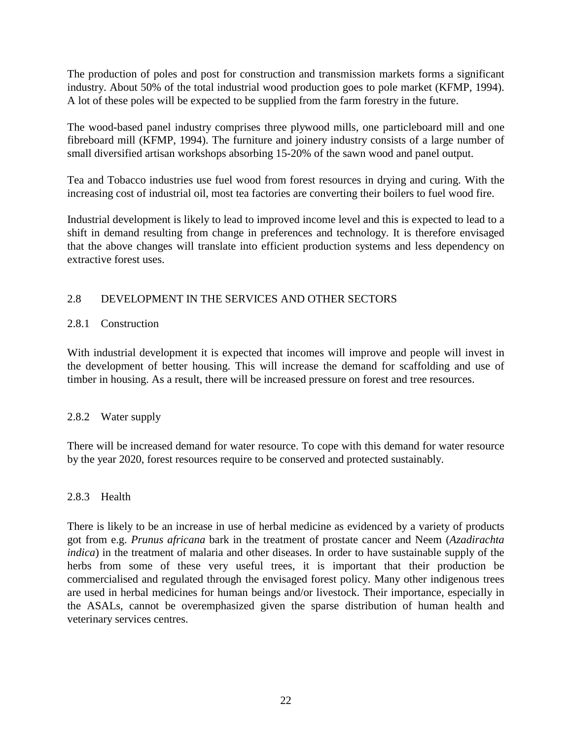The production of poles and post for construction and transmission markets forms a significant industry. About 50% of the total industrial wood production goes to pole market (KFMP, 1994). A lot of these poles will be expected to be supplied from the farm forestry in the future.

The wood-based panel industry comprises three plywood mills, one particleboard mill and one fibreboard mill (KFMP, 1994). The furniture and joinery industry consists of a large number of small diversified artisan workshops absorbing 15-20% of the sawn wood and panel output.

Tea and Tobacco industries use fuel wood from forest resources in drying and curing. With the increasing cost of industrial oil, most tea factories are converting their boilers to fuel wood fire.

Industrial development is likely to lead to improved income level and this is expected to lead to a shift in demand resulting from change in preferences and technology. It is therefore envisaged that the above changes will translate into efficient production systems and less dependency on extractive forest uses.

## 2.8 DEVELOPMENT IN THE SERVICES AND OTHER SECTORS

### 2.8.1 Construction

With industrial development it is expected that incomes will improve and people will invest in the development of better housing. This will increase the demand for scaffolding and use of timber in housing. As a result, there will be increased pressure on forest and tree resources.

### 2.8.2 Water supply

There will be increased demand for water resource. To cope with this demand for water resource by the year 2020, forest resources require to be conserved and protected sustainably.

### 2.8.3 Health

There is likely to be an increase in use of herbal medicine as evidenced by a variety of products got from e.g. *Prunus africana* bark in the treatment of prostate cancer and Neem (*Azadirachta indica*) in the treatment of malaria and other diseases. In order to have sustainable supply of the herbs from some of these very useful trees, it is important that their production be commercialised and regulated through the envisaged forest policy. Many other indigenous trees are used in herbal medicines for human beings and/or livestock. Their importance, especially in the ASALs, cannot be overemphasized given the sparse distribution of human health and veterinary services centres.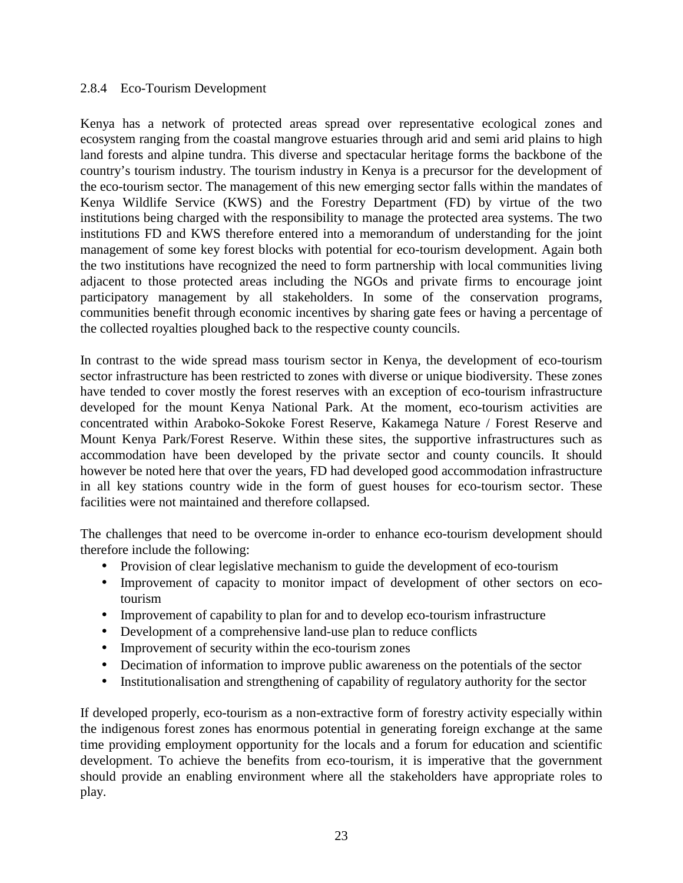### 2.8.4 Eco-Tourism Development

Kenya has a network of protected areas spread over representative ecological zones and ecosystem ranging from the coastal mangrove estuaries through arid and semi arid plains to high land forests and alpine tundra. This diverse and spectacular heritage forms the backbone of the country's tourism industry. The tourism industry in Kenya is a precursor for the development of the eco-tourism sector. The management of this new emerging sector falls within the mandates of Kenya Wildlife Service (KWS) and the Forestry Department (FD) by virtue of the two institutions being charged with the responsibility to manage the protected area systems. The two institutions FD and KWS therefore entered into a memorandum of understanding for the joint management of some key forest blocks with potential for eco-tourism development. Again both the two institutions have recognized the need to form partnership with local communities living adjacent to those protected areas including the NGOs and private firms to encourage joint participatory management by all stakeholders. In some of the conservation programs, communities benefit through economic incentives by sharing gate fees or having a percentage of the collected royalties ploughed back to the respective county councils.

In contrast to the wide spread mass tourism sector in Kenya, the development of eco-tourism sector infrastructure has been restricted to zones with diverse or unique biodiversity. These zones have tended to cover mostly the forest reserves with an exception of eco-tourism infrastructure developed for the mount Kenya National Park. At the moment, eco-tourism activities are concentrated within Araboko-Sokoke Forest Reserve, Kakamega Nature / Forest Reserve and Mount Kenya Park/Forest Reserve. Within these sites, the supportive infrastructures such as accommodation have been developed by the private sector and county councils. It should however be noted here that over the years, FD had developed good accommodation infrastructure in all key stations country wide in the form of guest houses for eco-tourism sector. These facilities were not maintained and therefore collapsed.

The challenges that need to be overcome in-order to enhance eco-tourism development should therefore include the following:

- Provision of clear legislative mechanism to guide the development of eco-tourism
- Improvement of capacity to monitor impact of development of other sectors on eco-tourism
- Improvement of capability to plan for and to develop eco-tourism infrastructure
- Development of a comprehensive land-use plan to reduce conflicts
- Improvement of security within the eco-tourism zones
- Decimation of information to improve public awareness on the potentials of the sector
- Institutionalisation and strengthening of capability of regulatory authority for the sector

If developed properly, eco-tourism as a non-extractive form of forestry activity especially within the indigenous forest zones has enormous potential in generating foreign exchange at the same time providing employment opportunity for the locals and a forum for education and scientific development. To achieve the benefits from eco-tourism, it is imperative that the government should provide an enabling environment where all the stakeholders have appropriate roles to play.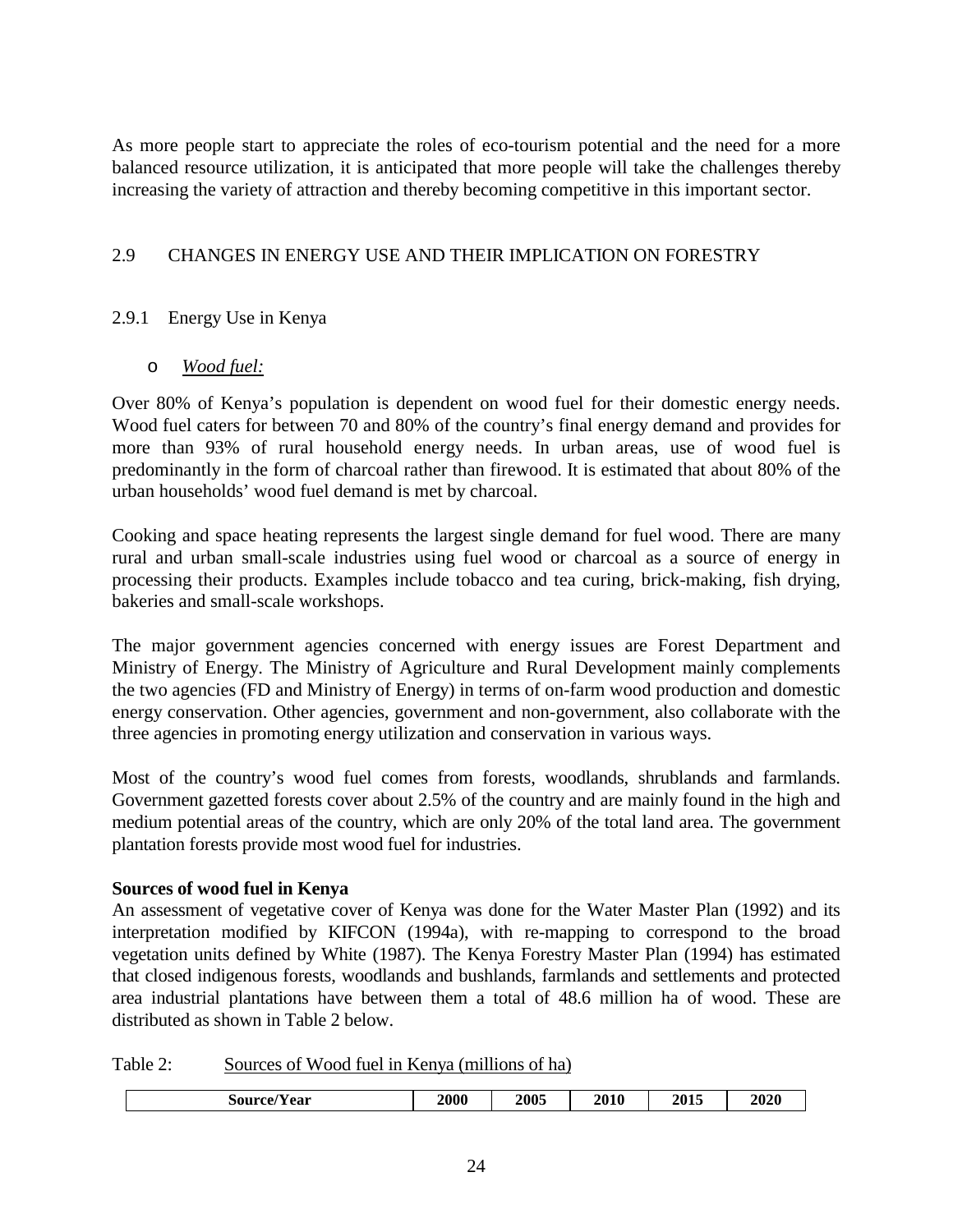As more people start to appreciate the roles of eco-tourism potential and the need for a more balanced resource utilization, it is anticipated that more people will take the challenges thereby increasing the variety of attraction and thereby becoming competitive in this important sector.

## 2.9 CHANGES IN ENERGY USE AND THEIR IMPLICATION ON FORESTRY

### 2.9.1 Energy Use in Kenya

- *Wood fuel:*

Over 80% of Kenya's population is dependent on wood fuel for their domestic energy needs. Wood fuel caters for between 70 and 80% of the country's final energy demand and provides for more than 93% of rural household energy needs. In urban areas, use of wood fuel is predominantly in the form of charcoal rather than firewood. It is estimated that about 80% of the urban households' wood fuel demand is met by charcoal.

Cooking and space heating represents the largest single demand for fuel wood. There are many rural and urban small-scale industries using fuel wood or charcoal as a source of energy in processing their products. Examples include tobacco and tea curing, brick-making, fish drying, bakeries and small-scale workshops.

The major government agencies concerned with energy issues are Forest Department and Ministry of Energy. The Ministry of Agriculture and Rural Development mainly complements the two agencies (FD and Ministry of Energy) in terms of on-farm wood production and domestic energy conservation. Other agencies, government and non-government, also collaborate with the three agencies in promoting energy utilization and conservation in various ways.

Most of the country's wood fuel comes from forests, woodlands, shrublands and farmlands. Government gazetted forests cover about 2.5% of the country and are mainly found in the high and medium potential areas of the country, which are only 20% of the total land area. The government plantation forests provide most wood fuel for industries.

**Sources of wood fuel in Kenya**

An assessment of vegetative cover of Kenya was done for the Water Master Plan (1992) and its interpretation modified by KIFCON (1994a), with re-mapping to correspond to the broad vegetation units defined by White (1987). The Kenya Forestry Master Plan (1994) has estimated that closed indigenous forests, woodlands and bushlands, farmlands and settlements and protected area industrial plantations have between them a total of 48.6 million ha of wood. These are distributed as shown in Table 2 below.

Table 2: Sources of Wood fuel in Kenya (millions of ha)

| Source/Year | 2000 | 2005 | 2010 | 2015 | 2020 |
|---|---|---|---|---|---|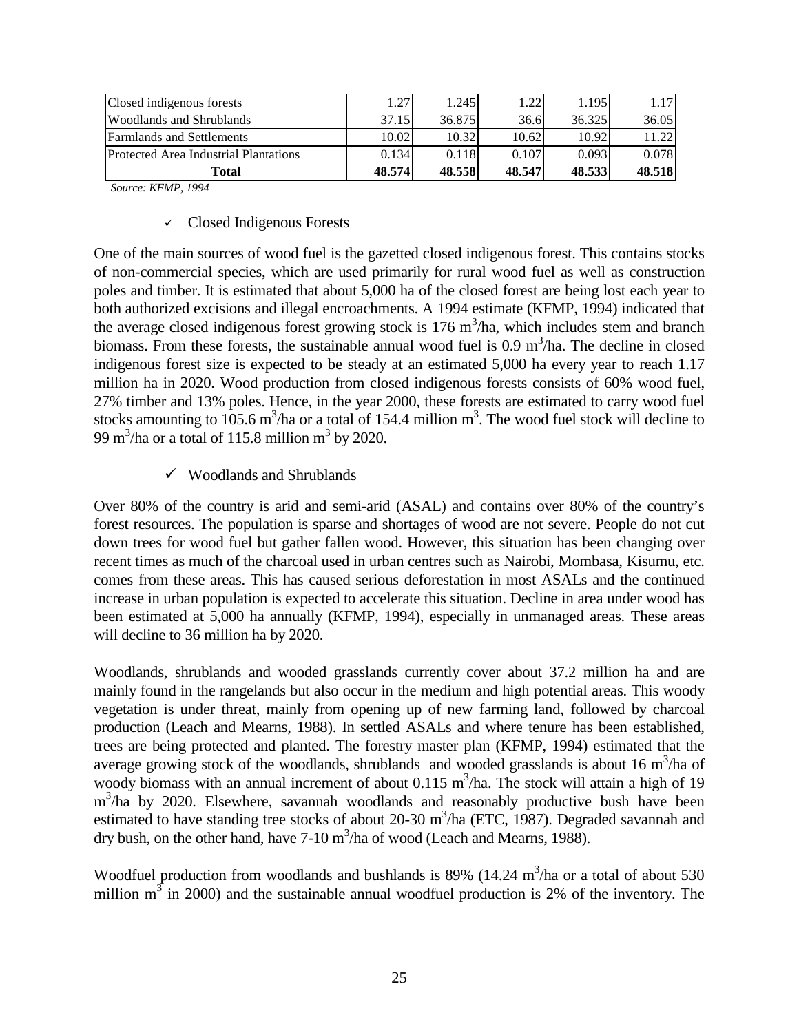| | | | | | |
|---|---|---|---|---|---|
| Closed indigenous forests | 1.27 | 1.245 | 1.22 | 1.195 | 1.17 |
| Woodlands and Shrublands | 37.15 | 36.875 | 36.6 | 36.325 | 36.05 |
| Farmlands and Settlements | 10.02 | 10.32 | 10.62 | 10.92 | 11.22 |
| Protected Area Industrial Plantations | 0.134 | 0.118 | 0.107 | 0.093 | 0.078 |
| **Total** | **48.574** | **48.558** | **48.547** | **48.533** | **48.518** |

*Source: KFMP, 1994*

- ✓ Closed Indigenous Forests

One of the main sources of wood fuel is the gazetted closed indigenous forest. This contains stocks of non-commercial species, which are used primarily for rural wood fuel as well as construction poles and timber. It is estimated that about 5,000 ha of the closed forest are being lost each year to both authorized excisions and illegal encroachments. A 1994 estimate (KFMP, 1994) indicated that the average closed indigenous forest growing stock is 176 $m^3$/ha, which includes stem and branch biomass. From these forests, the sustainable annual wood fuel is 0.9 $m^3$/ha. The decline in closed indigenous forest size is expected to be steady at an estimated 5,000 ha every year to reach 1.17 million ha in 2020. Wood production from closed indigenous forests consists of 60% wood fuel, 27% timber and 13% poles. Hence, in the year 2000, these forests are estimated to carry wood fuel stocks amounting to 105.6 $m^3$/ha or a total of 154.4 million $m^3$. The wood fuel stock will decline to 99 $m^3$/ha or a total of 115.8 million $m^3$ by 2020.

- ✓ Woodlands and Shrublands

Over 80% of the country is arid and semi-arid (ASAL) and contains over 80% of the country's forest resources. The population is sparse and shortages of wood are not severe. People do not cut down trees for wood fuel but gather fallen wood. However, this situation has been changing over recent times as much of the charcoal used in urban centres such as Nairobi, Mombasa, Kisumu, etc. comes from these areas. This has caused serious deforestation in most ASALs and the continued increase in urban population is expected to accelerate this situation. Decline in area under wood has been estimated at 5,000 ha annually (KFMP, 1994), especially in unmanaged areas. These areas will decline to 36 million ha by 2020.

Woodlands, shrublands and wooded grasslands currently cover about 37.2 million ha and are mainly found in the rangelands but also occur in the medium and high potential areas. This woody vegetation is under threat, mainly from opening up of new farming land, followed by charcoal production (Leach and Mearns, 1988). In settled ASALs and where tenure has been established, trees are being protected and planted. The forestry master plan (KFMP, 1994) estimated that the average growing stock of the woodlands, shrublands and wooded grasslands is about 16 $m^3$/ha of woody biomass with an annual increment of about 0.115 $m^3$/ha. The stock will attain a high of 19 $m^3$/ha by 2020. Elsewhere, savannah woodlands and reasonably productive bush have been estimated to have standing tree stocks of about 20-30 $m^3$/ha (ETC, 1987). Degraded savannah and dry bush, on the other hand, have 7-10 $m^3$/ha of wood (Leach and Mearns, 1988).

Woodfuel production from woodlands and bushlands is 89% (14.24 $m^3$/ha or a total of about 530 million $m^3$ in 2000) and the sustainable annual woodfuel production is 2% of the inventory. The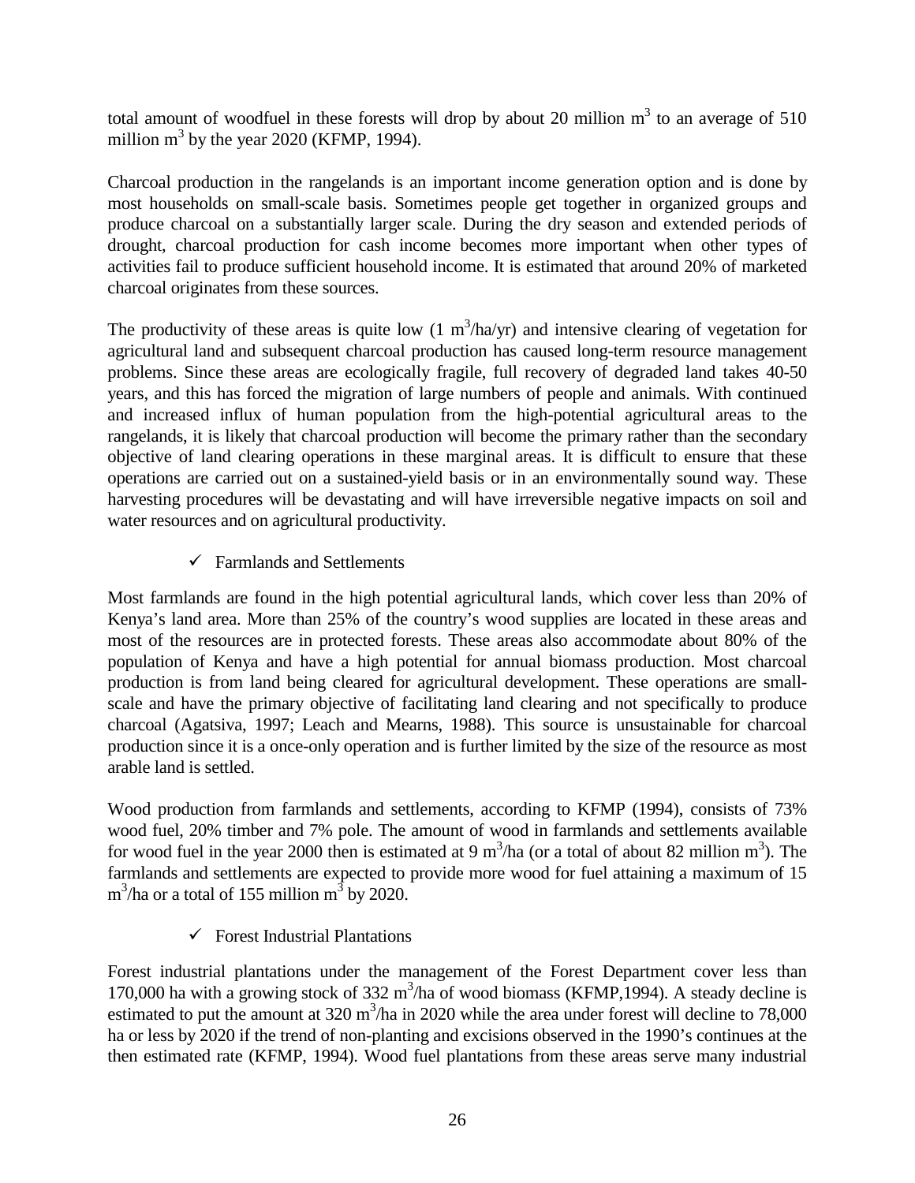total amount of woodfuel in these forests will drop by about 20 million $m^3$ to an average of 510 million $m^3$ by the year 2020 (KFMP, 1994).

Charcoal production in the rangelands is an important income generation option and is done by most households on small-scale basis. Sometimes people get together in organized groups and produce charcoal on a substantially larger scale. During the dry season and extended periods of drought, charcoal production for cash income becomes more important when other types of activities fail to produce sufficient household income. It is estimated that around 20% of marketed charcoal originates from these sources.

The productivity of these areas is quite low (1 $m^3$/ha/yr) and intensive clearing of vegetation for agricultural land and subsequent charcoal production has caused long-term resource management problems. Since these areas are ecologically fragile, full recovery of degraded land takes 40-50 years, and this has forced the migration of large numbers of people and animals. With continued and increased influx of human population from the high-potential agricultural areas to the rangelands, it is likely that charcoal production will become the primary rather than the secondary objective of land clearing operations in these marginal areas. It is difficult to ensure that these operations are carried out on a sustained-yield basis or in an environmentally sound way. These harvesting procedures will be devastating and will have irreversible negative impacts on soil and water resources and on agricultural productivity.

- ✓ Farmlands and Settlements

Most farmlands are found in the high potential agricultural lands, which cover less than 20% of Kenya's land area. More than 25% of the country's wood supplies are located in these areas and most of the resources are in protected forests. These areas also accommodate about 80% of the population of Kenya and have a high potential for annual biomass production. Most charcoal production is from land being cleared for agricultural development. These operations are small-scale and have the primary objective of facilitating land clearing and not specifically to produce charcoal (Agatsiva, 1997; Leach and Mearns, 1988). This source is unsustainable for charcoal production since it is a once-only operation and is further limited by the size of the resource as most arable land is settled.

Wood production from farmlands and settlements, according to KFMP (1994), consists of 73% wood fuel, 20% timber and 7% pole. The amount of wood in farmlands and settlements available for wood fuel in the year 2000 then is estimated at 9 $m^3$/ha (or a total of about 82 million $m^3$). The farmlands and settlements are expected to provide more wood for fuel attaining a maximum of 15 $m^3$/ha or a total of 155 million $m^3$ by 2020.

- ✓ Forest Industrial Plantations

Forest industrial plantations under the management of the Forest Department cover less than 170,000 ha with a growing stock of 332 $m^3$/ha of wood biomass (KFMP,1994). A steady decline is estimated to put the amount at 320 $m^3$/ha in 2020 while the area under forest will decline to 78,000 ha or less by 2020 if the trend of non-planting and excisions observed in the 1990's continues at the then estimated rate (KFMP, 1994). Wood fuel plantations from these areas serve many industrial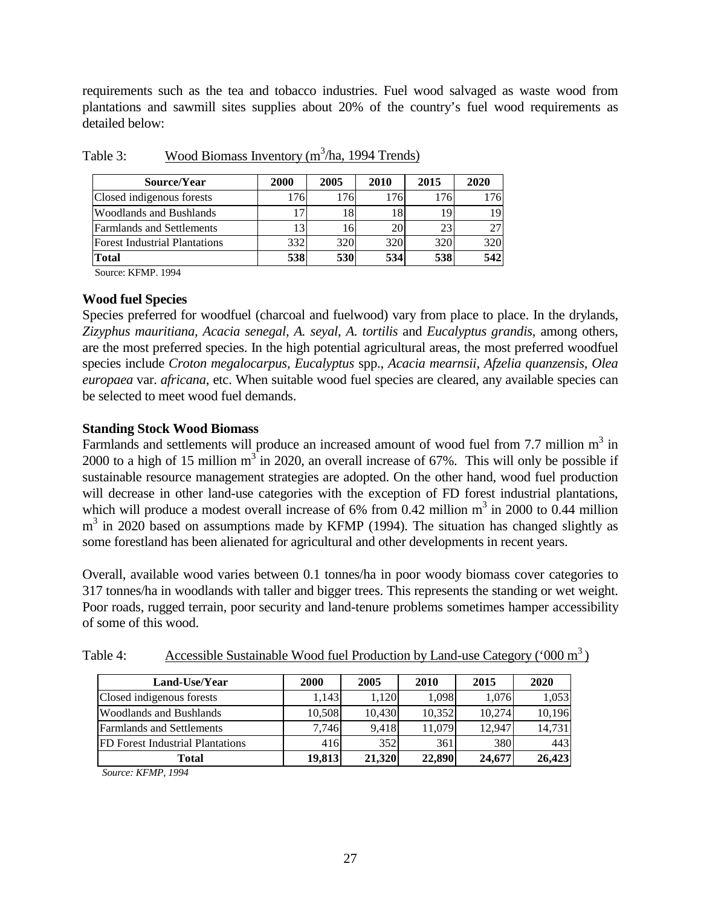requirements such as the tea and tobacco industries. Fuel wood salvaged as waste wood from plantations and sawmill sites supplies about 20% of the country's fuel wood requirements as detailed below:

Table 3: Wood Biomass Inventory ($m^3$/ha, 1994 Trends)

| Source/Year | 2000 | 2005 | 2010 | 2015 | 2020 |
|---|---|---|---|---|---|
| Closed indigenous forests | 176 | 176 | 176 | 176 | 176 |
| Woodlands and Bushlands | 17 | 18 | 18 | 19 | 19 |
| Farmlands and Settlements | 13 | 16 | 20 | 23 | 27 |
| Forest Industrial Plantations | 332 | 320 | 320 | 320 | 320 |
| **Total** | **538** | **530** | **534** | **538** | **542** |

Source: KFMP. 1994

**Wood fuel Species**

Species preferred for woodfuel (charcoal and fuelwood) vary from place to place. In the drylands, *Zizyphus mauritiana, Acacia senegal, A. seyal, A. tortilis* and *Eucalyptus grandis*, among others, are the most preferred species. In the high potential agricultural areas, the most preferred woodfuel species include *Croton megalocarpus, Eucalyptus* spp., *Acacia mearnsii, Afzelia quanzensis, Olea europaea* var. *africana*, etc. When suitable wood fuel species are cleared, any available species can be selected to meet wood fuel demands.

**Standing Stock Wood Biomass**

Farmlands and settlements will produce an increased amount of wood fuel from 7.7 million $m^3$ in 2000 to a high of 15 million $m^3$ in 2020, an overall increase of 67%. This will only be possible if sustainable resource management strategies are adopted. On the other hand, wood fuel production will decrease in other land-use categories with the exception of FD forest industrial plantations, which will produce a modest overall increase of 6% from 0.42 million $m^3$ in 2000 to 0.44 million $m^3$ in 2020 based on assumptions made by KFMP (1994). The situation has changed slightly as some forestland has been alienated for agricultural and other developments in recent years.

Overall, available wood varies between 0.1 tonnes/ha in poor woody biomass cover categories to 317 tonnes/ha in woodlands with taller and bigger trees. This represents the standing or wet weight. Poor roads, rugged terrain, poor security and land-tenure problems sometimes hamper accessibility of some of this wood.

Table 4: Accessible Sustainable Wood fuel Production by Land-use Category ('000 $m^3$)

| Land-Use/Year | 2000 | 2005 | 2010 | 2015 | 2020 |
|---|---|---|---|---|---|
| Closed indigenous forests | 1,143 | 1,120 | 1,098 | 1,076 | 1,053 |
| Woodlands and Bushlands | 10,508 | 10,430 | 10,352 | 10,274 | 10,196 |
| Farmlands and Settlements | 7,746 | 9,418 | 11,079 | 12,947 | 14,731 |
| FD Forest Industrial Plantations | 416 | 352 | 361 | 380 | 443 |
| **Total** | **19,813** | **21,320** | **22,890** | **24,677** | **26,423** |

*Source: KFMP, 1994*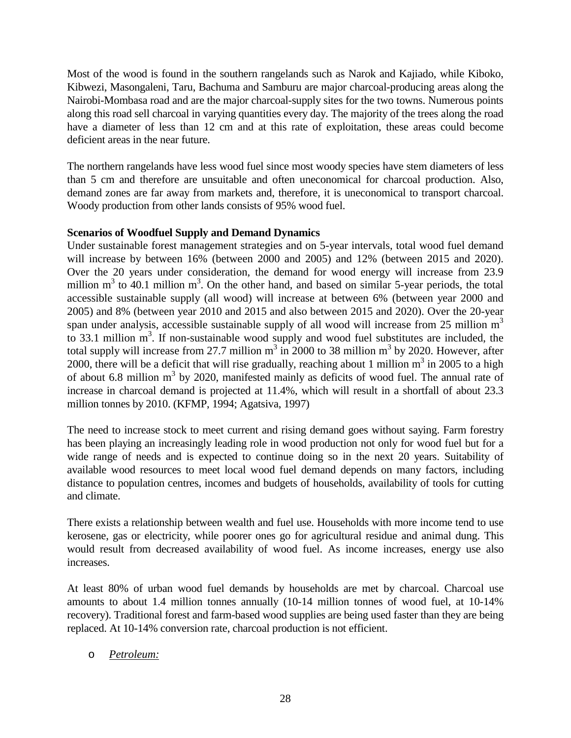Most of the wood is found in the southern rangelands such as Narok and Kajiado, while Kiboko, Kibwezi, Masongaleni, Taru, Bachuma and Samburu are major charcoal-producing areas along the Nairobi-Mombasa road and are the major charcoal-supply sites for the two towns. Numerous points along this road sell charcoal in varying quantities every day. The majority of the trees along the road have a diameter of less than 12 cm and at this rate of exploitation, these areas could become deficient areas in the near future.

The northern rangelands have less wood fuel since most woody species have stem diameters of less than 5 cm and therefore are unsuitable and often uneconomical for charcoal production. Also, demand zones are far away from markets and, therefore, it is uneconomical to transport charcoal. Woody production from other lands consists of 95% wood fuel.

**Scenarios of Woodfuel Supply and Demand Dynamics**

Under sustainable forest management strategies and on 5-year intervals, total wood fuel demand will increase by between 16% (between 2000 and 2005) and 12% (between 2015 and 2020). Over the 20 years under consideration, the demand for wood energy will increase from 23.9 million $m^3$ to 40.1 million $m^3$. On the other hand, and based on similar 5-year periods, the total accessible sustainable supply (all wood) will increase at between 6% (between year 2000 and 2005) and 8% (between year 2010 and 2015 and also between 2015 and 2020). Over the 20-year span under analysis, accessible sustainable supply of all wood will increase from 25 million $m^3$ to 33.1 million $m^3$. If non-sustainable wood supply and wood fuel substitutes are included, the total supply will increase from 27.7 million $m^3$ in 2000 to 38 million $m^3$ by 2020. However, after 2000, there will be a deficit that will rise gradually, reaching about 1 million $m^3$ in 2005 to a high of about 6.8 million $m^3$ by 2020, manifested mainly as deficits of wood fuel. The annual rate of increase in charcoal demand is projected at 11.4%, which will result in a shortfall of about 23.3 million tonnes by 2010. (KFMP, 1994; Agatsiva, 1997)

The need to increase stock to meet current and rising demand goes without saying. Farm forestry has been playing an increasingly leading role in wood production not only for wood fuel but for a wide range of needs and is expected to continue doing so in the next 20 years. Suitability of available wood resources to meet local wood fuel demand depends on many factors, including distance to population centres, incomes and budgets of households, availability of tools for cutting and climate.

There exists a relationship between wealth and fuel use. Households with more income tend to use kerosene, gas or electricity, while poorer ones go for agricultural residue and animal dung. This would result from decreased availability of wood fuel. As income increases, energy use also increases.

At least 80% of urban wood fuel demands by households are met by charcoal. Charcoal use amounts to about 1.4 million tonnes annually (10-14 million tonnes of wood fuel, at 10-14% recovery). Traditional forest and farm-based wood supplies are being used faster than they are being replaced. At 10-14% conversion rate, charcoal production is not efficient.

- *Petroleum:*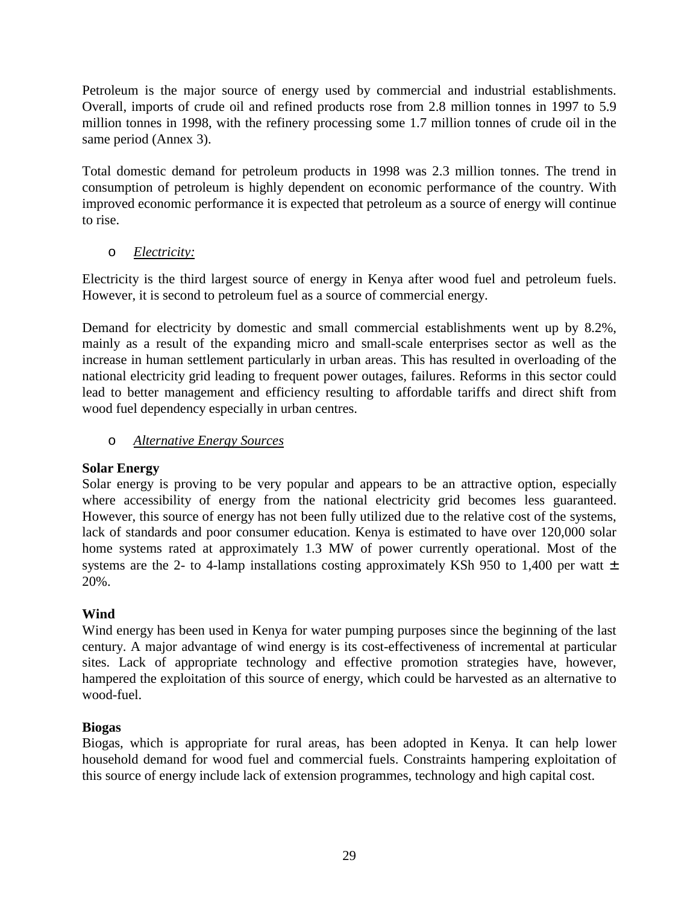Petroleum is the major source of energy used by commercial and industrial establishments. Overall, imports of crude oil and refined products rose from 2.8 million tonnes in 1997 to 5.9 million tonnes in 1998, with the refinery processing some 1.7 million tonnes of crude oil in the same period (Annex 3).

Total domestic demand for petroleum products in 1998 was 2.3 million tonnes. The trend in consumption of petroleum is highly dependent on economic performance of the country. With improved economic performance it is expected that petroleum as a source of energy will continue to rise.

- *Electricity:*

Electricity is the third largest source of energy in Kenya after wood fuel and petroleum fuels. However, it is second to petroleum fuel as a source of commercial energy.

Demand for electricity by domestic and small commercial establishments went up by 8.2%, mainly as a result of the expanding micro and small-scale enterprises sector as well as the increase in human settlement particularly in urban areas. This has resulted in overloading of the national electricity grid leading to frequent power outages, failures. Reforms in this sector could lead to better management and efficiency resulting to affordable tariffs and direct shift from wood fuel dependency especially in urban centres.

- *Alternative Energy Sources*

**Solar Energy**

Solar energy is proving to be very popular and appears to be an attractive option, especially where accessibility of energy from the national electricity grid becomes less guaranteed. However, this source of energy has not been fully utilized due to the relative cost of the systems, lack of standards and poor consumer education. Kenya is estimated to have over 120,000 solar home systems rated at approximately 1.3 MW of power currently operational. Most of the systems are the 2- to 4-lamp installations costing approximately KSh 950 to 1,400 per watt ± 20%.

**Wind**

Wind energy has been used in Kenya for water pumping purposes since the beginning of the last century. A major advantage of wind energy is its cost-effectiveness of incremental at particular sites. Lack of appropriate technology and effective promotion strategies have, however, hampered the exploitation of this source of energy, which could be harvested as an alternative to wood-fuel.

**Biogas**

Biogas, which is appropriate for rural areas, has been adopted in Kenya. It can help lower household demand for wood fuel and commercial fuels. Constraints hampering exploitation of this source of energy include lack of extension programmes, technology and high capital cost.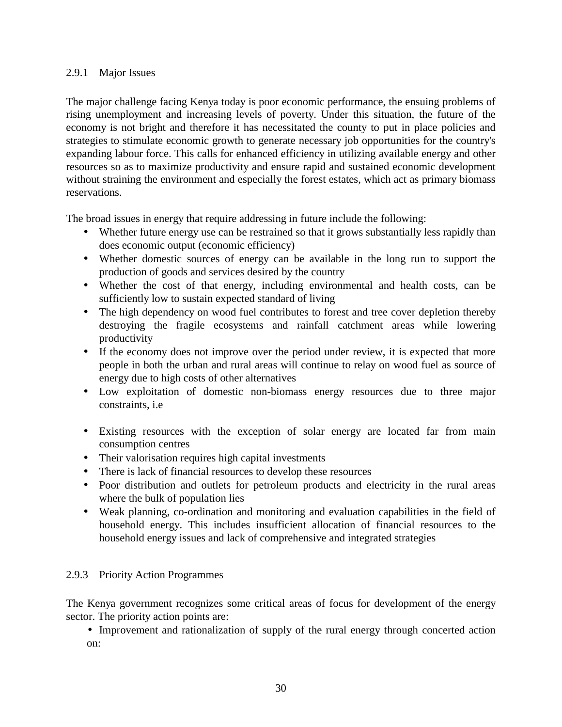### 2.9.1 Major Issues

The major challenge facing Kenya today is poor economic performance, the ensuing problems of rising unemployment and increasing levels of poverty. Under this situation, the future of the economy is not bright and therefore it has necessitated the county to put in place policies and strategies to stimulate economic growth to generate necessary job opportunities for the country's expanding labour force. This calls for enhanced efficiency in utilizing available energy and other resources so as to maximize productivity and ensure rapid and sustained economic development without straining the environment and especially the forest estates, which act as primary biomass reservations.

The broad issues in energy that require addressing in future include the following:

- Whether future energy use can be restrained so that it grows substantially less rapidly than does economic output (economic efficiency)
- Whether domestic sources of energy can be available in the long run to support the production of goods and services desired by the country
- Whether the cost of that energy, including environmental and health costs, can be sufficiently low to sustain expected standard of living
- The high dependency on wood fuel contributes to forest and tree cover depletion thereby destroying the fragile ecosystems and rainfall catchment areas while lowering productivity
- If the economy does not improve over the period under review, it is expected that more people in both the urban and rural areas will continue to relay on wood fuel as source of energy due to high costs of other alternatives
- Low exploitation of domestic non-biomass energy resources due to three major constraints, i.e

- Existing resources with the exception of solar energy are located far from main consumption centres
- Their valorisation requires high capital investments
- There is lack of financial resources to develop these resources
- Poor distribution and outlets for petroleum products and electricity in the rural areas where the bulk of population lies
- Weak planning, co-ordination and monitoring and evaluation capabilities in the field of household energy. This includes insufficient allocation of financial resources to the household energy issues and lack of comprehensive and integrated strategies

### 2.9.3 Priority Action Programmes

The Kenya government recognizes some critical areas of focus for development of the energy sector. The priority action points are:

- Improvement and rationalization of supply of the rural energy through concerted action on: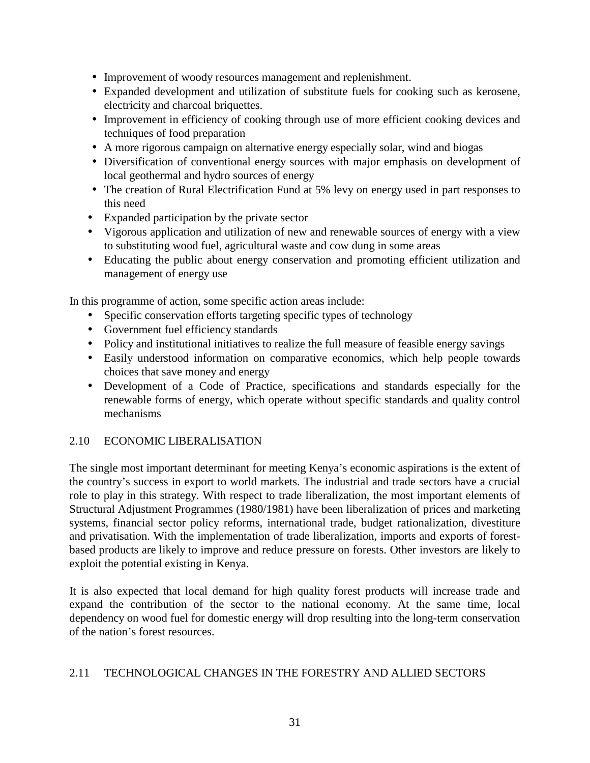- Improvement of woody resources management and replenishment.
- Expanded development and utilization of substitute fuels for cooking such as kerosene, electricity and charcoal briquettes.
- Improvement in efficiency of cooking through use of more efficient cooking devices and techniques of food preparation
- A more rigorous campaign on alternative energy especially solar, wind and biogas
- Diversification of conventional energy sources with major emphasis on development of local geothermal and hydro sources of energy
- The creation of Rural Electrification Fund at 5% levy on energy used in part responses to this need
- Expanded participation by the private sector
- Vigorous application and utilization of new and renewable sources of energy with a view to substituting wood fuel, agricultural waste and cow dung in some areas
- Educating the public about energy conservation and promoting efficient utilization and management of energy use

In this programme of action, some specific action areas include:

- Specific conservation efforts targeting specific types of technology
- Government fuel efficiency standards
- Policy and institutional initiatives to realize the full measure of feasible energy savings
- Easily understood information on comparative economics, which help people towards choices that save money and energy
- Development of a Code of Practice, specifications and standards especially for the renewable forms of energy, which operate without specific standards and quality control mechanisms

## 2.10 ECONOMIC LIBERALISATION

The single most important determinant for meeting Kenya's economic aspirations is the extent of the country's success in export to world markets. The industrial and trade sectors have a crucial role to play in this strategy. With respect to trade liberalization, the most important elements of Structural Adjustment Programmes (1980/1981) have been liberalization of prices and marketing systems, financial sector policy reforms, international trade, budget rationalization, divestiture and privatisation. With the implementation of trade liberalization, imports and exports of forest-based products are likely to improve and reduce pressure on forests. Other investors are likely to exploit the potential existing in Kenya.

It is also expected that local demand for high quality forest products will increase trade and expand the contribution of the sector to the national economy. At the same time, local dependency on wood fuel for domestic energy will drop resulting into the long-term conservation of the nation's forest resources.

## 2.11 TECHNOLOGICAL CHANGES IN THE FORESTRY AND ALLIED SECTORS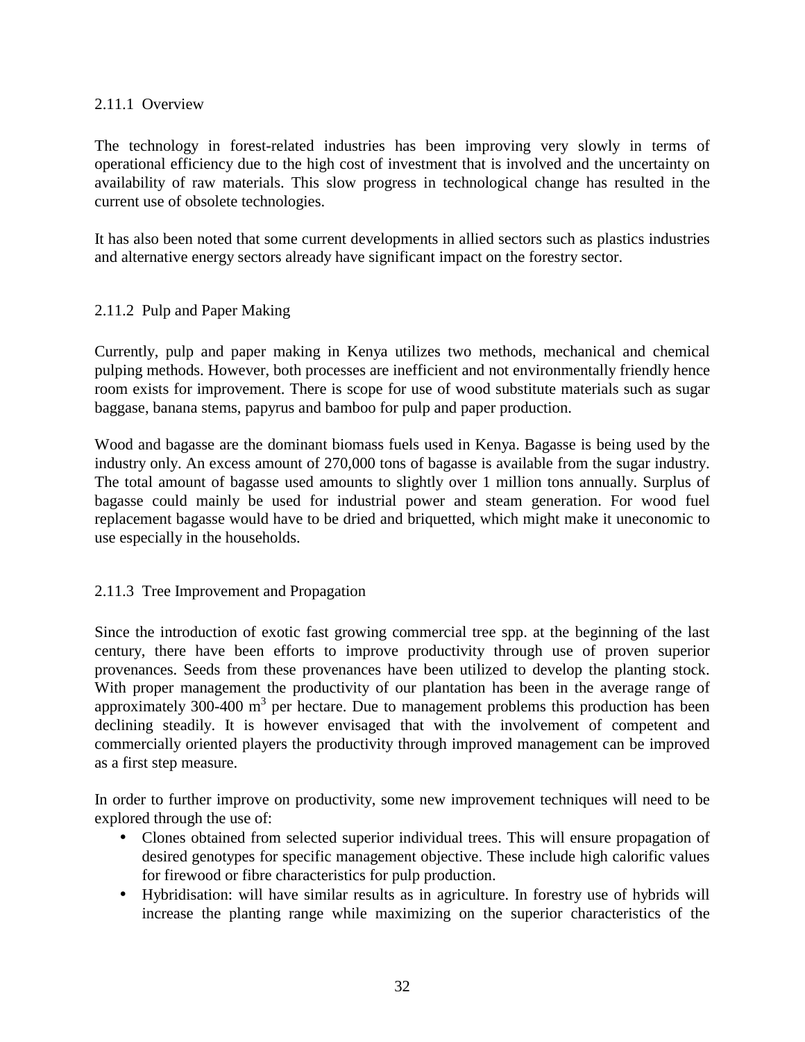### 2.11.1 Overview

The technology in forest-related industries has been improving very slowly in terms of operational efficiency due to the high cost of investment that is involved and the uncertainty on availability of raw materials. This slow progress in technological change has resulted in the current use of obsolete technologies.

It has also been noted that some current developments in allied sectors such as plastics industries and alternative energy sectors already have significant impact on the forestry sector.

### 2.11.2 Pulp and Paper Making

Currently, pulp and paper making in Kenya utilizes two methods, mechanical and chemical pulping methods. However, both processes are inefficient and not environmentally friendly hence room exists for improvement. There is scope for use of wood substitute materials such as sugar baggase, banana stems, papyrus and bamboo for pulp and paper production.

Wood and bagasse are the dominant biomass fuels used in Kenya. Bagasse is being used by the industry only. An excess amount of 270,000 tons of bagasse is available from the sugar industry. The total amount of bagasse used amounts to slightly over 1 million tons annually. Surplus of bagasse could mainly be used for industrial power and steam generation. For wood fuel replacement bagasse would have to be dried and briquetted, which might make it uneconomic to use especially in the households.

### 2.11.3 Tree Improvement and Propagation

Since the introduction of exotic fast growing commercial tree spp. at the beginning of the last century, there have been efforts to improve productivity through use of proven superior provenances. Seeds from these provenances have been utilized to develop the planting stock. With proper management the productivity of our plantation has been in the average range of approximately 300-400 $m^3$ per hectare. Due to management problems this production has been declining steadily. It is however envisaged that with the involvement of competent and commercially oriented players the productivity through improved management can be improved as a first step measure.

In order to further improve on productivity, some new improvement techniques will need to be explored through the use of:

- Clones obtained from selected superior individual trees. This will ensure propagation of desired genotypes for specific management objective. These include high calorific values for firewood or fibre characteristics for pulp production.
- Hybridisation: will have similar results as in agriculture. In forestry use of hybrids will increase the planting range while maximizing on the superior characteristics of the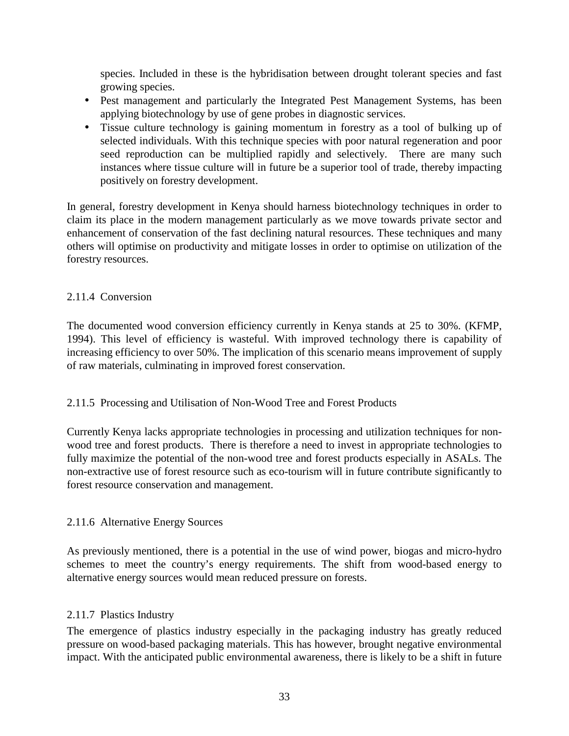species. Included in these is the hybridisation between drought tolerant species and fast growing species.

- Pest management and particularly the Integrated Pest Management Systems, has been applying biotechnology by use of gene probes in diagnostic services.
- Tissue culture technology is gaining momentum in forestry as a tool of bulking up of selected individuals. With this technique species with poor natural regeneration and poor seed reproduction can be multiplied rapidly and selectively. There are many such instances where tissue culture will in future be a superior tool of trade, thereby impacting positively on forestry development.

In general, forestry development in Kenya should harness biotechnology techniques in order to claim its place in the modern management particularly as we move towards private sector and enhancement of conservation of the fast declining natural resources. These techniques and many others will optimise on productivity and mitigate losses in order to optimise on utilization of the forestry resources.

### 2.11.4 Conversion

The documented wood conversion efficiency currently in Kenya stands at 25 to 30%. (KFMP, 1994). This level of efficiency is wasteful. With improved technology there is capability of increasing efficiency to over 50%. The implication of this scenario means improvement of supply of raw materials, culminating in improved forest conservation.

### 2.11.5 Processing and Utilisation of Non-Wood Tree and Forest Products

Currently Kenya lacks appropriate technologies in processing and utilization techniques for non-wood tree and forest products. There is therefore a need to invest in appropriate technologies to fully maximize the potential of the non-wood tree and forest products especially in ASALs. The non-extractive use of forest resource such as eco-tourism will in future contribute significantly to forest resource conservation and management.

### 2.11.6 Alternative Energy Sources

As previously mentioned, there is a potential in the use of wind power, biogas and micro-hydro schemes to meet the country's energy requirements. The shift from wood-based energy to alternative energy sources would mean reduced pressure on forests.

### 2.11.7 Plastics Industry

The emergence of plastics industry especially in the packaging industry has greatly reduced pressure on wood-based packaging materials. This has however, brought negative environmental impact. With the anticipated public environmental awareness, there is likely to be a shift in future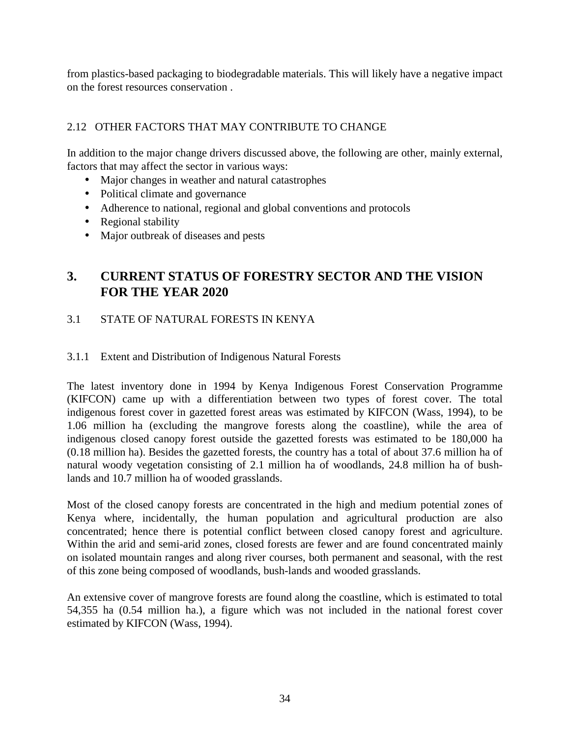from plastics-based packaging to biodegradable materials. This will likely have a negative impact on the forest resources conservation .

### 2.12 OTHER FACTORS THAT MAY CONTRIBUTE TO CHANGE

In addition to the major change drivers discussed above, the following are other, mainly external, factors that may affect the sector in various ways:

- Major changes in weather and natural catastrophes
- Political climate and governance
- Adherence to national, regional and global conventions and protocols
- Regional stability
- Major outbreak of diseases and pests

# 3. CURRENT STATUS OF FORESTRY SECTOR AND THE VISION FOR THE YEAR 2020

## 3.1 STATE OF NATURAL FORESTS IN KENYA

### 3.1.1 Extent and Distribution of Indigenous Natural Forests

The latest inventory done in 1994 by Kenya Indigenous Forest Conservation Programme (KIFCON) came up with a differentiation between two types of forest cover. The total indigenous forest cover in gazetted forest areas was estimated by KIFCON (Wass, 1994), to be 1.06 million ha (excluding the mangrove forests along the coastline), while the area of indigenous closed canopy forest outside the gazetted forests was estimated to be 180,000 ha (0.18 million ha). Besides the gazetted forests, the country has a total of about 37.6 million ha of natural woody vegetation consisting of 2.1 million ha of woodlands, 24.8 million ha of bush-lands and 10.7 million ha of wooded grasslands.

Most of the closed canopy forests are concentrated in the high and medium potential zones of Kenya where, incidentally, the human population and agricultural production are also concentrated; hence there is potential conflict between closed canopy forest and agriculture. Within the arid and semi-arid zones, closed forests are fewer and are found concentrated mainly on isolated mountain ranges and along river courses, both permanent and seasonal, with the rest of this zone being composed of woodlands, bush-lands and wooded grasslands.

An extensive cover of mangrove forests are found along the coastline, which is estimated to total 54,355 ha (0.54 million ha.), a figure which was not included in the national forest cover estimated by KIFCON (Wass, 1994).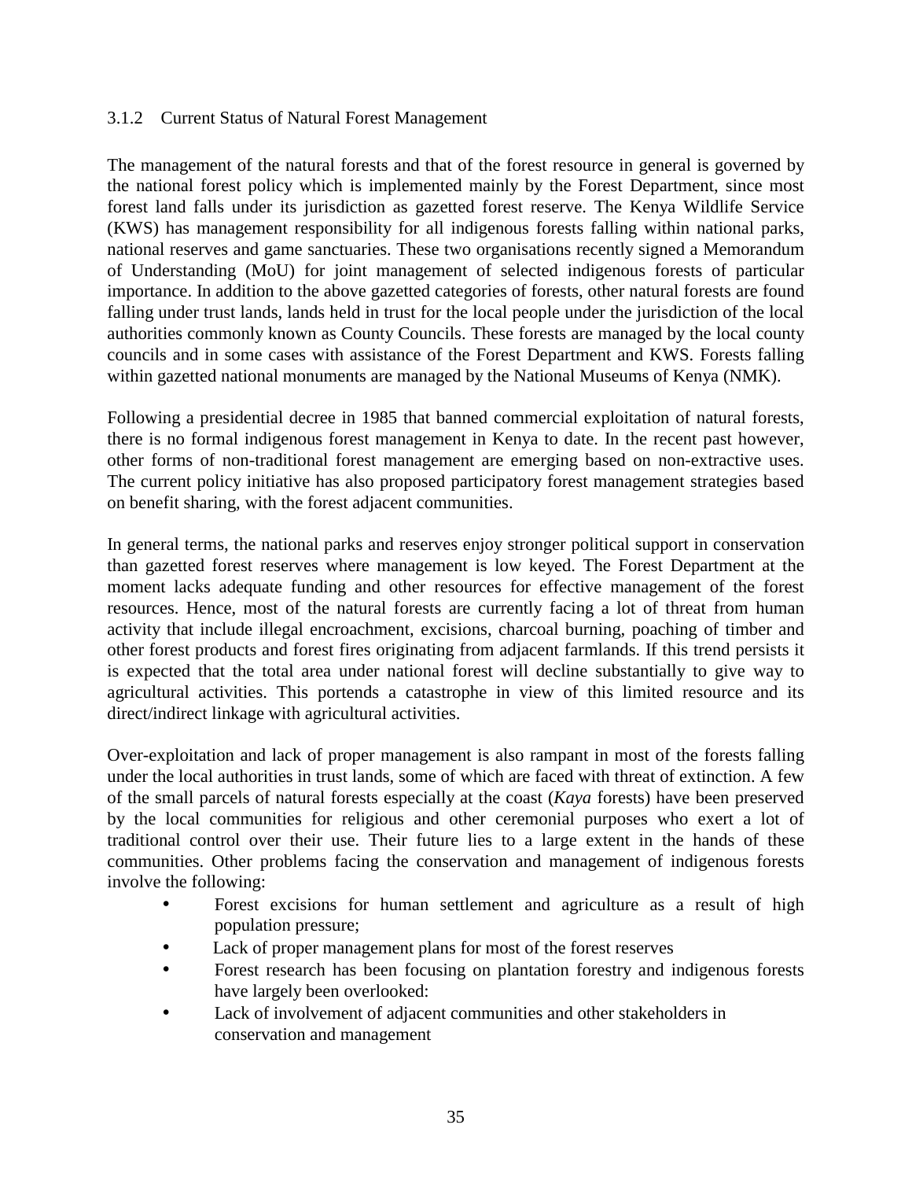### 3.1.2 Current Status of Natural Forest Management

The management of the natural forests and that of the forest resource in general is governed by the national forest policy which is implemented mainly by the Forest Department, since most forest land falls under its jurisdiction as gazetted forest reserve. The Kenya Wildlife Service (KWS) has management responsibility for all indigenous forests falling within national parks, national reserves and game sanctuaries. These two organisations recently signed a Memorandum of Understanding (MoU) for joint management of selected indigenous forests of particular importance. In addition to the above gazetted categories of forests, other natural forests are found falling under trust lands, lands held in trust for the local people under the jurisdiction of the local authorities commonly known as County Councils. These forests are managed by the local county councils and in some cases with assistance of the Forest Department and KWS. Forests falling within gazetted national monuments are managed by the National Museums of Kenya (NMK).

Following a presidential decree in 1985 that banned commercial exploitation of natural forests, there is no formal indigenous forest management in Kenya to date. In the recent past however, other forms of non-traditional forest management are emerging based on non-extractive uses. The current policy initiative has also proposed participatory forest management strategies based on benefit sharing, with the forest adjacent communities.

In general terms, the national parks and reserves enjoy stronger political support in conservation than gazetted forest reserves where management is low keyed. The Forest Department at the moment lacks adequate funding and other resources for effective management of the forest resources. Hence, most of the natural forests are currently facing a lot of threat from human activity that include illegal encroachment, excisions, charcoal burning, poaching of timber and other forest products and forest fires originating from adjacent farmlands. If this trend persists it is expected that the total area under national forest will decline substantially to give way to agricultural activities. This portends a catastrophe in view of this limited resource and its direct/indirect linkage with agricultural activities.

Over-exploitation and lack of proper management is also rampant in most of the forests falling under the local authorities in trust lands, some of which are faced with threat of extinction. A few of the small parcels of natural forests especially at the coast (*Kaya* forests) have been preserved by the local communities for religious and other ceremonial purposes who exert a lot of traditional control over their use. Their future lies to a large extent in the hands of these communities. Other problems facing the conservation and management of indigenous forests involve the following:

- Forest excisions for human settlement and agriculture as a result of high population pressure;
- Lack of proper management plans for most of the forest reserves
- Forest research has been focusing on plantation forestry and indigenous forests have largely been overlooked:
- Lack of involvement of adjacent communities and other stakeholders in conservation and management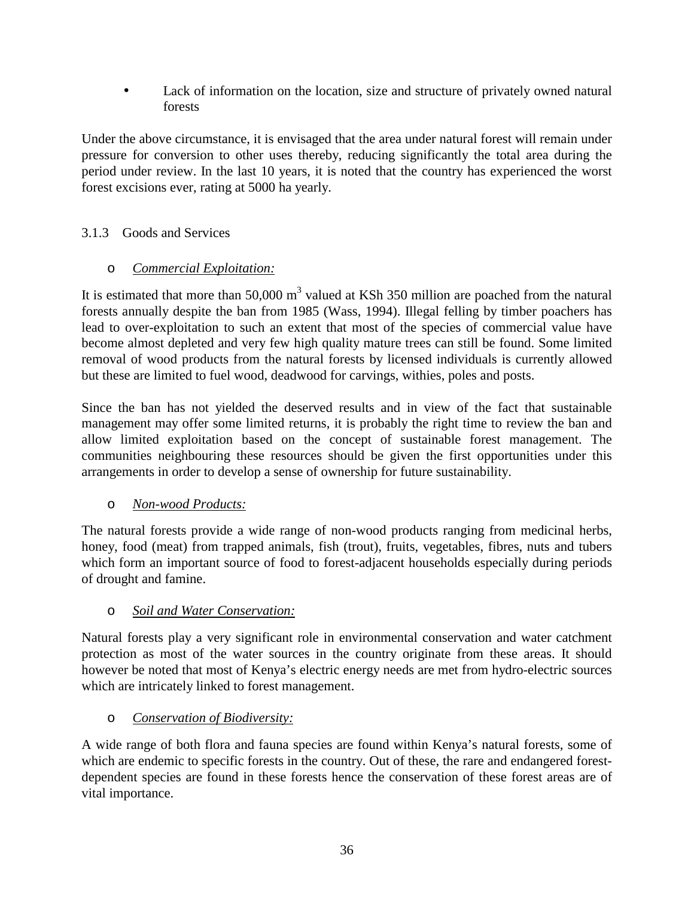- Lack of information on the location, size and structure of privately owned natural forests

Under the above circumstance, it is envisaged that the area under natural forest will remain under pressure for conversion to other uses thereby, reducing significantly the total area during the period under review. In the last 10 years, it is noted that the country has experienced the worst forest excisions ever, rating at 5000 ha yearly.

### 3.1.3 Goods and Services

- *Commercial Exploitation:*

It is estimated that more than 50,000 $m^3$ valued at KSh 350 million are poached from the natural forests annually despite the ban from 1985 (Wass, 1994). Illegal felling by timber poachers has lead to over-exploitation to such an extent that most of the species of commercial value have become almost depleted and very few high quality mature trees can still be found. Some limited removal of wood products from the natural forests by licensed individuals is currently allowed but these are limited to fuel wood, deadwood for carvings, withies, poles and posts.

Since the ban has not yielded the deserved results and in view of the fact that sustainable management may offer some limited returns, it is probably the right time to review the ban and allow limited exploitation based on the concept of sustainable forest management. The communities neighbouring these resources should be given the first opportunities under this arrangements in order to develop a sense of ownership for future sustainability.

- *Non-wood Products:*

The natural forests provide a wide range of non-wood products ranging from medicinal herbs, honey, food (meat) from trapped animals, fish (trout), fruits, vegetables, fibres, nuts and tubers which form an important source of food to forest-adjacent households especially during periods of drought and famine.

- *Soil and Water Conservation:*

Natural forests play a very significant role in environmental conservation and water catchment protection as most of the water sources in the country originate from these areas. It should however be noted that most of Kenya's electric energy needs are met from hydro-electric sources which are intricately linked to forest management.

- *Conservation of Biodiversity:*

A wide range of both flora and fauna species are found within Kenya's natural forests, some of which are endemic to specific forests in the country. Out of these, the rare and endangered forest-dependent species are found in these forests hence the conservation of these forest areas are of vital importance.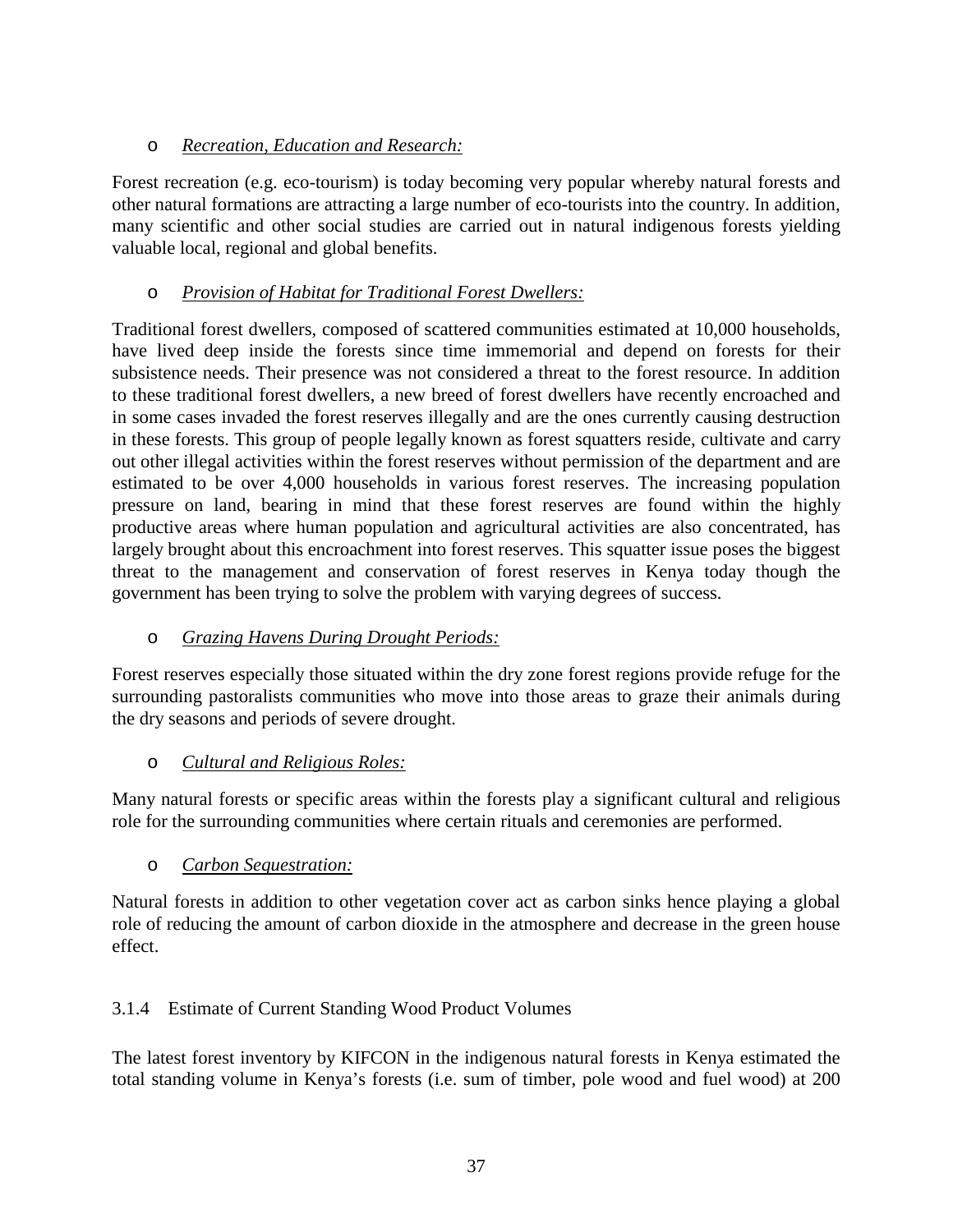- *Recreation, Education and Research:*

Forest recreation (e.g. eco-tourism) is today becoming very popular whereby natural forests and other natural formations are attracting a large number of eco-tourists into the country. In addition, many scientific and other social studies are carried out in natural indigenous forests yielding valuable local, regional and global benefits.

- *Provision of Habitat for Traditional Forest Dwellers:*

Traditional forest dwellers, composed of scattered communities estimated at 10,000 households, have lived deep inside the forests since time immemorial and depend on forests for their subsistence needs. Their presence was not considered a threat to the forest resource. In addition to these traditional forest dwellers, a new breed of forest dwellers have recently encroached and in some cases invaded the forest reserves illegally and are the ones currently causing destruction in these forests. This group of people legally known as forest squatters reside, cultivate and carry out other illegal activities within the forest reserves without permission of the department and are estimated to be over 4,000 households in various forest reserves. The increasing population pressure on land, bearing in mind that these forest reserves are found within the highly productive areas where human population and agricultural activities are also concentrated, has largely brought about this encroachment into forest reserves. This squatter issue poses the biggest threat to the management and conservation of forest reserves in Kenya today though the government has been trying to solve the problem with varying degrees of success.

- *Grazing Havens During Drought Periods:*

Forest reserves especially those situated within the dry zone forest regions provide refuge for the surrounding pastoralists communities who move into those areas to graze their animals during the dry seasons and periods of severe drought.

- *Cultural and Religious Roles:*

Many natural forests or specific areas within the forests play a significant cultural and religious role for the surrounding communities where certain rituals and ceremonies are performed.

- *Carbon Sequestration:*

Natural forests in addition to other vegetation cover act as carbon sinks hence playing a global role of reducing the amount of carbon dioxide in the atmosphere and decrease in the green house effect.

### 3.1.4 Estimate of Current Standing Wood Product Volumes

The latest forest inventory by KIFCON in the indigenous natural forests in Kenya estimated the total standing volume in Kenya's forests (i.e. sum of timber, pole wood and fuel wood) at 200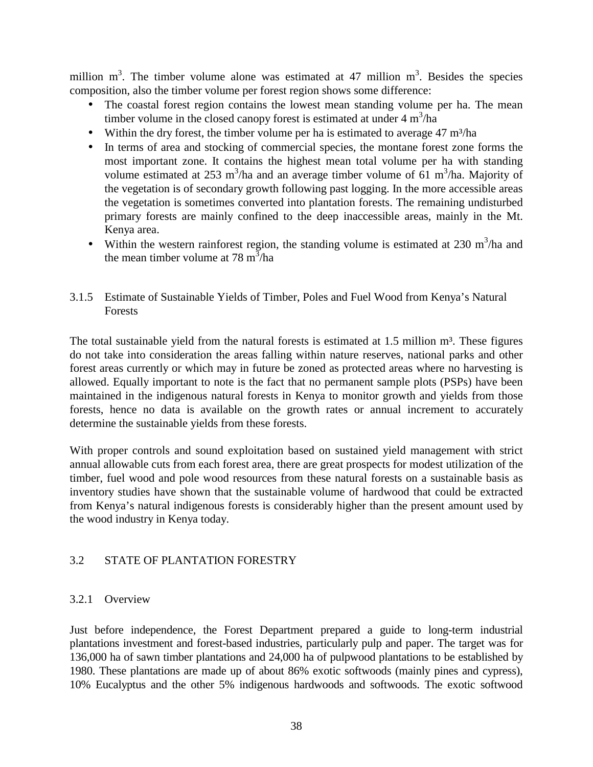million $m^3$. The timber volume alone was estimated at 47 million $m^3$. Besides the species composition, also the timber volume per forest region shows some difference:

- The coastal forest region contains the lowest mean standing volume per ha. The mean timber volume in the closed canopy forest is estimated at under 4 $m^3$/ha
- Within the dry forest, the timber volume per ha is estimated to average 47 $m^3$/ha
- In terms of area and stocking of commercial species, the montane forest zone forms the most important zone. It contains the highest mean total volume per ha with standing volume estimated at 253 $m^3$/ha and an average timber volume of 61 $m^3$/ha. Majority of the vegetation is of secondary growth following past logging. In the more accessible areas the vegetation is sometimes converted into plantation forests. The remaining undisturbed primary forests are mainly confined to the deep inaccessible areas, mainly in the Mt. Kenya area.
- Within the western rainforest region, the standing volume is estimated at 230 $m^3$/ha and the mean timber volume at 78 $m^3$/ha

### 3.1.5 Estimate of Sustainable Yields of Timber, Poles and Fuel Wood from Kenya's Natural Forests

The total sustainable yield from the natural forests is estimated at 1.5 million $m^3$. These figures do not take into consideration the areas falling within nature reserves, national parks and other forest areas currently or which may in future be zoned as protected areas where no harvesting is allowed. Equally important to note is the fact that no permanent sample plots (PSPs) have been maintained in the indigenous natural forests in Kenya to monitor growth and yields from those forests, hence no data is available on the growth rates or annual increment to accurately determine the sustainable yields from these forests.

With proper controls and sound exploitation based on sustained yield management with strict annual allowable cuts from each forest area, there are great prospects for modest utilization of the timber, fuel wood and pole wood resources from these natural forests on a sustainable basis as inventory studies have shown that the sustainable volume of hardwood that could be extracted from Kenya's natural indigenous forests is considerably higher than the present amount used by the wood industry in Kenya today.

## 3.2 STATE OF PLANTATION FORESTRY

### 3.2.1 Overview

Just before independence, the Forest Department prepared a guide to long-term industrial plantations investment and forest-based industries, particularly pulp and paper. The target was for 136,000 ha of sawn timber plantations and 24,000 ha of pulpwood plantations to be established by 1980. These plantations are made up of about 86% exotic softwoods (mainly pines and cypress), 10% Eucalyptus and the other 5% indigenous hardwoods and softwoods. The exotic softwood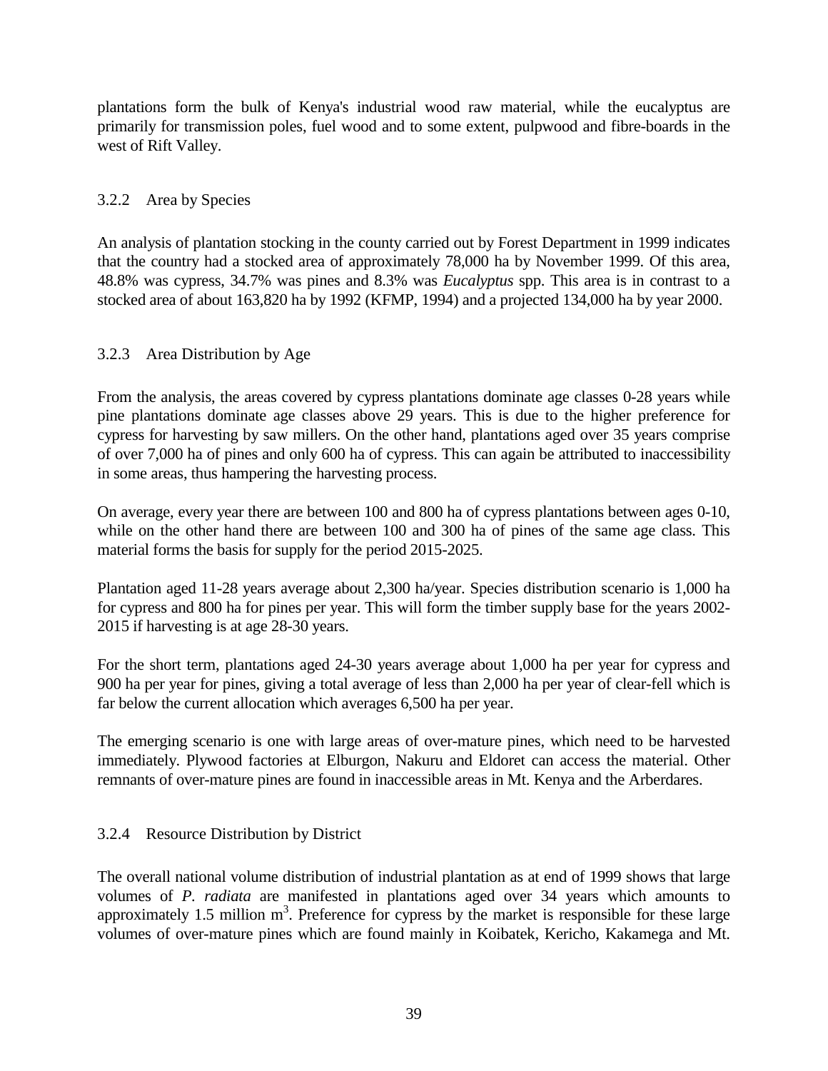plantations form the bulk of Kenya's industrial wood raw material, while the eucalyptus are primarily for transmission poles, fuel wood and to some extent, pulpwood and fibre-boards in the west of Rift Valley.

### 3.2.2 Area by Species

An analysis of plantation stocking in the county carried out by Forest Department in 1999 indicates that the country had a stocked area of approximately 78,000 ha by November 1999. Of this area, 48.8% was cypress, 34.7% was pines and 8.3% was *Eucalyptus* spp. This area is in contrast to a stocked area of about 163,820 ha by 1992 (KFMP, 1994) and a projected 134,000 ha by year 2000.

### 3.2.3 Area Distribution by Age

From the analysis, the areas covered by cypress plantations dominate age classes 0-28 years while pine plantations dominate age classes above 29 years. This is due to the higher preference for cypress for harvesting by saw millers. On the other hand, plantations aged over 35 years comprise of over 7,000 ha of pines and only 600 ha of cypress. This can again be attributed to inaccessibility in some areas, thus hampering the harvesting process.

On average, every year there are between 100 and 800 ha of cypress plantations between ages 0-10, while on the other hand there are between 100 and 300 ha of pines of the same age class. This material forms the basis for supply for the period 2015-2025.

Plantation aged 11-28 years average about 2,300 ha/year. Species distribution scenario is 1,000 ha for cypress and 800 ha for pines per year. This will form the timber supply base for the years 2002-2015 if harvesting is at age 28-30 years.

For the short term, plantations aged 24-30 years average about 1,000 ha per year for cypress and 900 ha per year for pines, giving a total average of less than 2,000 ha per year of clear-fell which is far below the current allocation which averages 6,500 ha per year.

The emerging scenario is one with large areas of over-mature pines, which need to be harvested immediately. Plywood factories at Elburgon, Nakuru and Eldoret can access the material. Other remnants of over-mature pines are found in inaccessible areas in Mt. Kenya and the Arberdares.

### 3.2.4 Resource Distribution by District

The overall national volume distribution of industrial plantation as at end of 1999 shows that large volumes of *P. radiata* are manifested in plantations aged over 34 years which amounts to approximately 1.5 million $m^3$. Preference for cypress by the market is responsible for these large volumes of over-mature pines which are found mainly in Koibatek, Kericho, Kakamega and Mt.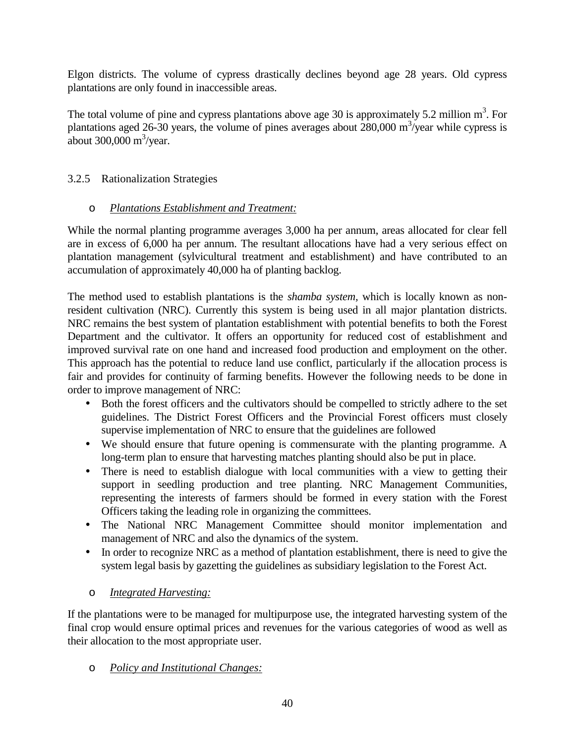Elgon districts. The volume of cypress drastically declines beyond age 28 years. Old cypress plantations are only found in inaccessible areas.

The total volume of pine and cypress plantations above age 30 is approximately 5.2 million $m^3$. For plantations aged 26-30 years, the volume of pines averages about 280,000 $m^3$/year while cypress is about 300,000 $m^3$/year.

### 3.2.5 Rationalization Strategies

- *Plantations Establishment and Treatment:*

While the normal planting programme averages 3,000 ha per annum, areas allocated for clear fell are in excess of 6,000 ha per annum. The resultant allocations have had a very serious effect on plantation management (sylvicultural treatment and establishment) and have contributed to an accumulation of approximately 40,000 ha of planting backlog.

The method used to establish plantations is the *shamba system,* which is locally known as non-resident cultivation (NRC). Currently this system is being used in all major plantation districts. NRC remains the best system of plantation establishment with potential benefits to both the Forest Department and the cultivator. It offers an opportunity for reduced cost of establishment and improved survival rate on one hand and increased food production and employment on the other. This approach has the potential to reduce land use conflict, particularly if the allocation process is fair and provides for continuity of farming benefits. However the following needs to be done in order to improve management of NRC:

- Both the forest officers and the cultivators should be compelled to strictly adhere to the set guidelines. The District Forest Officers and the Provincial Forest officers must closely supervise implementation of NRC to ensure that the guidelines are followed
- We should ensure that future opening is commensurate with the planting programme. A long-term plan to ensure that harvesting matches planting should also be put in place.
- There is need to establish dialogue with local communities with a view to getting their support in seedling production and tree planting. NRC Management Communities, representing the interests of farmers should be formed in every station with the Forest Officers taking the leading role in organizing the committees.
- The National NRC Management Committee should monitor implementation and management of NRC and also the dynamics of the system.
- In order to recognize NRC as a method of plantation establishment, there is need to give the system legal basis by gazetting the guidelines as subsidiary legislation to the Forest Act.

- *Integrated Harvesting:*

If the plantations were to be managed for multipurpose use, the integrated harvesting system of the final crop would ensure optimal prices and revenues for the various categories of wood as well as their allocation to the most appropriate user.

- *Policy and Institutional Changes:*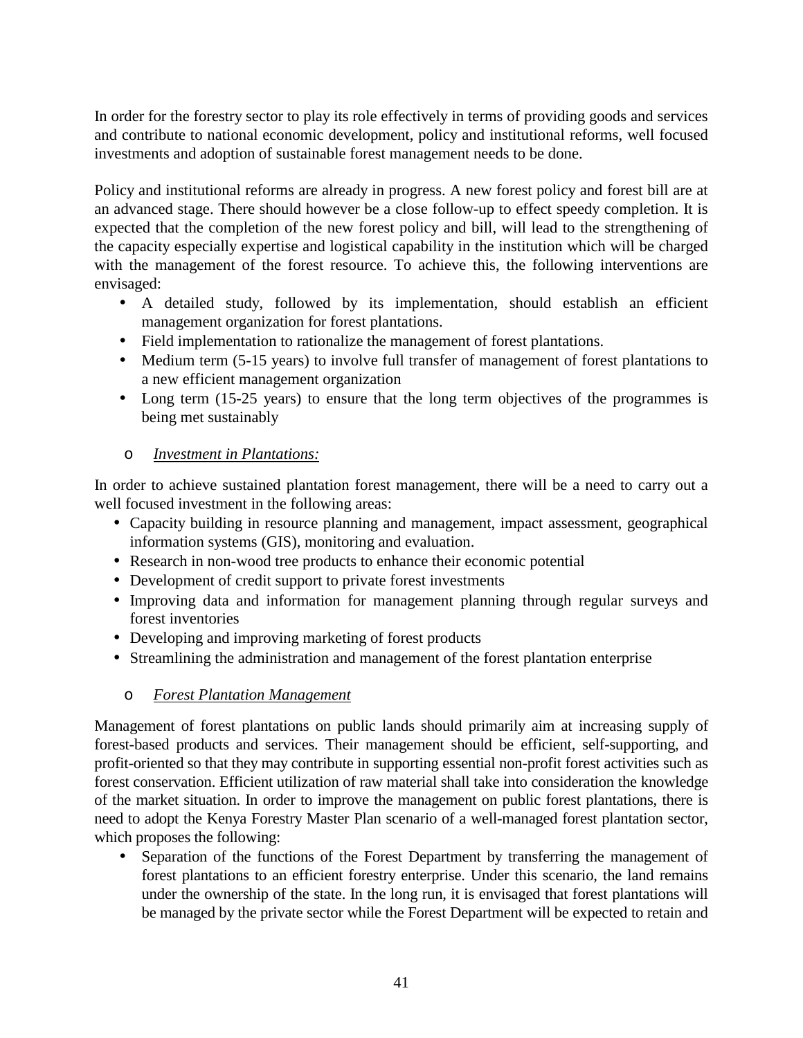In order for the forestry sector to play its role effectively in terms of providing goods and services and contribute to national economic development, policy and institutional reforms, well focused investments and adoption of sustainable forest management needs to be done.

Policy and institutional reforms are already in progress. A new forest policy and forest bill are at an advanced stage. There should however be a close follow-up to effect speedy completion. It is expected that the completion of the new forest policy and bill, will lead to the strengthening of the capacity especially expertise and logistical capability in the institution which will be charged with the management of the forest resource. To achieve this, the following interventions are envisaged:

- A detailed study, followed by its implementation, should establish an efficient management organization for forest plantations.
- Field implementation to rationalize the management of forest plantations.
- Medium term (5-15 years) to involve full transfer of management of forest plantations to a new efficient management organization
- Long term (15-25 years) to ensure that the long term objectives of the programmes is being met sustainably

- *Investment in Plantations:*

In order to achieve sustained plantation forest management, there will be a need to carry out a well focused investment in the following areas:

- Capacity building in resource planning and management, impact assessment, geographical information systems (GIS), monitoring and evaluation.
- Research in non-wood tree products to enhance their economic potential
- Development of credit support to private forest investments
- Improving data and information for management planning through regular surveys and forest inventories
- Developing and improving marketing of forest products
- Streamlining the administration and management of the forest plantation enterprise

- *Forest Plantation Management*

Management of forest plantations on public lands should primarily aim at increasing supply of forest-based products and services. Their management should be efficient, self-supporting, and profit-oriented so that they may contribute in supporting essential non-profit forest activities such as forest conservation. Efficient utilization of raw material shall take into consideration the knowledge of the market situation. In order to improve the management on public forest plantations, there is need to adopt the Kenya Forestry Master Plan scenario of a well-managed forest plantation sector, which proposes the following:

- Separation of the functions of the Forest Department by transferring the management of forest plantations to an efficient forestry enterprise. Under this scenario, the land remains under the ownership of the state. In the long run, it is envisaged that forest plantations will be managed by the private sector while the Forest Department will be expected to retain and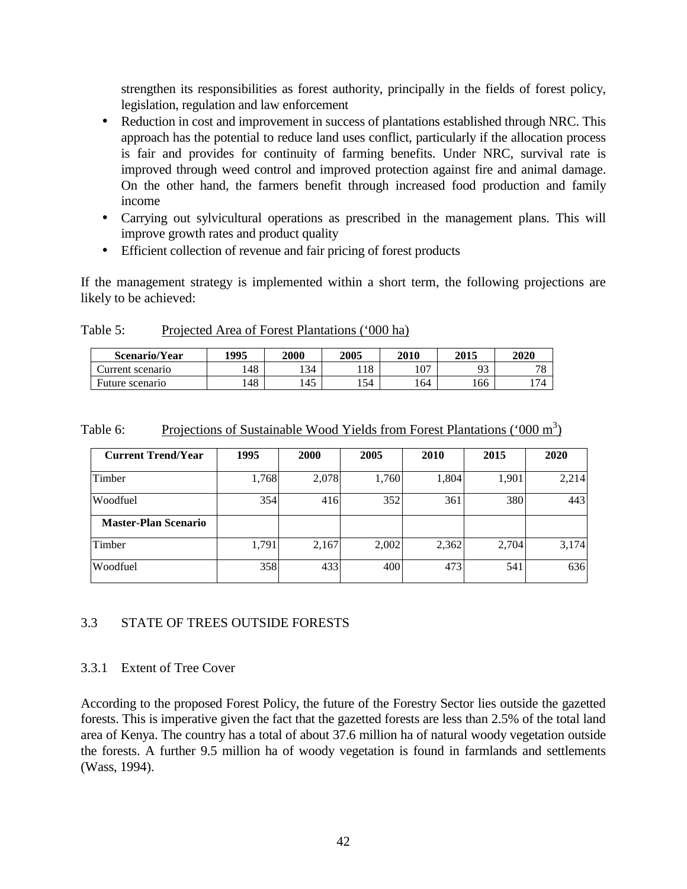strengthen its responsibilities as forest authority, principally in the fields of forest policy, legislation, regulation and law enforcement

- Reduction in cost and improvement in success of plantations established through NRC. This approach has the potential to reduce land uses conflict, particularly if the allocation process is fair and provides for continuity of farming benefits. Under NRC, survival rate is improved through weed control and improved protection against fire and animal damage. On the other hand, the farmers benefit through increased food production and family income
- Carrying out sylvicultural operations as prescribed in the management plans. This will improve growth rates and product quality
- Efficient collection of revenue and fair pricing of forest products

If the management strategy is implemented within a short term, the following projections are likely to be achieved:

Table 5: Projected Area of Forest Plantations ('000 ha)

| Scenario/Year | 1995 | 2000 | 2005 | 2010 | 2015 | 2020 |
|---|---|---|---|---|---|---|
| Current scenario | 148 | 134 | 118 | 107 | 93 | 78 |
| Future scenario | 148 | 145 | 154 | 164 | 166 | 174 |

Table 6: Projections of Sustainable Wood Yields from Forest Plantations ('000 $m^3$)

| Current Trend/Year | 1995 | 2000 | 2005 | 2010 | 2015 | 2020 |
|---|---|---|---|---|---|---|
| Timber | 1,768 | 2,078 | 1,760 | 1,804 | 1,901 | 2,214 |
| Woodfuel | 354 | 416 | 352 | 361 | 380 | 443 |
| **Master-Plan Scenario** | | | | | | |
| Timber | 1,791 | 2,167 | 2,002 | 2,362 | 2,704 | 3,174 |
| Woodfuel | 358 | 433 | 400 | 473 | 541 | 636 |

## 3.3 STATE OF TREES OUTSIDE FORESTS

### 3.3.1 Extent of Tree Cover

According to the proposed Forest Policy, the future of the Forestry Sector lies outside the gazetted forests. This is imperative given the fact that the gazetted forests are less than 2.5% of the total land area of Kenya. The country has a total of about 37.6 million ha of natural woody vegetation outside the forests. A further 9.5 million ha of woody vegetation is found in farmlands and settlements (Wass, 1994).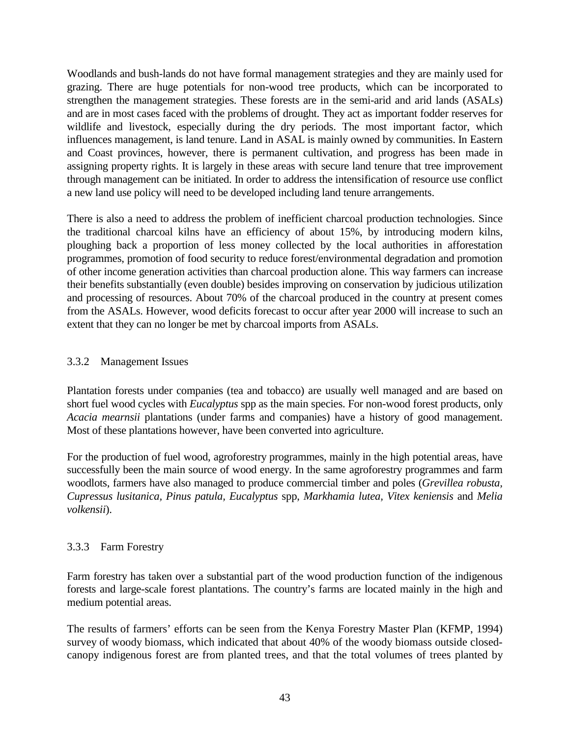Woodlands and bush-lands do not have formal management strategies and they are mainly used for grazing. There are huge potentials for non-wood tree products, which can be incorporated to strengthen the management strategies. These forests are in the semi-arid and arid lands (ASALs) and are in most cases faced with the problems of drought. They act as important fodder reserves for wildlife and livestock, especially during the dry periods. The most important factor, which influences management, is land tenure. Land in ASAL is mainly owned by communities. In Eastern and Coast provinces, however, there is permanent cultivation, and progress has been made in assigning property rights. It is largely in these areas with secure land tenure that tree improvement through management can be initiated. In order to address the intensification of resource use conflict a new land use policy will need to be developed including land tenure arrangements.

There is also a need to address the problem of inefficient charcoal production technologies. Since the traditional charcoal kilns have an efficiency of about 15%, by introducing modern kilns, ploughing back a proportion of less money collected by the local authorities in afforestation programmes, promotion of food security to reduce forest/environmental degradation and promotion of other income generation activities than charcoal production alone. This way farmers can increase their benefits substantially (even double) besides improving on conservation by judicious utilization and processing of resources. About 70% of the charcoal produced in the country at present comes from the ASALs. However, wood deficits forecast to occur after year 2000 will increase to such an extent that they can no longer be met by charcoal imports from ASALs.

### 3.3.2 Management Issues

Plantation forests under companies (tea and tobacco) are usually well managed and are based on short fuel wood cycles with *Eucalyptus* spp as the main species. For non-wood forest products, only *Acacia mearnsii* plantations (under farms and companies) have a history of good management. Most of these plantations however, have been converted into agriculture.

For the production of fuel wood, agroforestry programmes, mainly in the high potential areas, have successfully been the main source of wood energy. In the same agroforestry programmes and farm woodlots, farmers have also managed to produce commercial timber and poles (*Grevillea robusta, Cupressus lusitanica, Pinus patula, Eucalyptus* spp, *Markhamia lutea, Vitex keniensis* and *Melia volkensii*).

### 3.3.3 Farm Forestry

Farm forestry has taken over a substantial part of the wood production function of the indigenous forests and large-scale forest plantations. The country's farms are located mainly in the high and medium potential areas.

The results of farmers' efforts can be seen from the Kenya Forestry Master Plan (KFMP, 1994) survey of woody biomass, which indicated that about 40% of the woody biomass outside closed-canopy indigenous forest are from planted trees, and that the total volumes of trees planted by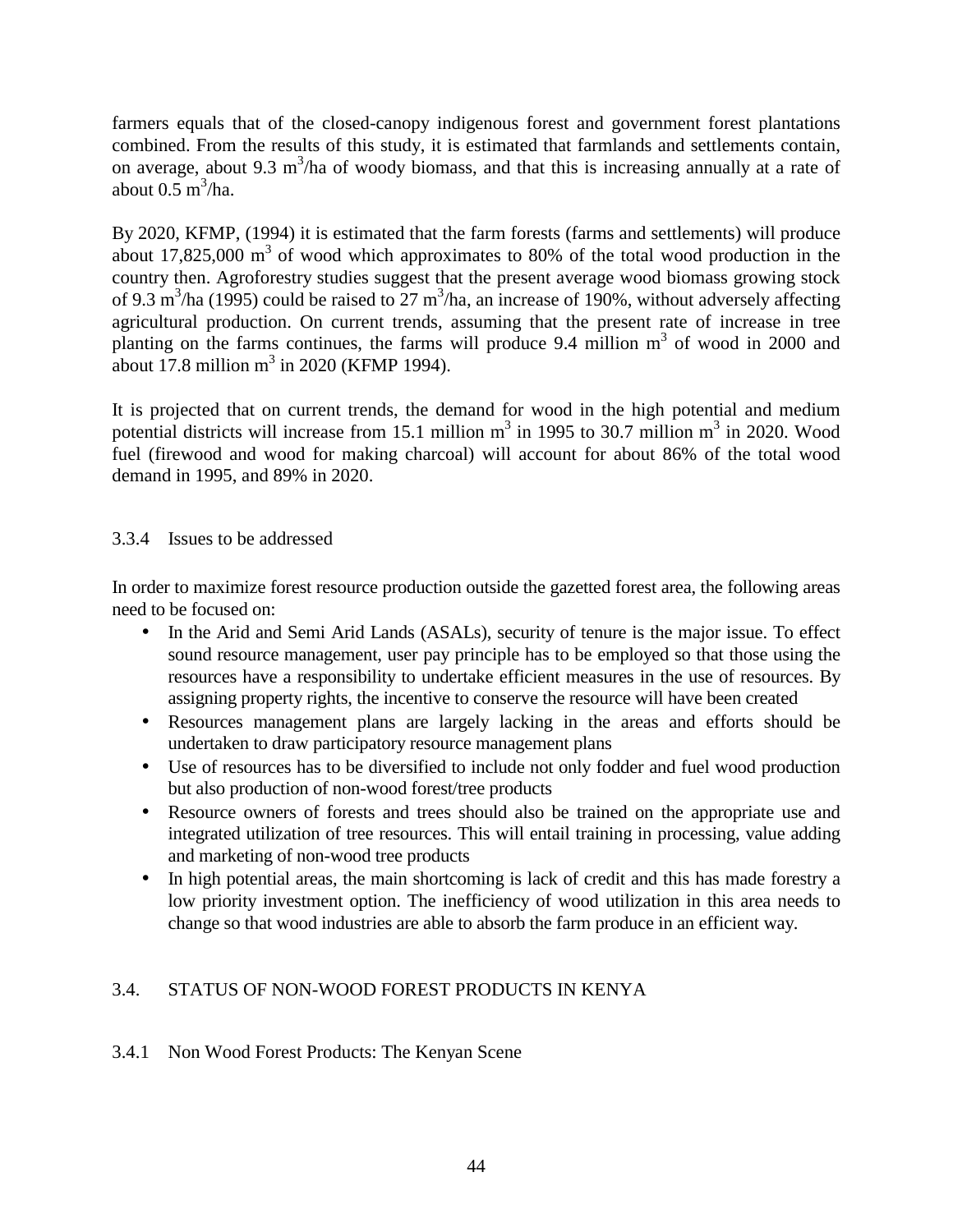farmers equals that of the closed-canopy indigenous forest and government forest plantations combined. From the results of this study, it is estimated that farmlands and settlements contain, on average, about 9.3 $m^3$/ha of woody biomass, and that this is increasing annually at a rate of about 0.5 $m^3$/ha.

By 2020, KFMP, (1994) it is estimated that the farm forests (farms and settlements) will produce about 17,825,000 $m^3$ of wood which approximates to 80% of the total wood production in the country then. Agroforestry studies suggest that the present average wood biomass growing stock of 9.3 $m^3$/ha (1995) could be raised to 27 $m^3$/ha, an increase of 190%, without adversely affecting agricultural production. On current trends, assuming that the present rate of increase in tree planting on the farms continues, the farms will produce 9.4 million $m^3$ of wood in 2000 and about 17.8 million $m^3$ in 2020 (KFMP 1994).

It is projected that on current trends, the demand for wood in the high potential and medium potential districts will increase from 15.1 million $m^3$ in 1995 to 30.7 million $m^3$ in 2020. Wood fuel (firewood and wood for making charcoal) will account for about 86% of the total wood demand in 1995, and 89% in 2020.

### 3.3.4 Issues to be addressed

In order to maximize forest resource production outside the gazetted forest area, the following areas need to be focused on:

- In the Arid and Semi Arid Lands (ASALs), security of tenure is the major issue. To effect sound resource management, user pay principle has to be employed so that those using the resources have a responsibility to undertake efficient measures in the use of resources. By assigning property rights, the incentive to conserve the resource will have been created
- Resources management plans are largely lacking in the areas and efforts should be undertaken to draw participatory resource management plans
- Use of resources has to be diversified to include not only fodder and fuel wood production but also production of non-wood forest/tree products
- Resource owners of forests and trees should also be trained on the appropriate use and integrated utilization of tree resources. This will entail training in processing, value adding and marketing of non-wood tree products
- In high potential areas, the main shortcoming is lack of credit and this has made forestry a low priority investment option. The inefficiency of wood utilization in this area needs to change so that wood industries are able to absorb the farm produce in an efficient way.

## 3.4. STATUS OF NON-WOOD FOREST PRODUCTS IN KENYA

### 3.4.1 Non Wood Forest Products: The Kenyan Scene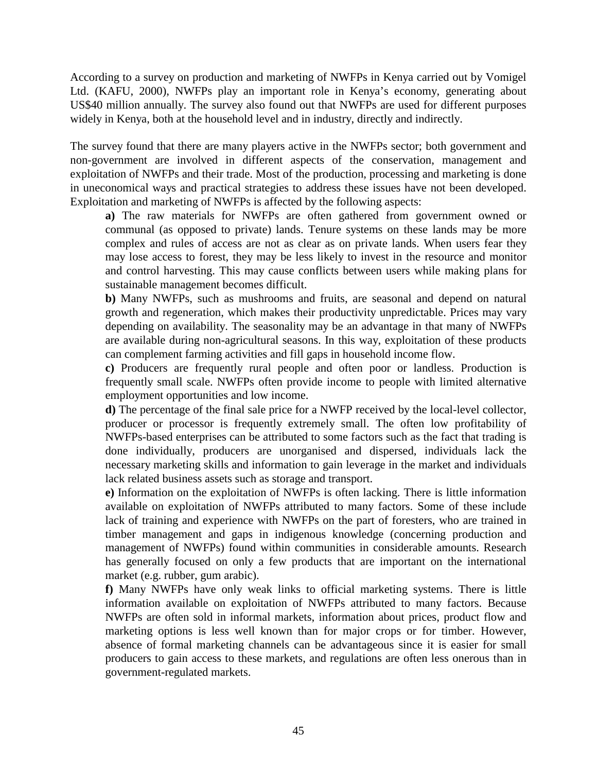According to a survey on production and marketing of NWFPs in Kenya carried out by Vomigel Ltd. (KAFU, 2000), NWFPs play an important role in Kenya's economy, generating about US$40 million annually. The survey also found out that NWFPs are used for different purposes widely in Kenya, both at the household level and in industry, directly and indirectly.

The survey found that there are many players active in the NWFPs sector; both government and non-government are involved in different aspects of the conservation, management and exploitation of NWFPs and their trade. Most of the production, processing and marketing is done in uneconomical ways and practical strategies to address these issues have not been developed. Exploitation and marketing of NWFPs is affected by the following aspects:

**a)** The raw materials for NWFPs are often gathered from government owned or communal (as opposed to private) lands. Tenure systems on these lands may be more complex and rules of access are not as clear as on private lands. When users fear they may lose access to forest, they may be less likely to invest in the resource and monitor and control harvesting. This may cause conflicts between users while making plans for sustainable management becomes difficult.

**b)** Many NWFPs, such as mushrooms and fruits, are seasonal and depend on natural growth and regeneration, which makes their productivity unpredictable. Prices may vary depending on availability. The seasonality may be an advantage in that many of NWFPs are available during non-agricultural seasons. In this way, exploitation of these products can complement farming activities and fill gaps in household income flow.

**c)** Producers are frequently rural people and often poor or landless. Production is frequently small scale. NWFPs often provide income to people with limited alternative employment opportunities and low income.

**d)** The percentage of the final sale price for a NWFP received by the local-level collector, producer or processor is frequently extremely small. The often low profitability of NWFPs-based enterprises can be attributed to some factors such as the fact that trading is done individually, producers are unorganised and dispersed, individuals lack the necessary marketing skills and information to gain leverage in the market and individuals lack related business assets such as storage and transport.

**e)** Information on the exploitation of NWFPs is often lacking. There is little information available on exploitation of NWFPs attributed to many factors. Some of these include lack of training and experience with NWFPs on the part of foresters, who are trained in timber management and gaps in indigenous knowledge (concerning production and management of NWFPs) found within communities in considerable amounts. Research has generally focused on only a few products that are important on the international market (e.g. rubber, gum arabic).

**f)** Many NWFPs have only weak links to official marketing systems. There is little information available on exploitation of NWFPs attributed to many factors. Because NWFPs are often sold in informal markets, information about prices, product flow and marketing options is less well known than for major crops or for timber. However, absence of formal marketing channels can be advantageous since it is easier for small producers to gain access to these markets, and regulations are often less onerous than in government-regulated markets.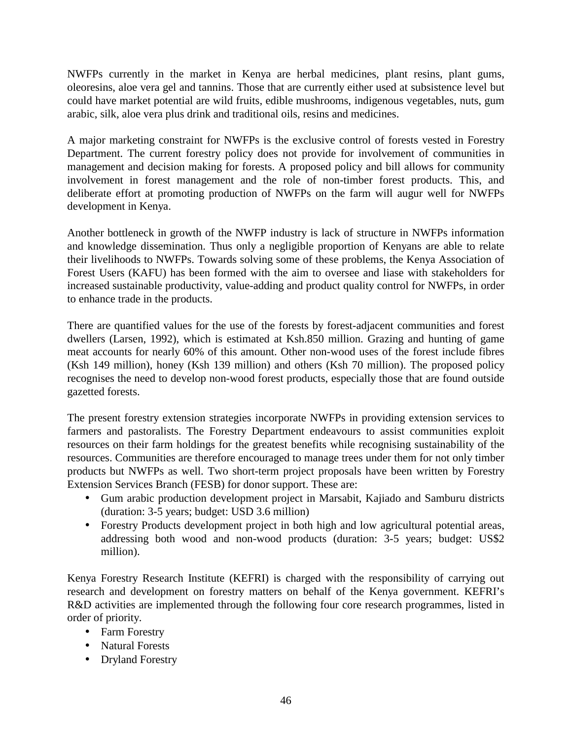NWFPs currently in the market in Kenya are herbal medicines, plant resins, plant gums, oleoresins, aloe vera gel and tannins. Those that are currently either used at subsistence level but could have market potential are wild fruits, edible mushrooms, indigenous vegetables, nuts, gum arabic, silk, aloe vera plus drink and traditional oils, resins and medicines.

A major marketing constraint for NWFPs is the exclusive control of forests vested in Forestry Department. The current forestry policy does not provide for involvement of communities in management and decision making for forests. A proposed policy and bill allows for community involvement in forest management and the role of non-timber forest products. This, and deliberate effort at promoting production of NWFPs on the farm will augur well for NWFPs development in Kenya.

Another bottleneck in growth of the NWFP industry is lack of structure in NWFPs information and knowledge dissemination. Thus only a negligible proportion of Kenyans are able to relate their livelihoods to NWFPs. Towards solving some of these problems, the Kenya Association of Forest Users (KAFU) has been formed with the aim to oversee and liase with stakeholders for increased sustainable productivity, value-adding and product quality control for NWFPs, in order to enhance trade in the products.

There are quantified values for the use of the forests by forest-adjacent communities and forest dwellers (Larsen, 1992), which is estimated at Ksh.850 million. Grazing and hunting of game meat accounts for nearly 60% of this amount. Other non-wood uses of the forest include fibres (Ksh 149 million), honey (Ksh 139 million) and others (Ksh 70 million). The proposed policy recognises the need to develop non-wood forest products, especially those that are found outside gazetted forests.

The present forestry extension strategies incorporate NWFPs in providing extension services to farmers and pastoralists. The Forestry Department endeavours to assist communities exploit resources on their farm holdings for the greatest benefits while recognising sustainability of the resources. Communities are therefore encouraged to manage trees under them for not only timber products but NWFPs as well. Two short-term project proposals have been written by Forestry Extension Services Branch (FESB) for donor support. These are:

- Gum arabic production development project in Marsabit, Kajiado and Samburu districts (duration: 3-5 years; budget: USD 3.6 million)
- Forestry Products development project in both high and low agricultural potential areas, addressing both wood and non-wood products (duration: 3-5 years; budget: US$2 million).

Kenya Forestry Research Institute (KEFRI) is charged with the responsibility of carrying out research and development on forestry matters on behalf of the Kenya government. KEFRI's R&D activities are implemented through the following four core research programmes, listed in order of priority.

- Farm Forestry
- Natural Forests
- Dryland Forestry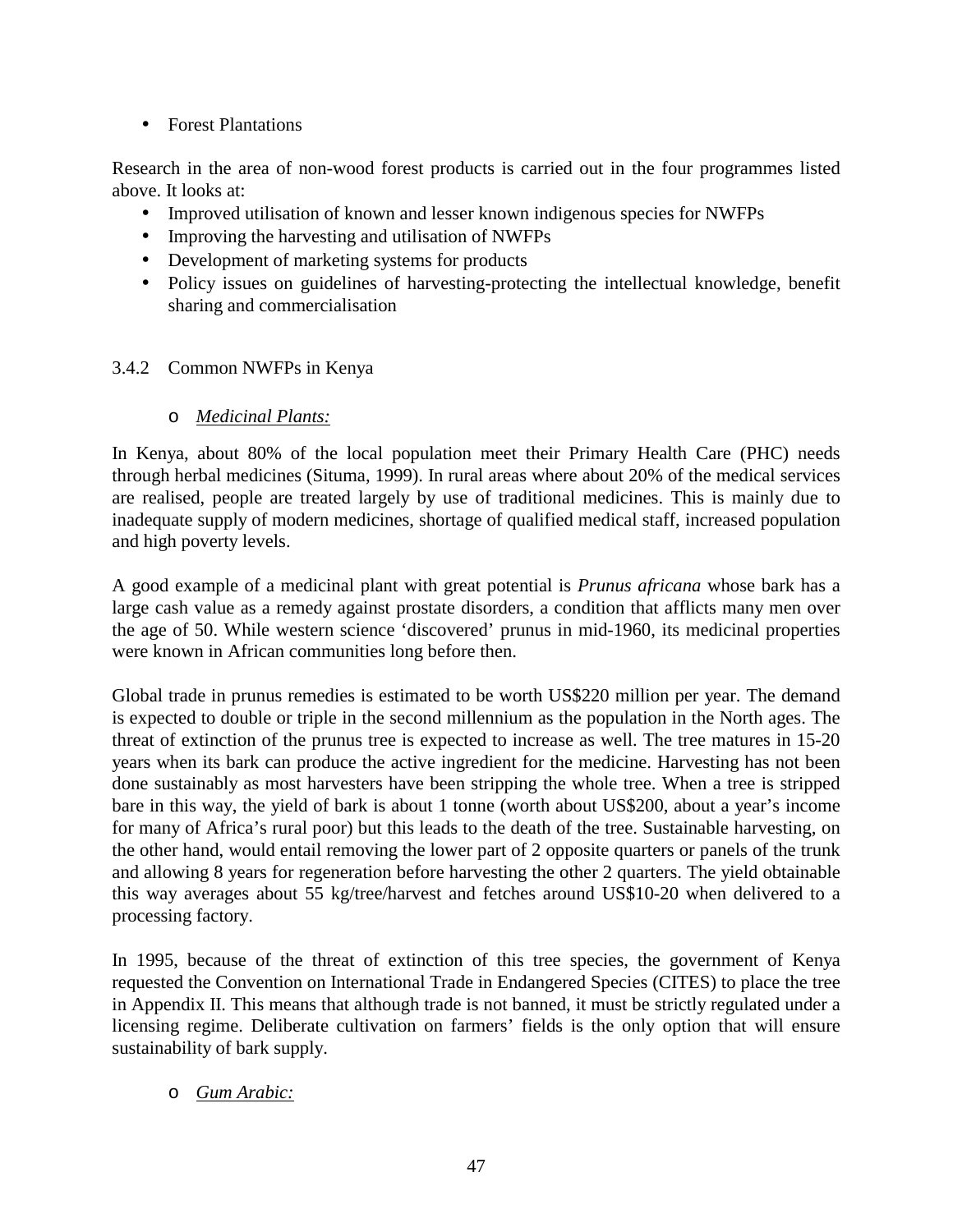- Forest Plantations

Research in the area of non-wood forest products is carried out in the four programmes listed above. It looks at:

- Improved utilisation of known and lesser known indigenous species for NWFPs
- Improving the harvesting and utilisation of NWFPs
- Development of marketing systems for products
- Policy issues on guidelines of harvesting-protecting the intellectual knowledge, benefit sharing and commercialisation

### 3.4.2 Common NWFPs in Kenya

- *Medicinal Plants:*

In Kenya, about 80% of the local population meet their Primary Health Care (PHC) needs through herbal medicines (Situma, 1999). In rural areas where about 20% of the medical services are realised, people are treated largely by use of traditional medicines. This is mainly due to inadequate supply of modern medicines, shortage of qualified medical staff, increased population and high poverty levels.

A good example of a medicinal plant with great potential is *Prunus africana* whose bark has a large cash value as a remedy against prostate disorders, a condition that afflicts many men over the age of 50. While western science 'discovered' prunus in mid-1960, its medicinal properties were known in African communities long before then.

Global trade in prunus remedies is estimated to be worth US$220 million per year. The demand is expected to double or triple in the second millennium as the population in the North ages. The threat of extinction of the prunus tree is expected to increase as well. The tree matures in 15-20 years when its bark can produce the active ingredient for the medicine. Harvesting has not been done sustainably as most harvesters have been stripping the whole tree. When a tree is stripped bare in this way, the yield of bark is about 1 tonne (worth about US$200, about a year's income for many of Africa's rural poor) but this leads to the death of the tree. Sustainable harvesting, on the other hand, would entail removing the lower part of 2 opposite quarters or panels of the trunk and allowing 8 years for regeneration before harvesting the other 2 quarters. The yield obtainable this way averages about 55 kg/tree/harvest and fetches around US$10-20 when delivered to a processing factory.

In 1995, because of the threat of extinction of this tree species, the government of Kenya requested the Convention on International Trade in Endangered Species (CITES) to place the tree in Appendix II. This means that although trade is not banned, it must be strictly regulated under a licensing regime. Deliberate cultivation on farmers' fields is the only option that will ensure sustainability of bark supply.

- *Gum Arabic:*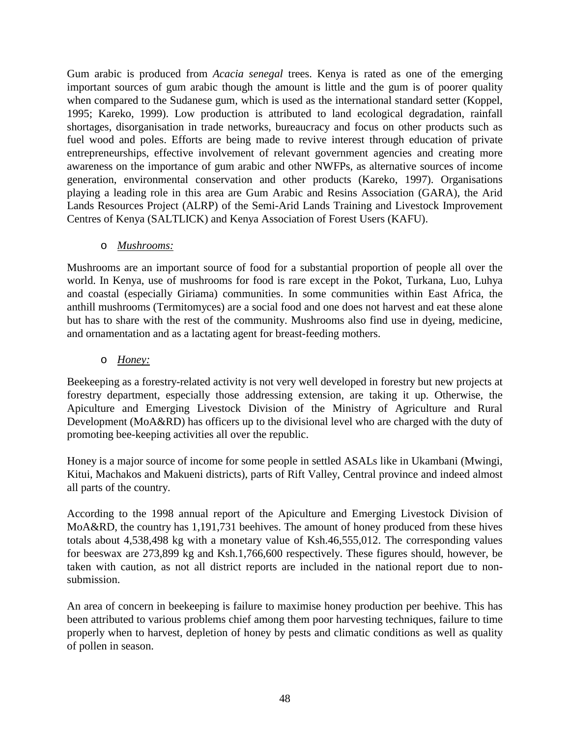Gum arabic is produced from *Acacia senegal* trees. Kenya is rated as one of the emerging important sources of gum arabic though the amount is little and the gum is of poorer quality when compared to the Sudanese gum, which is used as the international standard setter (Koppel, 1995; Kareko, 1999). Low production is attributed to land ecological degradation, rainfall shortages, disorganisation in trade networks, bureaucracy and focus on other products such as fuel wood and poles. Efforts are being made to revive interest through education of private entrepreneurships, effective involvement of relevant government agencies and creating more awareness on the importance of gum arabic and other NWFPs, as alternative sources of income generation, environmental conservation and other products (Kareko, 1997). Organisations playing a leading role in this area are Gum Arabic and Resins Association (GARA), the Arid Lands Resources Project (ALRP) of the Semi-Arid Lands Training and Livestock Improvement Centres of Kenya (SALTLICK) and Kenya Association of Forest Users (KAFU).

- *Mushrooms:*

Mushrooms are an important source of food for a substantial proportion of people all over the world. In Kenya, use of mushrooms for food is rare except in the Pokot, Turkana, Luo, Luhya and coastal (especially Giriama) communities. In some communities within East Africa, the anthill mushrooms (Termitomyces) are a social food and one does not harvest and eat these alone but has to share with the rest of the community. Mushrooms also find use in dyeing, medicine, and ornamentation and as a lactating agent for breast-feeding mothers.

- *Honey:*

Beekeeping as a forestry-related activity is not very well developed in forestry but new projects at forestry department, especially those addressing extension, are taking it up. Otherwise, the Apiculture and Emerging Livestock Division of the Ministry of Agriculture and Rural Development (MoA&RD) has officers up to the divisional level who are charged with the duty of promoting bee-keeping activities all over the republic.

Honey is a major source of income for some people in settled ASALs like in Ukambani (Mwingi, Kitui, Machakos and Makueni districts), parts of Rift Valley, Central province and indeed almost all parts of the country.

According to the 1998 annual report of the Apiculture and Emerging Livestock Division of MoA&RD, the country has 1,191,731 beehives. The amount of honey produced from these hives totals about 4,538,498 kg with a monetary value of Ksh.46,555,012. The corresponding values for beeswax are 273,899 kg and Ksh.1,766,600 respectively. These figures should, however, be taken with caution, as not all district reports are included in the national report due to non-submission.

An area of concern in beekeeping is failure to maximise honey production per beehive. This has been attributed to various problems chief among them poor harvesting techniques, failure to time properly when to harvest, depletion of honey by pests and climatic conditions as well as quality of pollen in season.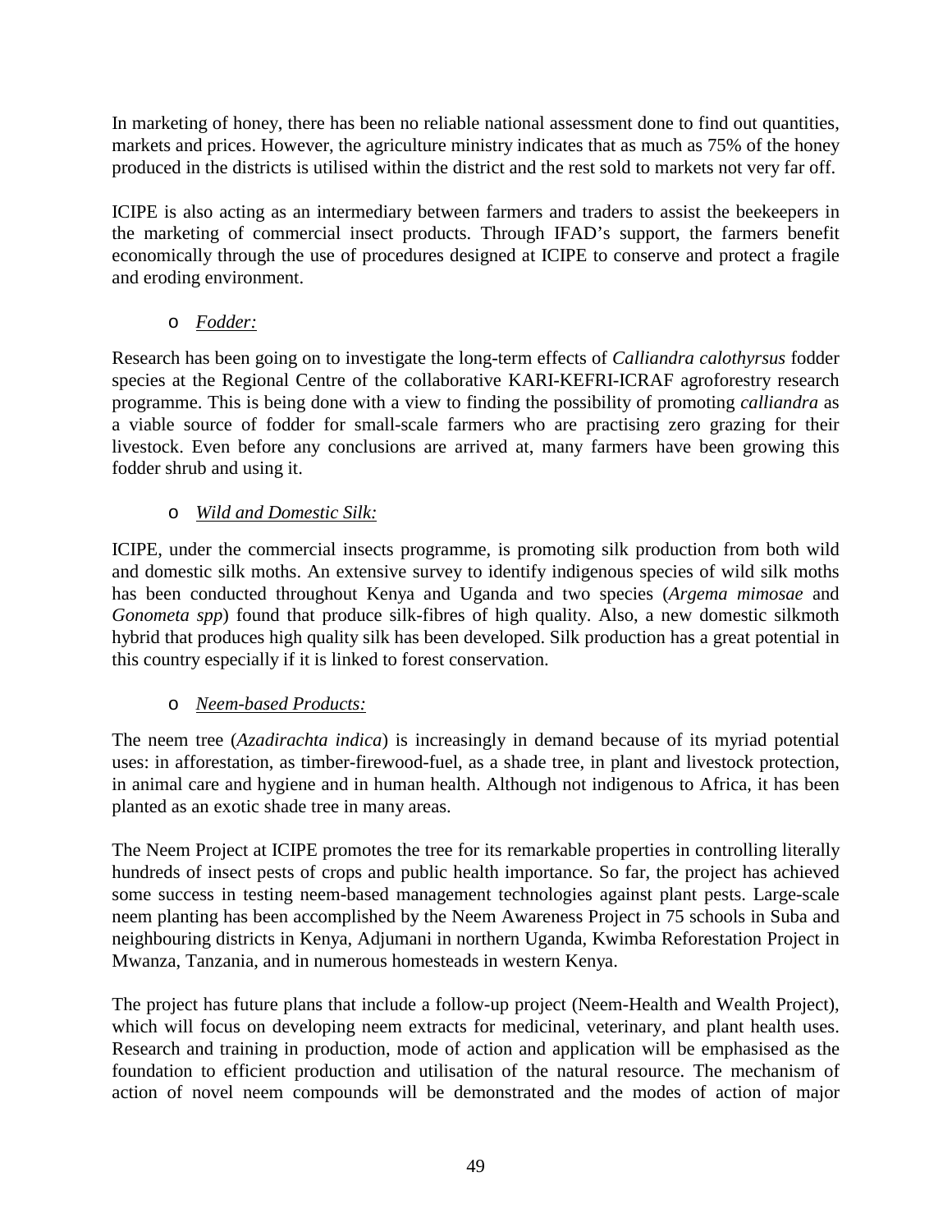In marketing of honey, there has been no reliable national assessment done to find out quantities, markets and prices. However, the agriculture ministry indicates that as much as 75% of the honey produced in the districts is utilised within the district and the rest sold to markets not very far off.

ICIPE is also acting as an intermediary between farmers and traders to assist the beekeepers in the marketing of commercial insect products. Through IFAD's support, the farmers benefit economically through the use of procedures designed at ICIPE to conserve and protect a fragile and eroding environment.

- *Fodder:*

Research has been going on to investigate the long-term effects of *Calliandra calothyrsus* fodder species at the Regional Centre of the collaborative KARI-KEFRI-ICRAF agroforestry research programme. This is being done with a view to finding the possibility of promoting *calliandra* as a viable source of fodder for small-scale farmers who are practising zero grazing for their livestock. Even before any conclusions are arrived at, many farmers have been growing this fodder shrub and using it.

- *Wild and Domestic Silk:*

ICIPE, under the commercial insects programme, is promoting silk production from both wild and domestic silk moths. An extensive survey to identify indigenous species of wild silk moths has been conducted throughout Kenya and Uganda and two species (*Argema mimosae* and *Gonometa spp*) found that produce silk-fibres of high quality. Also, a new domestic silkmoth hybrid that produces high quality silk has been developed. Silk production has a great potential in this country especially if it is linked to forest conservation.

- *Neem-based Products:*

The neem tree (*Azadirachta indica*) is increasingly in demand because of its myriad potential uses: in afforestation, as timber-firewood-fuel, as a shade tree, in plant and livestock protection, in animal care and hygiene and in human health. Although not indigenous to Africa, it has been planted as an exotic shade tree in many areas.

The Neem Project at ICIPE promotes the tree for its remarkable properties in controlling literally hundreds of insect pests of crops and public health importance. So far, the project has achieved some success in testing neem-based management technologies against plant pests. Large-scale neem planting has been accomplished by the Neem Awareness Project in 75 schools in Suba and neighbouring districts in Kenya, Adjumani in northern Uganda, Kwimba Reforestation Project in Mwanza, Tanzania, and in numerous homesteads in western Kenya.

The project has future plans that include a follow-up project (Neem-Health and Wealth Project), which will focus on developing neem extracts for medicinal, veterinary, and plant health uses. Research and training in production, mode of action and application will be emphasised as the foundation to efficient production and utilisation of the natural resource. The mechanism of action of novel neem compounds will be demonstrated and the modes of action of major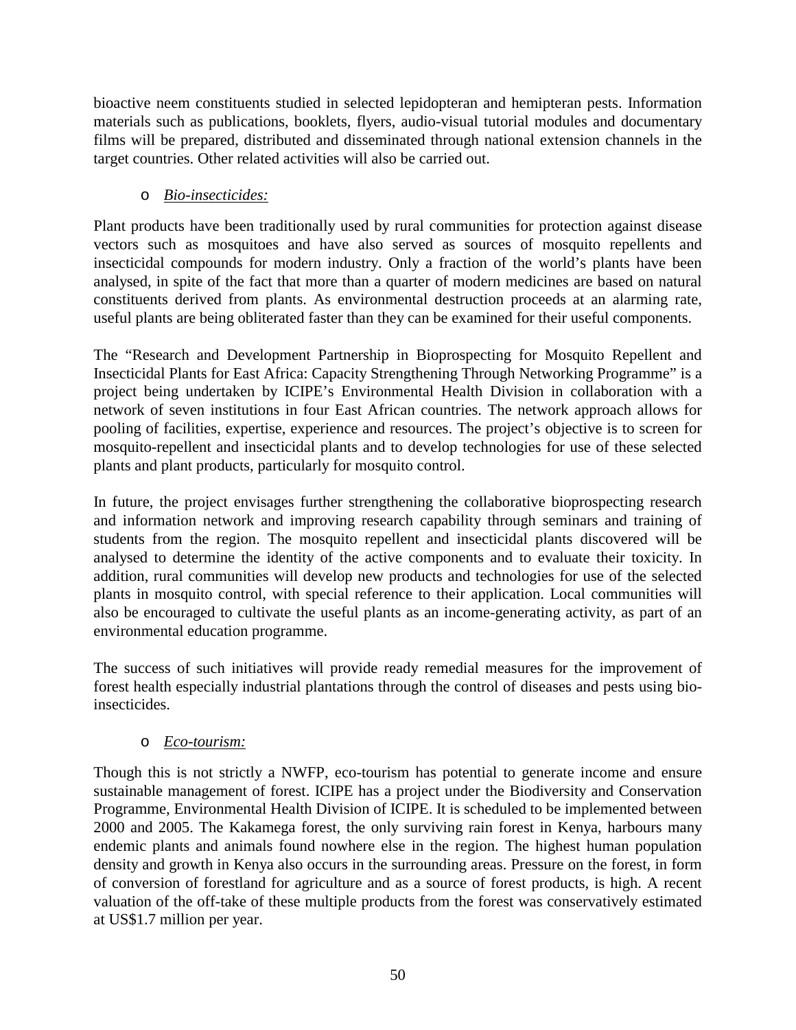bioactive neem constituents studied in selected lepidopteran and hemipteran pests. Information materials such as publications, booklets, flyers, audio-visual tutorial modules and documentary films will be prepared, distributed and disseminated through national extension channels in the target countries. Other related activities will also be carried out.

- *Bio-insecticides:*

Plant products have been traditionally used by rural communities for protection against disease vectors such as mosquitoes and have also served as sources of mosquito repellents and insecticidal compounds for modern industry. Only a fraction of the world's plants have been analysed, in spite of the fact that more than a quarter of modern medicines are based on natural constituents derived from plants. As environmental destruction proceeds at an alarming rate, useful plants are being obliterated faster than they can be examined for their useful components.

The "Research and Development Partnership in Bioprospecting for Mosquito Repellent and Insecticidal Plants for East Africa: Capacity Strengthening Through Networking Programme" is a project being undertaken by ICIPE's Environmental Health Division in collaboration with a network of seven institutions in four East African countries. The network approach allows for pooling of facilities, expertise, experience and resources. The project's objective is to screen for mosquito-repellent and insecticidal plants and to develop technologies for use of these selected plants and plant products, particularly for mosquito control.

In future, the project envisages further strengthening the collaborative bioprospecting research and information network and improving research capability through seminars and training of students from the region. The mosquito repellent and insecticidal plants discovered will be analysed to determine the identity of the active components and to evaluate their toxicity. In addition, rural communities will develop new products and technologies for use of the selected plants in mosquito control, with special reference to their application. Local communities will also be encouraged to cultivate the useful plants as an income-generating activity, as part of an environmental education programme.

The success of such initiatives will provide ready remedial measures for the improvement of forest health especially industrial plantations through the control of diseases and pests using bio-insecticides.

- *Eco-tourism:*

Though this is not strictly a NWFP, eco-tourism has potential to generate income and ensure sustainable management of forest. ICIPE has a project under the Biodiversity and Conservation Programme, Environmental Health Division of ICIPE. It is scheduled to be implemented between 2000 and 2005. The Kakamega forest, the only surviving rain forest in Kenya, harbours many endemic plants and animals found nowhere else in the region. The highest human population density and growth in Kenya also occurs in the surrounding areas. Pressure on the forest, in form of conversion of forestland for agriculture and as a source of forest products, is high. A recent valuation of the off-take of these multiple products from the forest was conservatively estimated at US$1.7 million per year.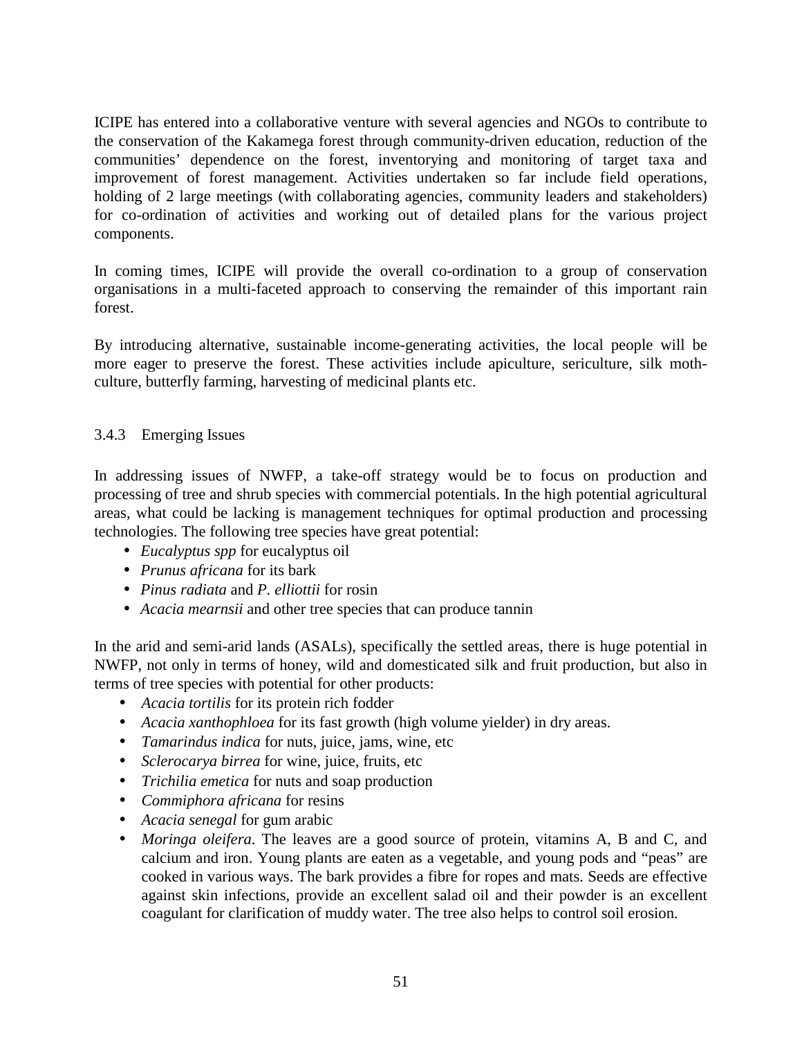ICIPE has entered into a collaborative venture with several agencies and NGOs to contribute to the conservation of the Kakamega forest through community-driven education, reduction of the communities' dependence on the forest, inventorying and monitoring of target taxa and improvement of forest management. Activities undertaken so far include field operations, holding of 2 large meetings (with collaborating agencies, community leaders and stakeholders) for co-ordination of activities and working out of detailed plans for the various project components.

In coming times, ICIPE will provide the overall co-ordination to a group of conservation organisations in a multi-faceted approach to conserving the remainder of this important rain forest.

By introducing alternative, sustainable income-generating activities, the local people will be more eager to preserve the forest. These activities include apiculture, sericulture, silk moth-culture, butterfly farming, harvesting of medicinal plants etc.

### 3.4.3 Emerging Issues

In addressing issues of NWFP, a take-off strategy would be to focus on production and processing of tree and shrub species with commercial potentials. In the high potential agricultural areas, what could be lacking is management techniques for optimal production and processing technologies. The following tree species have great potential:

- *Eucalyptus spp* for eucalyptus oil
- *Prunus africana* for its bark
- *Pinus radiata* and *P. elliottii* for rosin
- *Acacia mearnsii* and other tree species that can produce tannin

In the arid and semi-arid lands (ASALs), specifically the settled areas, there is huge potential in NWFP, not only in terms of honey, wild and domesticated silk and fruit production, but also in terms of tree species with potential for other products:

- *Acacia tortilis* for its protein rich fodder
- *Acacia xanthophloea* for its fast growth (high volume yielder) in dry areas.
- *Tamarindus indica* for nuts, juice, jams, wine, etc
- *Sclerocarya birrea* for wine, juice, fruits, etc
- *Trichilia emetica* for nuts and soap production
- *Commiphora africana* for resins
- *Acacia senegal* for gum arabic
- *Moringa oleifera*. The leaves are a good source of protein, vitamins A, B and C, and calcium and iron. Young plants are eaten as a vegetable, and young pods and "peas" are cooked in various ways. The bark provides a fibre for ropes and mats. Seeds are effective against skin infections, provide an excellent salad oil and their powder is an excellent coagulant for clarification of muddy water. The tree also helps to control soil erosion.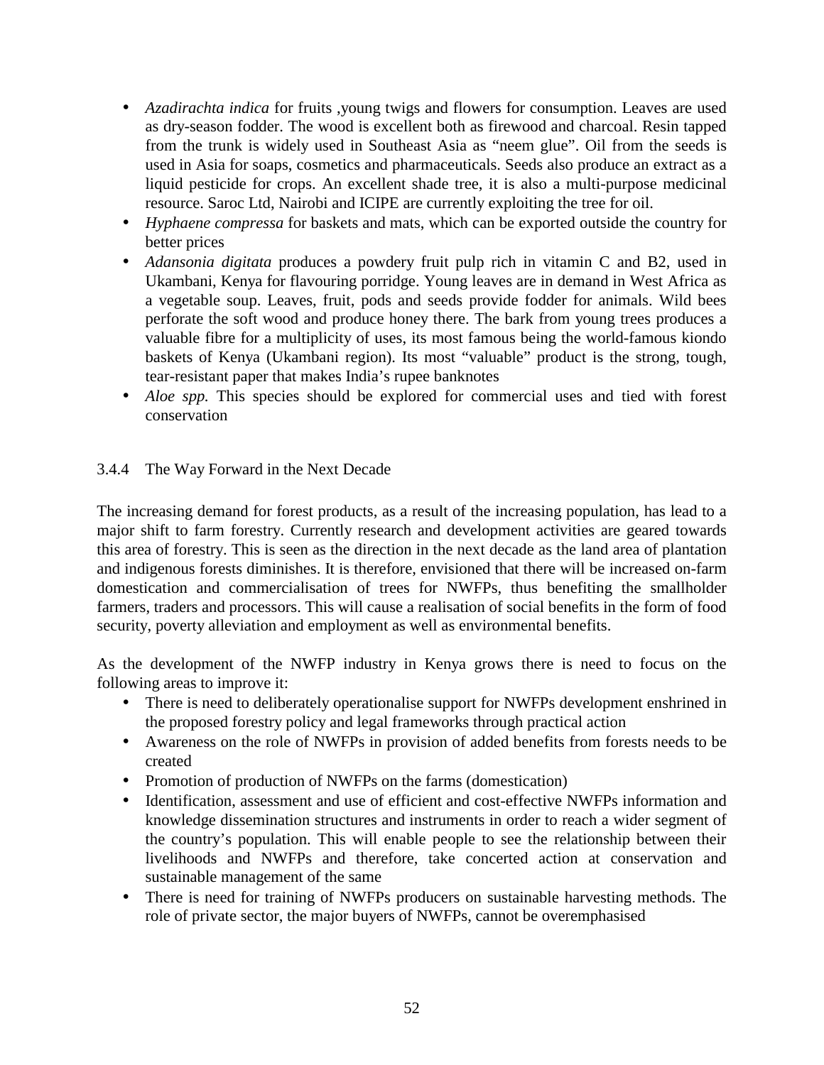- *Azadirachta indica* for fruits ,young twigs and flowers for consumption. Leaves are used as dry-season fodder. The wood is excellent both as firewood and charcoal. Resin tapped from the trunk is widely used in Southeast Asia as "neem glue". Oil from the seeds is used in Asia for soaps, cosmetics and pharmaceuticals. Seeds also produce an extract as a liquid pesticide for crops. An excellent shade tree, it is also a multi-purpose medicinal resource. Saroc Ltd, Nairobi and ICIPE are currently exploiting the tree for oil.
- *Hyphaene compressa* for baskets and mats, which can be exported outside the country for better prices
- *Adansonia digitata* produces a powdery fruit pulp rich in vitamin C and B2, used in Ukambani, Kenya for flavouring porridge. Young leaves are in demand in West Africa as a vegetable soup. Leaves, fruit, pods and seeds provide fodder for animals. Wild bees perforate the soft wood and produce honey there. The bark from young trees produces a valuable fibre for a multiplicity of uses, its most famous being the world-famous kiondo baskets of Kenya (Ukambani region). Its most "valuable" product is the strong, tough, tear-resistant paper that makes India's rupee banknotes
- *Aloe spp.* This species should be explored for commercial uses and tied with forest conservation

### 3.4.4 The Way Forward in the Next Decade

The increasing demand for forest products, as a result of the increasing population, has lead to a major shift to farm forestry. Currently research and development activities are geared towards this area of forestry. This is seen as the direction in the next decade as the land area of plantation and indigenous forests diminishes. It is therefore, envisioned that there will be increased on-farm domestication and commercialisation of trees for NWFPs, thus benefiting the smallholder farmers, traders and processors. This will cause a realisation of social benefits in the form of food security, poverty alleviation and employment as well as environmental benefits.

As the development of the NWFP industry in Kenya grows there is need to focus on the following areas to improve it:

- There is need to deliberately operationalise support for NWFPs development enshrined in the proposed forestry policy and legal frameworks through practical action
- Awareness on the role of NWFPs in provision of added benefits from forests needs to be created
- Promotion of production of NWFPs on the farms (domestication)
- Identification, assessment and use of efficient and cost-effective NWFPs information and knowledge dissemination structures and instruments in order to reach a wider segment of the country's population. This will enable people to see the relationship between their livelihoods and NWFPs and therefore, take concerted action at conservation and sustainable management of the same
- There is need for training of NWFPs producers on sustainable harvesting methods. The role of private sector, the major buyers of NWFPs, cannot be overemphasised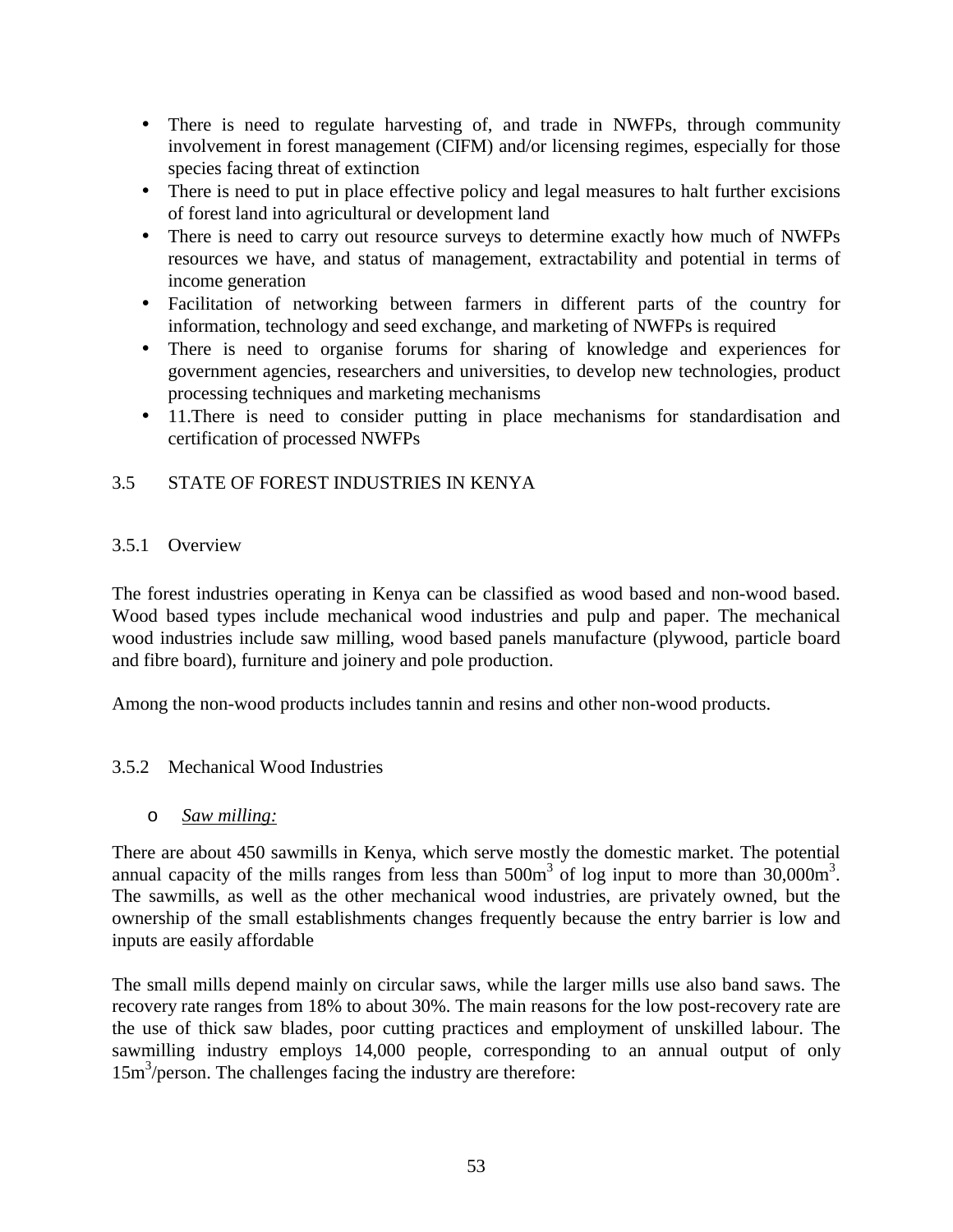- There is need to regulate harvesting of, and trade in NWFPs, through community involvement in forest management (CIFM) and/or licensing regimes, especially for those species facing threat of extinction
- There is need to put in place effective policy and legal measures to halt further excisions of forest land into agricultural or development land
- There is need to carry out resource surveys to determine exactly how much of NWFPs resources we have, and status of management, extractability and potential in terms of income generation
- Facilitation of networking between farmers in different parts of the country for information, technology and seed exchange, and marketing of NWFPs is required
- There is need to organise forums for sharing of knowledge and experiences for government agencies, researchers and universities, to develop new technologies, product processing techniques and marketing mechanisms
- 11.There is need to consider putting in place mechanisms for standardisation and certification of processed NWFPs

## 3.5 STATE OF FOREST INDUSTRIES IN KENYA

### 3.5.1 Overview

The forest industries operating in Kenya can be classified as wood based and non-wood based. Wood based types include mechanical wood industries and pulp and paper. The mechanical wood industries include saw milling, wood based panels manufacture (plywood, particle board and fibre board), furniture and joinery and pole production.

Among the non-wood products includes tannin and resins and other non-wood products.

### 3.5.2 Mechanical Wood Industries

- *Saw milling:*

There are about 450 sawmills in Kenya, which serve mostly the domestic market. The potential annual capacity of the mills ranges from less than $500m^3$ of log input to more than $30{,}000m^3$. The sawmills, as well as the other mechanical wood industries, are privately owned, but the ownership of the small establishments changes frequently because the entry barrier is low and inputs are easily affordable

The small mills depend mainly on circular saws, while the larger mills use also band saws. The recovery rate ranges from 18% to about 30%. The main reasons for the low post-recovery rate are the use of thick saw blades, poor cutting practices and employment of unskilled labour. The sawmilling industry employs 14,000 people, corresponding to an annual output of only $15m^3$/person. The challenges facing the industry are therefore: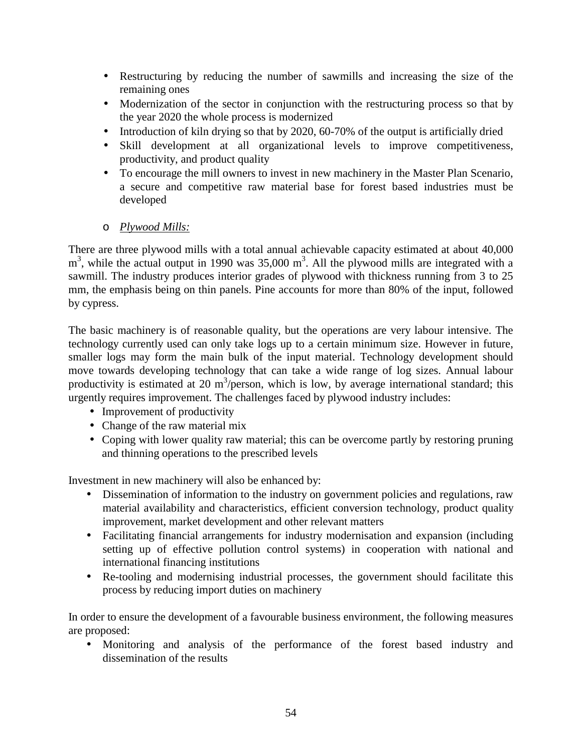- Restructuring by reducing the number of sawmills and increasing the size of the remaining ones
- Modernization of the sector in conjunction with the restructuring process so that by the year 2020 the whole process is modernized
- Introduction of kiln drying so that by 2020, 60-70% of the output is artificially dried
- Skill development at all organizational levels to improve competitiveness, productivity, and product quality
- To encourage the mill owners to invest in new machinery in the Master Plan Scenario, a secure and competitive raw material base for forest based industries must be developed

  - *Plywood Mills:*

There are three plywood mills with a total annual achievable capacity estimated at about 40,000 $m^3$, while the actual output in 1990 was 35,000 $m^3$. All the plywood mills are integrated with a sawmill. The industry produces interior grades of plywood with thickness running from 3 to 25 mm, the emphasis being on thin panels. Pine accounts for more than 80% of the input, followed by cypress.

The basic machinery is of reasonable quality, but the operations are very labour intensive. The technology currently used can only take logs up to a certain minimum size. However in future, smaller logs may form the main bulk of the input material. Technology development should move towards developing technology that can take a wide range of log sizes. Annual labour productivity is estimated at 20 $m^3$/person, which is low, by average international standard; this urgently requires improvement. The challenges faced by plywood industry includes:

- Improvement of productivity
- Change of the raw material mix
- Coping with lower quality raw material; this can be overcome partly by restoring pruning and thinning operations to the prescribed levels

Investment in new machinery will also be enhanced by:

- Dissemination of information to the industry on government policies and regulations, raw material availability and characteristics, efficient conversion technology, product quality improvement, market development and other relevant matters
- Facilitating financial arrangements for industry modernisation and expansion (including setting up of effective pollution control systems) in cooperation with national and international financing institutions
- Re-tooling and modernising industrial processes, the government should facilitate this process by reducing import duties on machinery

In order to ensure the development of a favourable business environment, the following measures are proposed:

- Monitoring and analysis of the performance of the forest based industry and dissemination of the results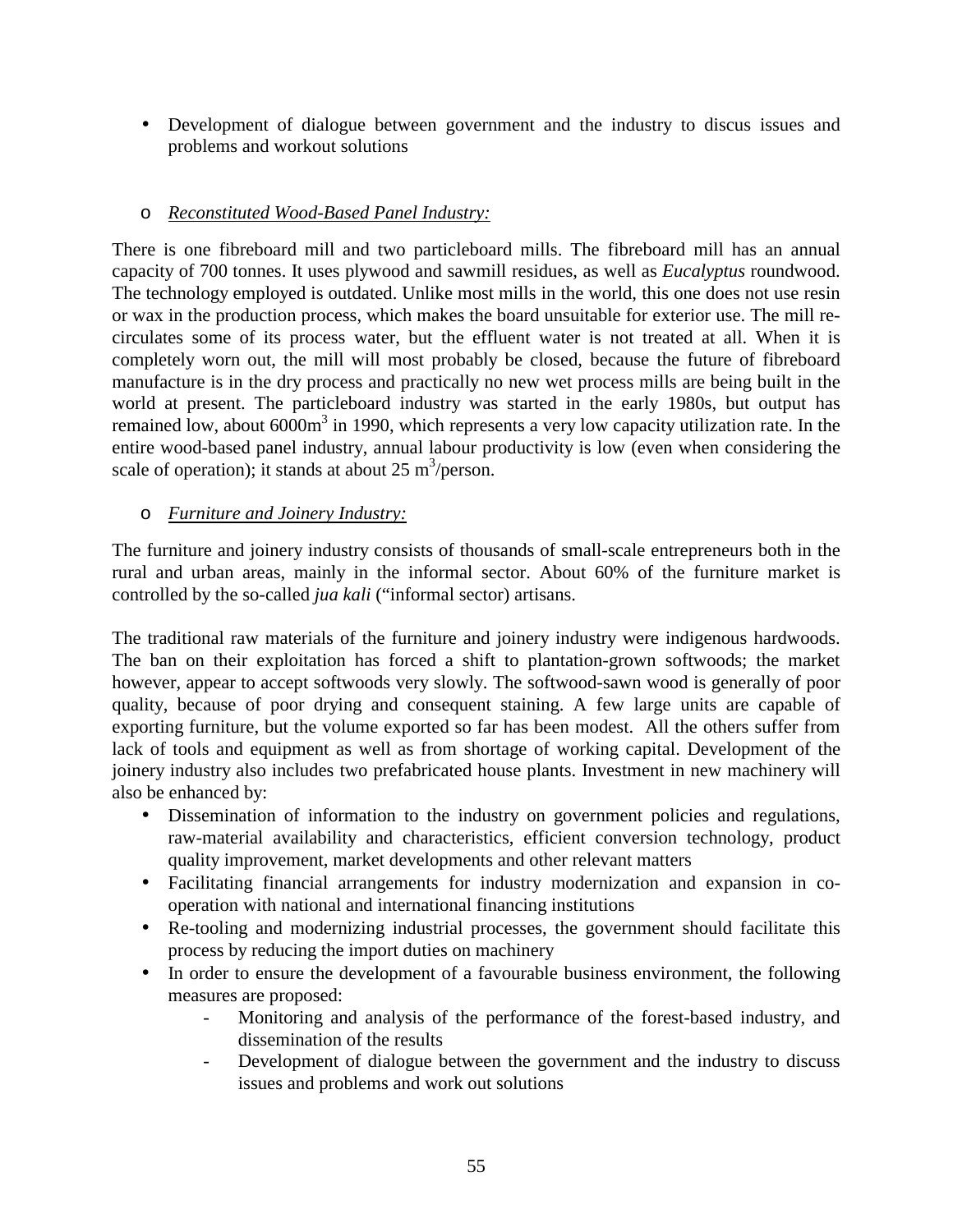- Development of dialogue between government and the industry to discus issues and problems and workout solutions

- *Reconstituted Wood-Based Panel Industry:*

There is one fibreboard mill and two particleboard mills. The fibreboard mill has an annual capacity of 700 tonnes. It uses plywood and sawmill residues, as well as *Eucalyptus* roundwood. The technology employed is outdated. Unlike most mills in the world, this one does not use resin or wax in the production process, which makes the board unsuitable for exterior use. The mill re-circulates some of its process water, but the effluent water is not treated at all. When it is completely worn out, the mill will most probably be closed, because the future of fibreboard manufacture is in the dry process and practically no new wet process mills are being built in the world at present. The particleboard industry was started in the early 1980s, but output has remained low, about 6000m$^3$ in 1990, which represents a very low capacity utilization rate. In the entire wood-based panel industry, annual labour productivity is low (even when considering the scale of operation); it stands at about 25 m$^3$/person.

- *Furniture and Joinery Industry:*

The furniture and joinery industry consists of thousands of small-scale entrepreneurs both in the rural and urban areas, mainly in the informal sector. About 60% of the furniture market is controlled by the so-called *jua kali* ("informal sector) artisans.

The traditional raw materials of the furniture and joinery industry were indigenous hardwoods. The ban on their exploitation has forced a shift to plantation-grown softwoods; the market however, appear to accept softwoods very slowly. The softwood-sawn wood is generally of poor quality, because of poor drying and consequent staining. A few large units are capable of exporting furniture, but the volume exported so far has been modest. All the others suffer from lack of tools and equipment as well as from shortage of working capital. Development of the joinery industry also includes two prefabricated house plants. Investment in new machinery will also be enhanced by:

- Dissemination of information to the industry on government policies and regulations, raw-material availability and characteristics, efficient conversion technology, product quality improvement, market developments and other relevant matters
- Facilitating financial arrangements for industry modernization and expansion in co-operation with national and international financing institutions
- Re-tooling and modernizing industrial processes, the government should facilitate this process by reducing the import duties on machinery
- In order to ensure the development of a favourable business environment, the following measures are proposed:
  - Monitoring and analysis of the performance of the forest-based industry, and dissemination of the results
  - Development of dialogue between the government and the industry to discuss issues and problems and work out solutions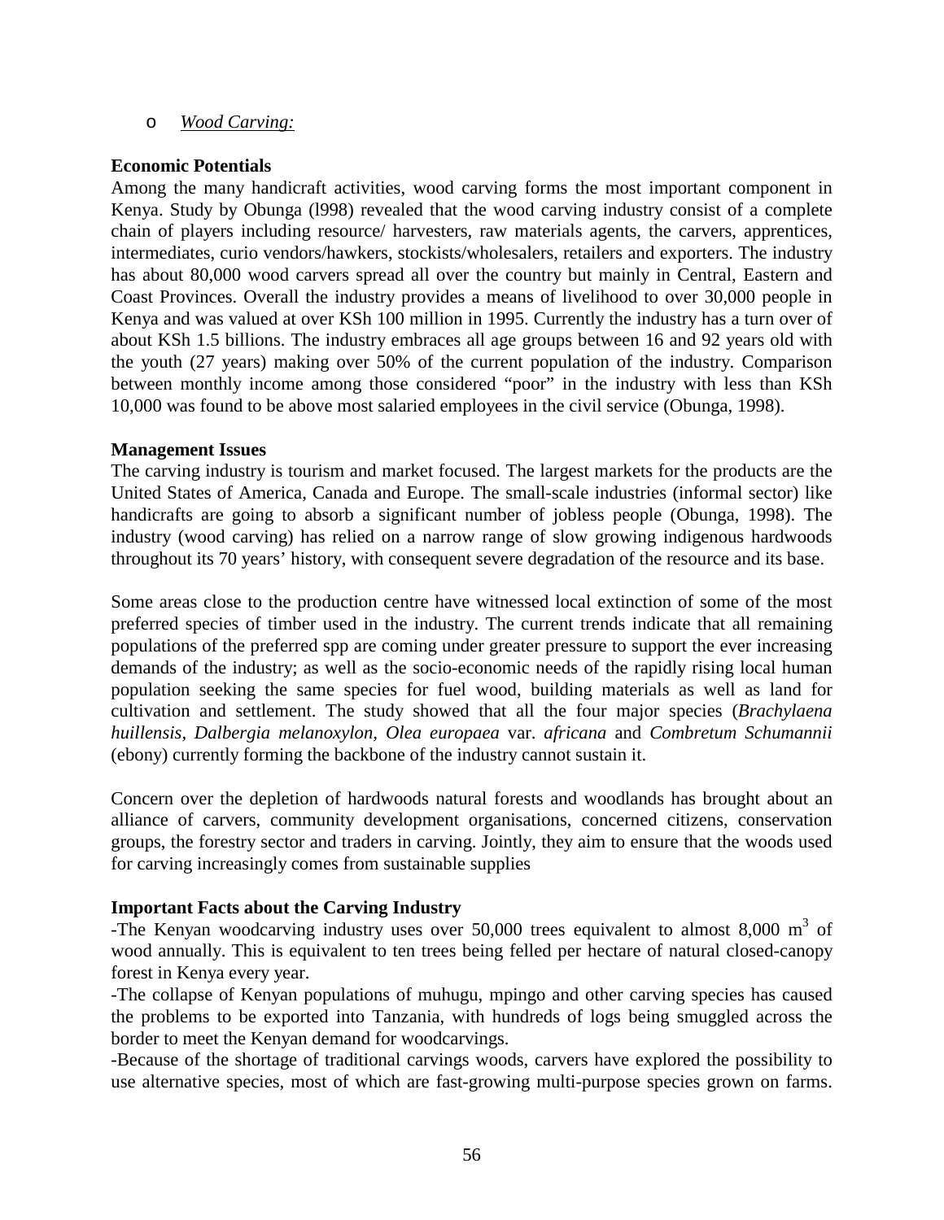- *Wood Carving:*

**Economic Potentials**

Among the many handicraft activities, wood carving forms the most important component in Kenya. Study by Obunga (l998) revealed that the wood carving industry consist of a complete chain of players including resource/ harvesters, raw materials agents, the carvers, apprentices, intermediates, curio vendors/hawkers, stockists/wholesalers, retailers and exporters. The industry has about 80,000 wood carvers spread all over the country but mainly in Central, Eastern and Coast Provinces. Overall the industry provides a means of livelihood to over 30,000 people in Kenya and was valued at over KSh 100 million in 1995. Currently the industry has a turn over of about KSh 1.5 billions. The industry embraces all age groups between 16 and 92 years old with the youth (27 years) making over 50% of the current population of the industry. Comparison between monthly income among those considered "poor" in the industry with less than KSh 10,000 was found to be above most salaried employees in the civil service (Obunga, 1998).

**Management Issues**

The carving industry is tourism and market focused. The largest markets for the products are the United States of America, Canada and Europe. The small-scale industries (informal sector) like handicrafts are going to absorb a significant number of jobless people (Obunga, 1998). The industry (wood carving) has relied on a narrow range of slow growing indigenous hardwoods throughout its 70 years' history, with consequent severe degradation of the resource and its base.

Some areas close to the production centre have witnessed local extinction of some of the most preferred species of timber used in the industry. The current trends indicate that all remaining populations of the preferred spp are coming under greater pressure to support the ever increasing demands of the industry; as well as the socio-economic needs of the rapidly rising local human population seeking the same species for fuel wood, building materials as well as land for cultivation and settlement. The study showed that all the four major species (*Brachylaena huillensis*, *Dalbergia melanoxylon*, *Olea europaea* var. *africana* and *Combretum Schumannii* (ebony) currently forming the backbone of the industry cannot sustain it.

Concern over the depletion of hardwoods natural forests and woodlands has brought about an alliance of carvers, community development organisations, concerned citizens, conservation groups, the forestry sector and traders in carving. Jointly, they aim to ensure that the woods used for carving increasingly comes from sustainable supplies

**Important Facts about the Carving Industry**

-The Kenyan woodcarving industry uses over 50,000 trees equivalent to almost 8,000 $m^3$ of wood annually. This is equivalent to ten trees being felled per hectare of natural closed-canopy forest in Kenya every year.

-The collapse of Kenyan populations of muhugu, mpingo and other carving species has caused the problems to be exported into Tanzania, with hundreds of logs being smuggled across the border to meet the Kenyan demand for woodcarvings.

-Because of the shortage of traditional carvings woods, carvers have explored the possibility to use alternative species, most of which are fast-growing multi-purpose species grown on farms.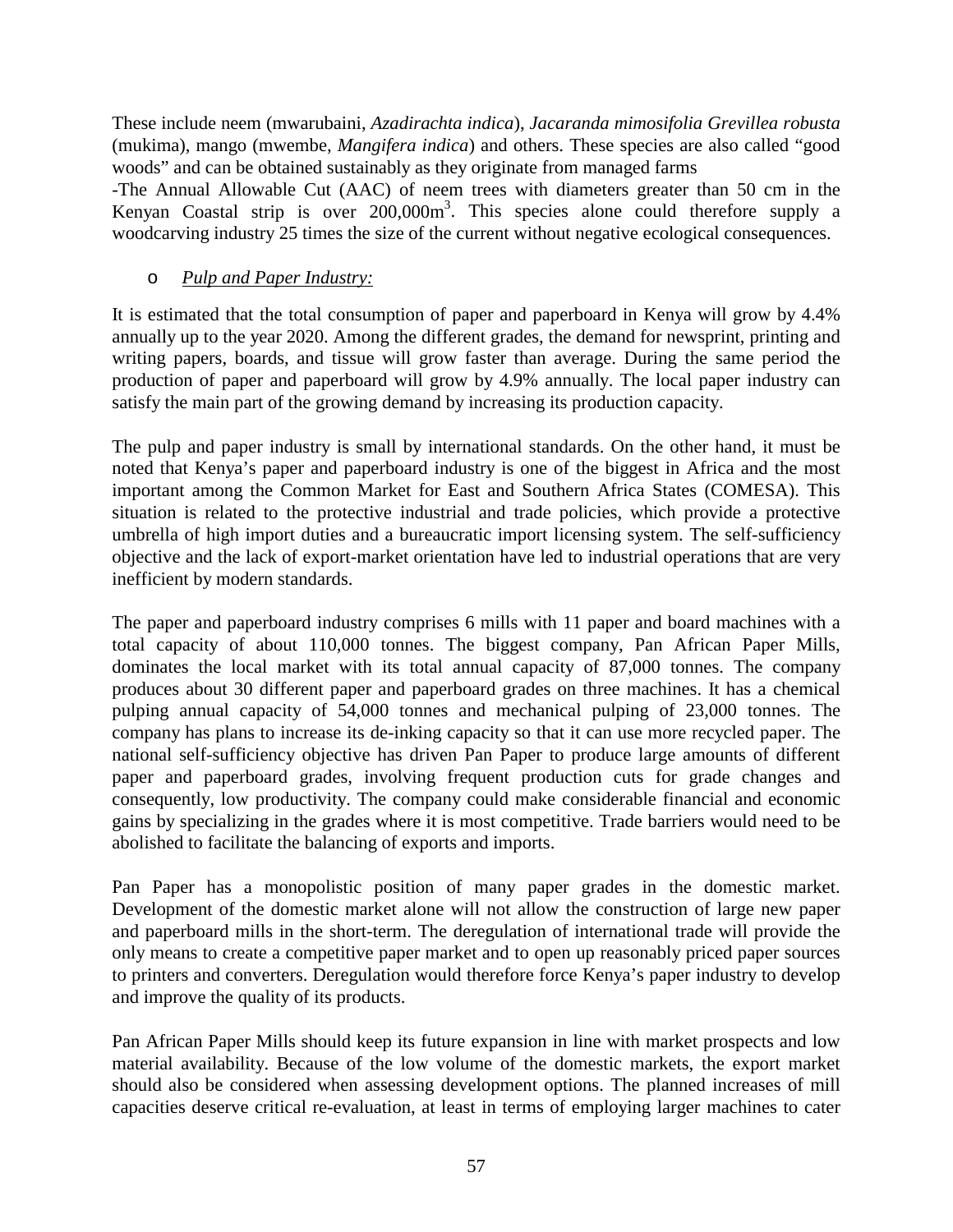These include neem (mwarubaini, *Azadirachta indica*), *Jacaranda mimosifolia Grevillea robusta* (mukima), mango (mwembe, *Mangifera indica*) and others. These species are also called "good woods" and can be obtained sustainably as they originate from managed farms

-The Annual Allowable Cut (AAC) of neem trees with diameters greater than 50 cm in the Kenyan Coastal strip is over 200,000m$^3$. This species alone could therefore supply a woodcarving industry 25 times the size of the current without negative ecological consequences.

- *Pulp and Paper Industry:*

It is estimated that the total consumption of paper and paperboard in Kenya will grow by 4.4% annually up to the year 2020. Among the different grades, the demand for newsprint, printing and writing papers, boards, and tissue will grow faster than average. During the same period the production of paper and paperboard will grow by 4.9% annually. The local paper industry can satisfy the main part of the growing demand by increasing its production capacity.

The pulp and paper industry is small by international standards. On the other hand, it must be noted that Kenya's paper and paperboard industry is one of the biggest in Africa and the most important among the Common Market for East and Southern Africa States (COMESA). This situation is related to the protective industrial and trade policies, which provide a protective umbrella of high import duties and a bureaucratic import licensing system. The self-sufficiency objective and the lack of export-market orientation have led to industrial operations that are very inefficient by modern standards.

The paper and paperboard industry comprises 6 mills with 11 paper and board machines with a total capacity of about 110,000 tonnes. The biggest company, Pan African Paper Mills, dominates the local market with its total annual capacity of 87,000 tonnes. The company produces about 30 different paper and paperboard grades on three machines. It has a chemical pulping annual capacity of 54,000 tonnes and mechanical pulping of 23,000 tonnes. The company has plans to increase its de-inking capacity so that it can use more recycled paper. The national self-sufficiency objective has driven Pan Paper to produce large amounts of different paper and paperboard grades, involving frequent production cuts for grade changes and consequently, low productivity. The company could make considerable financial and economic gains by specializing in the grades where it is most competitive. Trade barriers would need to be abolished to facilitate the balancing of exports and imports.

Pan Paper has a monopolistic position of many paper grades in the domestic market. Development of the domestic market alone will not allow the construction of large new paper and paperboard mills in the short-term. The deregulation of international trade will provide the only means to create a competitive paper market and to open up reasonably priced paper sources to printers and converters. Deregulation would therefore force Kenya's paper industry to develop and improve the quality of its products.

Pan African Paper Mills should keep its future expansion in line with market prospects and low material availability. Because of the low volume of the domestic markets, the export market should also be considered when assessing development options. The planned increases of mill capacities deserve critical re-evaluation, at least in terms of employing larger machines to cater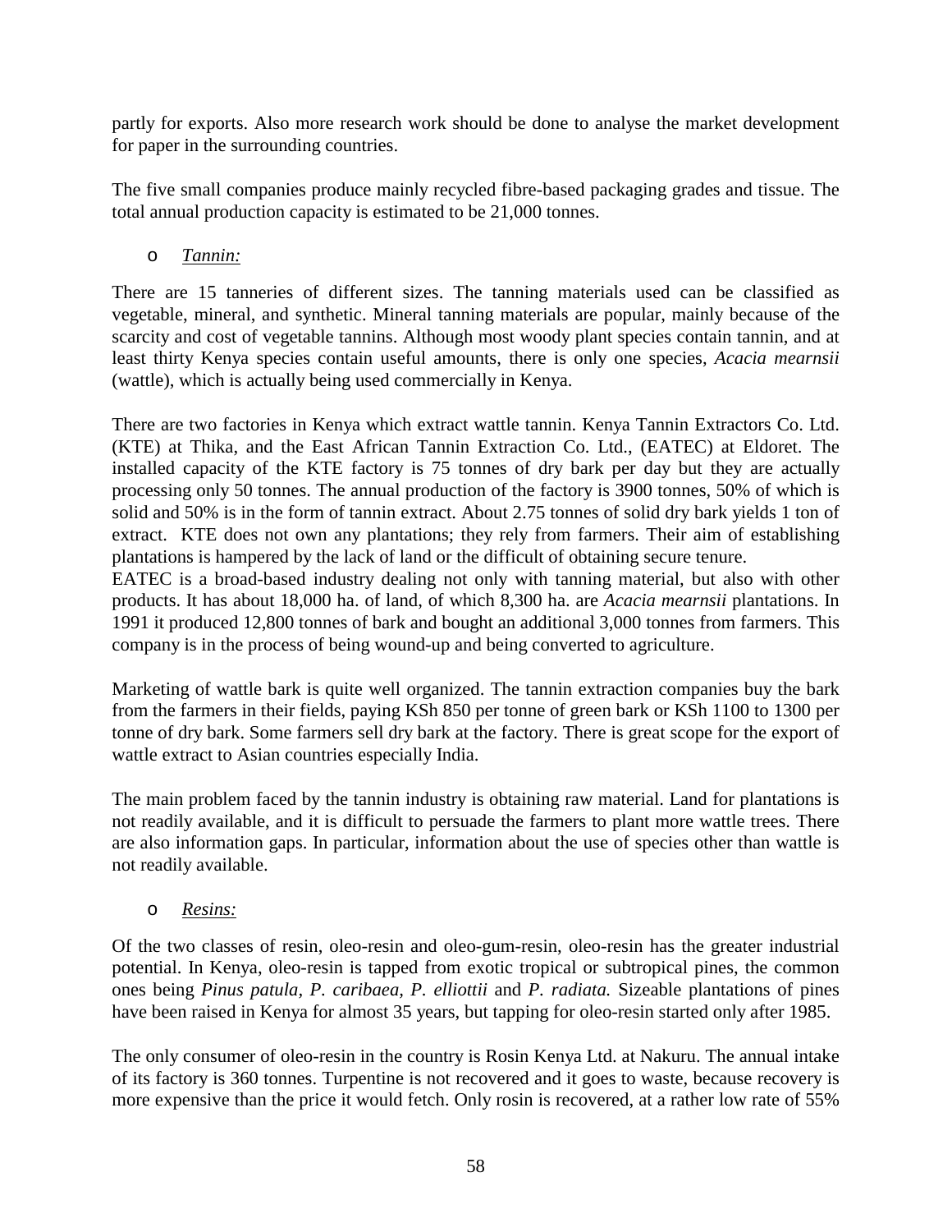partly for exports. Also more research work should be done to analyse the market development for paper in the surrounding countries.

The five small companies produce mainly recycled fibre-based packaging grades and tissue. The total annual production capacity is estimated to be 21,000 tonnes.

- *Tannin:*

There are 15 tanneries of different sizes. The tanning materials used can be classified as vegetable, mineral, and synthetic. Mineral tanning materials are popular, mainly because of the scarcity and cost of vegetable tannins. Although most woody plant species contain tannin, and at least thirty Kenya species contain useful amounts, there is only one species, *Acacia mearnsii* (wattle), which is actually being used commercially in Kenya.

There are two factories in Kenya which extract wattle tannin. Kenya Tannin Extractors Co. Ltd. (KTE) at Thika, and the East African Tannin Extraction Co. Ltd., (EATEC) at Eldoret. The installed capacity of the KTE factory is 75 tonnes of dry bark per day but they are actually processing only 50 tonnes. The annual production of the factory is 3900 tonnes, 50% of which is solid and 50% is in the form of tannin extract. About 2.75 tonnes of solid dry bark yields 1 ton of extract. KTE does not own any plantations; they rely from farmers. Their aim of establishing plantations is hampered by the lack of land or the difficult of obtaining secure tenure.
EATEC is a broad-based industry dealing not only with tanning material, but also with other products. It has about 18,000 ha. of land, of which 8,300 ha. are *Acacia mearnsii* plantations. In 1991 it produced 12,800 tonnes of bark and bought an additional 3,000 tonnes from farmers. This company is in the process of being wound-up and being converted to agriculture.

Marketing of wattle bark is quite well organized. The tannin extraction companies buy the bark from the farmers in their fields, paying KSh 850 per tonne of green bark or KSh 1100 to 1300 per tonne of dry bark. Some farmers sell dry bark at the factory. There is great scope for the export of wattle extract to Asian countries especially India.

The main problem faced by the tannin industry is obtaining raw material. Land for plantations is not readily available, and it is difficult to persuade the farmers to plant more wattle trees. There are also information gaps. In particular, information about the use of species other than wattle is not readily available.

- *Resins:*

Of the two classes of resin, oleo-resin and oleo-gum-resin, oleo-resin has the greater industrial potential. In Kenya, oleo-resin is tapped from exotic tropical or subtropical pines, the common ones being *Pinus patula, P. caribaea, P. elliottii* and *P. radiata.* Sizeable plantations of pines have been raised in Kenya for almost 35 years, but tapping for oleo-resin started only after 1985.

The only consumer of oleo-resin in the country is Rosin Kenya Ltd. at Nakuru. The annual intake of its factory is 360 tonnes. Turpentine is not recovered and it goes to waste, because recovery is more expensive than the price it would fetch. Only rosin is recovered, at a rather low rate of 55%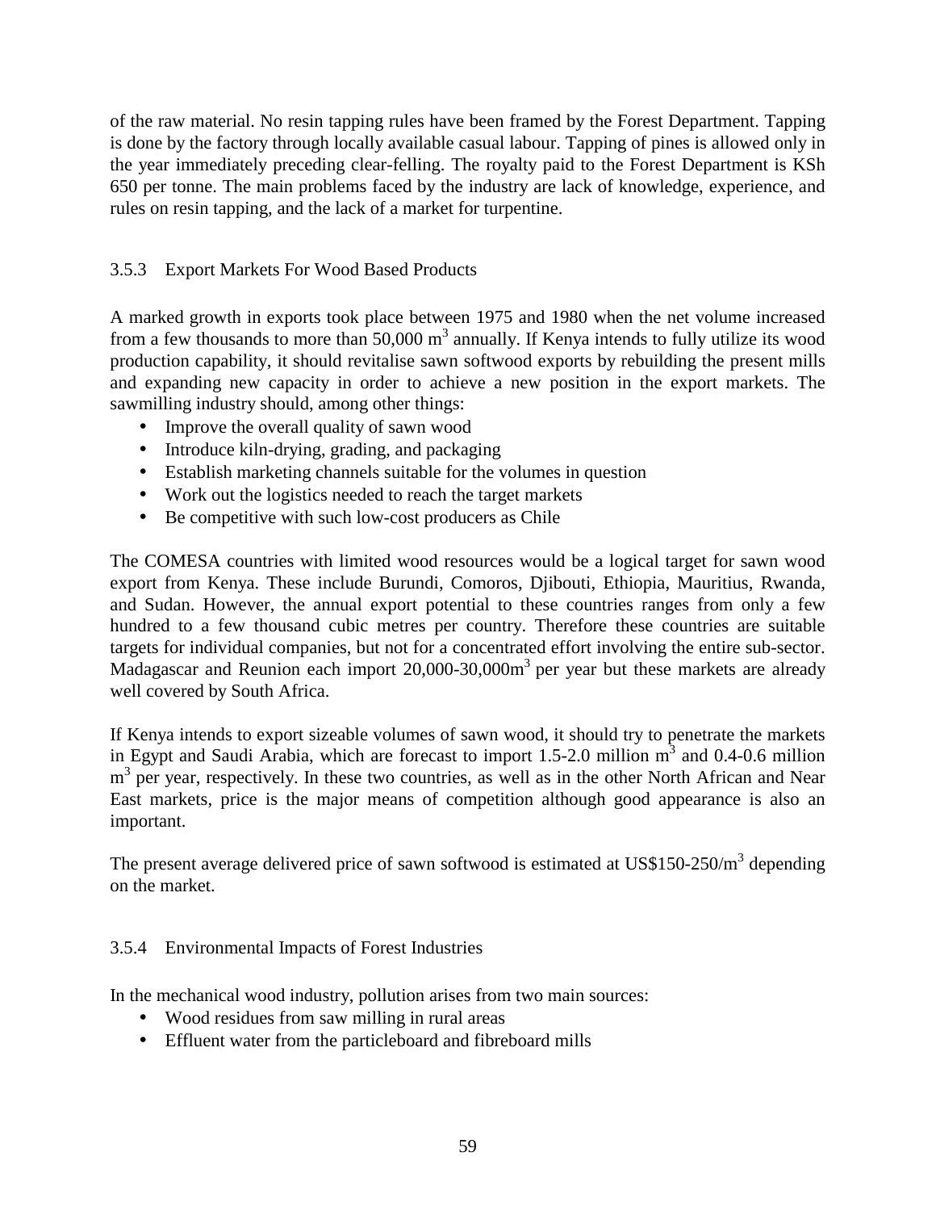of the raw material. No resin tapping rules have been framed by the Forest Department. Tapping is done by the factory through locally available casual labour. Tapping of pines is allowed only in the year immediately preceding clear-felling. The royalty paid to the Forest Department is KSh 650 per tonne. The main problems faced by the industry are lack of knowledge, experience, and rules on resin tapping, and the lack of a market for turpentine.

### 3.5.3 Export Markets For Wood Based Products

A marked growth in exports took place between 1975 and 1980 when the net volume increased from a few thousands to more than 50,000 $m^3$ annually. If Kenya intends to fully utilize its wood production capability, it should revitalise sawn softwood exports by rebuilding the present mills and expanding new capacity in order to achieve a new position in the export markets. The sawmilling industry should, among other things:

- Improve the overall quality of sawn wood
- Introduce kiln-drying, grading, and packaging
- Establish marketing channels suitable for the volumes in question
- Work out the logistics needed to reach the target markets
- Be competitive with such low-cost producers as Chile

The COMESA countries with limited wood resources would be a logical target for sawn wood export from Kenya. These include Burundi, Comoros, Djibouti, Ethiopia, Mauritius, Rwanda, and Sudan. However, the annual export potential to these countries ranges from only a few hundred to a few thousand cubic metres per country. Therefore these countries are suitable targets for individual companies, but not for a concentrated effort involving the entire sub-sector. Madagascar and Reunion each import 20,000-30,000$m^3$ per year but these markets are already well covered by South Africa.

If Kenya intends to export sizeable volumes of sawn wood, it should try to penetrate the markets in Egypt and Saudi Arabia, which are forecast to import 1.5-2.0 million $m^3$ and 0.4-0.6 million $m^3$ per year, respectively. In these two countries, as well as in the other North African and Near East markets, price is the major means of competition although good appearance is also an important.

The present average delivered price of sawn softwood is estimated at US$150-250/$m^3$ depending on the market.

### 3.5.4 Environmental Impacts of Forest Industries

In the mechanical wood industry, pollution arises from two main sources:

- Wood residues from saw milling in rural areas
- Effluent water from the particleboard and fibreboard mills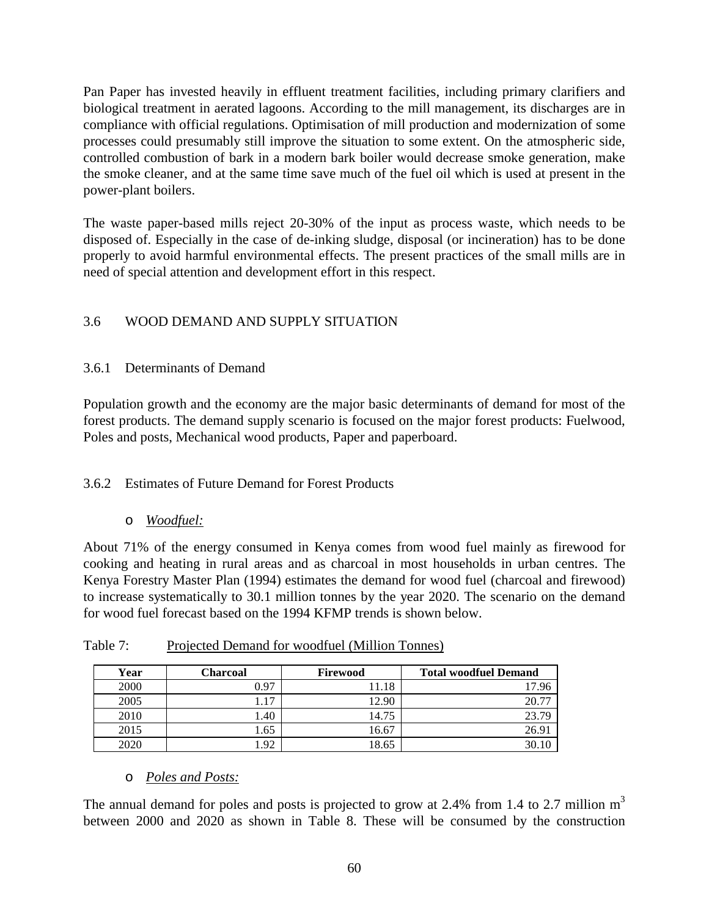Pan Paper has invested heavily in effluent treatment facilities, including primary clarifiers and biological treatment in aerated lagoons. According to the mill management, its discharges are in compliance with official regulations. Optimisation of mill production and modernization of some processes could presumably still improve the situation to some extent. On the atmospheric side, controlled combustion of bark in a modern bark boiler would decrease smoke generation, make the smoke cleaner, and at the same time save much of the fuel oil which is used at present in the power-plant boilers.

The waste paper-based mills reject 20-30% of the input as process waste, which needs to be disposed of. Especially in the case of de-inking sludge, disposal (or incineration) has to be done properly to avoid harmful environmental effects. The present practices of the small mills are in need of special attention and development effort in this respect.

## 3.6 WOOD DEMAND AND SUPPLY SITUATION

### 3.6.1 Determinants of Demand

Population growth and the economy are the major basic determinants of demand for most of the forest products. The demand supply scenario is focused on the major forest products: Fuelwood, Poles and posts, Mechanical wood products, Paper and paperboard.

### 3.6.2 Estimates of Future Demand for Forest Products

- *Woodfuel:*

About 71% of the energy consumed in Kenya comes from wood fuel mainly as firewood for cooking and heating in rural areas and as charcoal in most households in urban centres. The Kenya Forestry Master Plan (1994) estimates the demand for wood fuel (charcoal and firewood) to increase systematically to 30.1 million tonnes by the year 2020. The scenario on the demand for wood fuel forecast based on the 1994 KFMP trends is shown below.

Table 7: Projected Demand for woodfuel (Million Tonnes)

| Year | Charcoal | Firewood | Total woodfuel Demand |
|---|---|---|---|
| 2000 | 0.97 | 11.18 | 17.96 |
| 2005 | 1.17 | 12.90 | 20.77 |
| 2010 | 1.40 | 14.75 | 23.79 |
| 2015 | 1.65 | 16.67 | 26.91 |
| 2020 | 1.92 | 18.65 | 30.10 |

- *Poles and Posts:*

The annual demand for poles and posts is projected to grow at 2.4% from 1.4 to 2.7 million $m^3$ between 2000 and 2020 as shown in Table 8. These will be consumed by the construction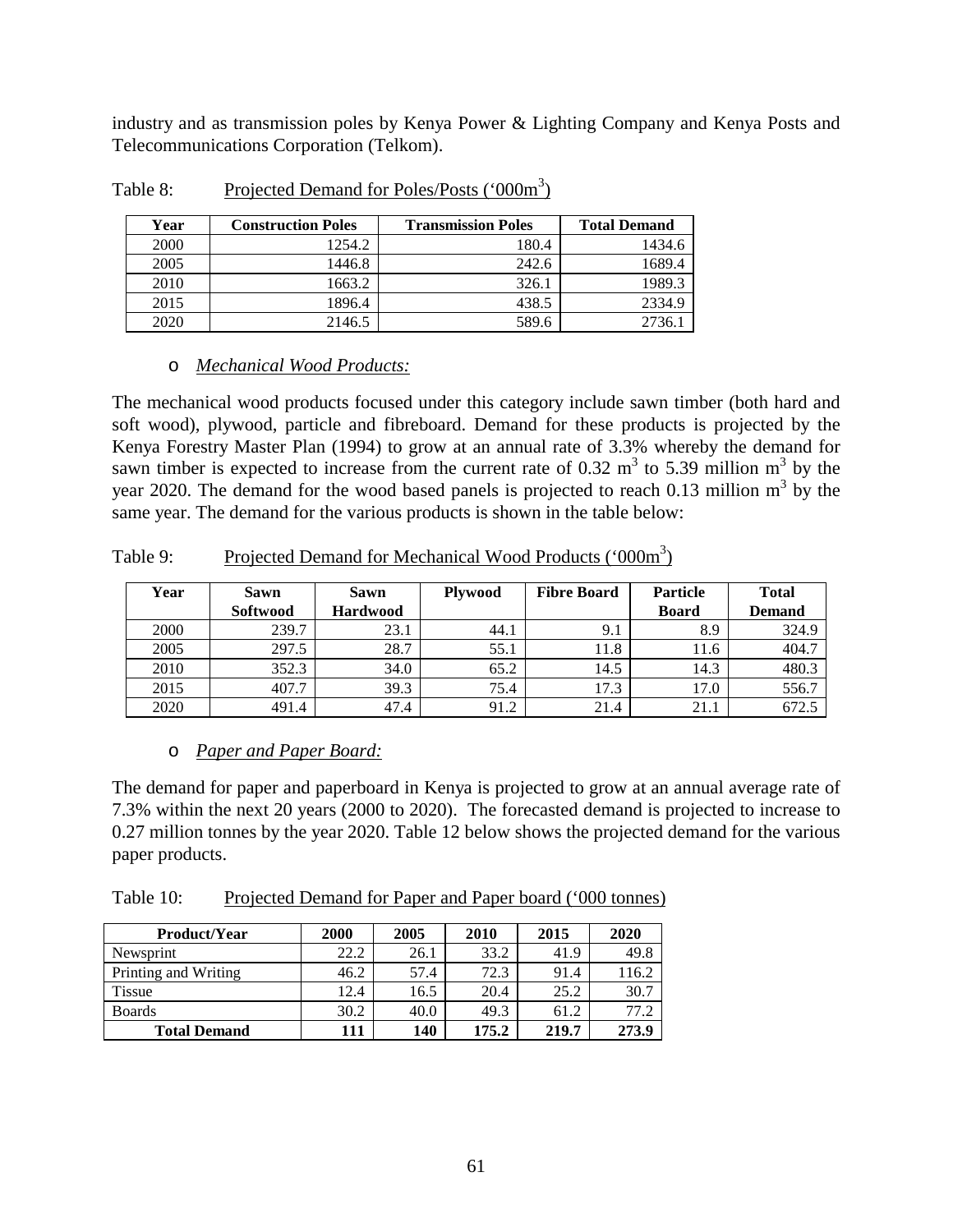industry and as transmission poles by Kenya Power & Lighting Company and Kenya Posts and Telecommunications Corporation (Telkom).

Table 8: Projected Demand for Poles/Posts (‘000$m^3$)

| Year | Construction Poles | Transmission Poles | Total Demand |
|---|---|---|---|
| 2000 | 1254.2 | 180.4 | 1434.6 |
| 2005 | 1446.8 | 242.6 | 1689.4 |
| 2010 | 1663.2 | 326.1 | 1989.3 |
| 2015 | 1896.4 | 438.5 | 2334.9 |
| 2020 | 2146.5 | 589.6 | 2736.1 |

- *Mechanical Wood Products:*

The mechanical wood products focused under this category include sawn timber (both hard and soft wood), plywood, particle and fibreboard. Demand for these products is projected by the Kenya Forestry Master Plan (1994) to grow at an annual rate of 3.3% whereby the demand for sawn timber is expected to increase from the current rate of 0.32 $m^3$ to 5.39 million $m^3$ by the year 2020. The demand for the wood based panels is projected to reach 0.13 million $m^3$ by the same year. The demand for the various products is shown in the table below:

Table 9: Projected Demand for Mechanical Wood Products (‘000$m^3$)

| Year | Sawn Softwood | Sawn Hardwood | Plywood | Fibre Board | Particle Board | Total Demand |
|---|---|---|---|---|---|---|
| 2000 | 239.7 | 23.1 | 44.1 | 9.1 | 8.9 | 324.9 |
| 2005 | 297.5 | 28.7 | 55.1 | 11.8 | 11.6 | 404.7 |
| 2010 | 352.3 | 34.0 | 65.2 | 14.5 | 14.3 | 480.3 |
| 2015 | 407.7 | 39.3 | 75.4 | 17.3 | 17.0 | 556.7 |
| 2020 | 491.4 | 47.4 | 91.2 | 21.4 | 21.1 | 672.5 |

- *Paper and Paper Board:*

The demand for paper and paperboard in Kenya is projected to grow at an annual average rate of 7.3% within the next 20 years (2000 to 2020). The forecasted demand is projected to increase to 0.27 million tonnes by the year 2020. Table 12 below shows the projected demand for the various paper products.

Table 10: Projected Demand for Paper and Paper board (‘000 tonnes)

| Product/Year | 2000 | 2005 | 2010 | 2015 | 2020 |
|---|---|---|---|---|---|
| Newsprint | 22.2 | 26.1 | 33.2 | 41.9 | 49.8 |
| Printing and Writing | 46.2 | 57.4 | 72.3 | 91.4 | 116.2 |
| Tissue | 12.4 | 16.5 | 20.4 | 25.2 | 30.7 |
| Boards | 30.2 | 40.0 | 49.3 | 61.2 | 77.2 |
| **Total Demand** | **111** | **140** | **175.2** | **219.7** | **273.9** |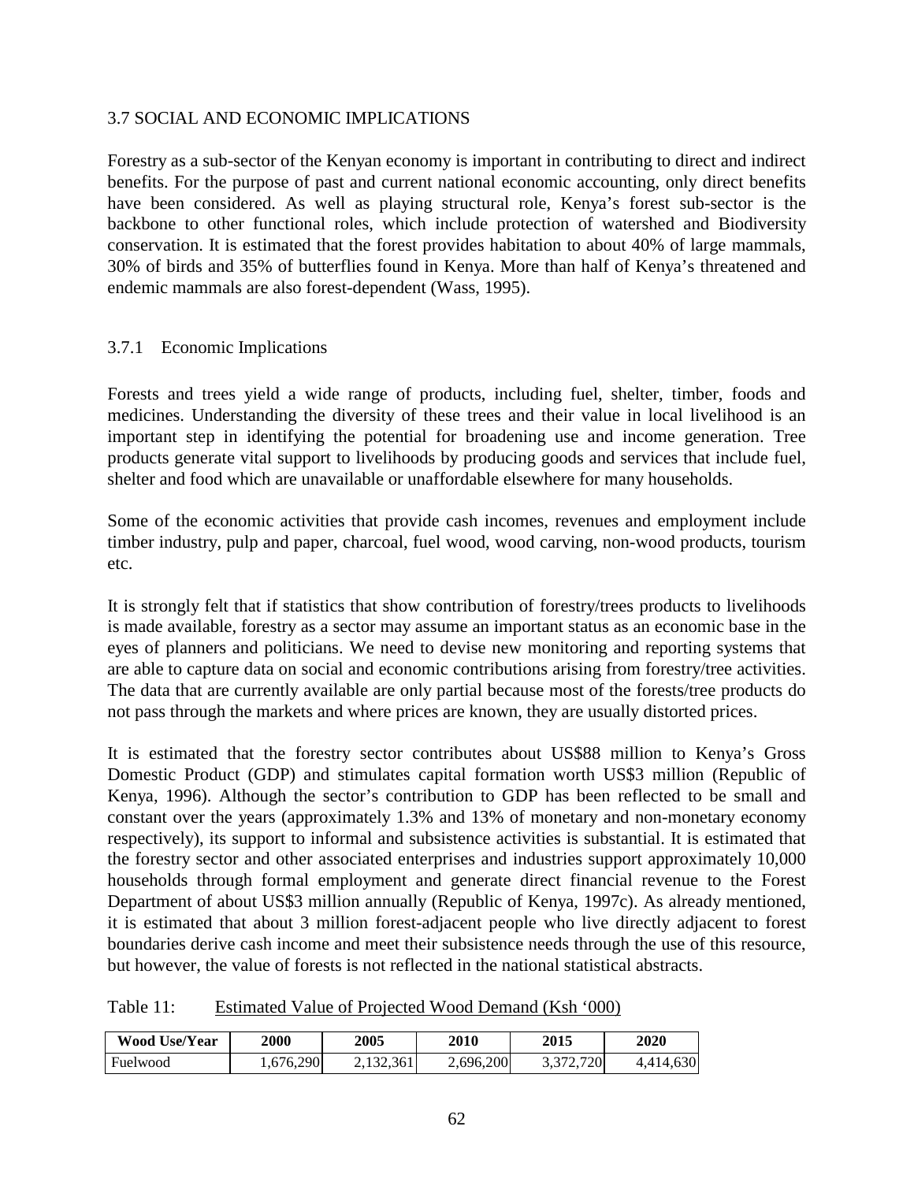## 3.7 SOCIAL AND ECONOMIC IMPLICATIONS

Forestry as a sub-sector of the Kenyan economy is important in contributing to direct and indirect benefits. For the purpose of past and current national economic accounting, only direct benefits have been considered. As well as playing structural role, Kenya's forest sub-sector is the backbone to other functional roles, which include protection of watershed and Biodiversity conservation. It is estimated that the forest provides habitation to about 40% of large mammals, 30% of birds and 35% of butterflies found in Kenya. More than half of Kenya's threatened and endemic mammals are also forest-dependent (Wass, 1995).

### 3.7.1 Economic Implications

Forests and trees yield a wide range of products, including fuel, shelter, timber, foods and medicines. Understanding the diversity of these trees and their value in local livelihood is an important step in identifying the potential for broadening use and income generation. Tree products generate vital support to livelihoods by producing goods and services that include fuel, shelter and food which are unavailable or unaffordable elsewhere for many households.

Some of the economic activities that provide cash incomes, revenues and employment include timber industry, pulp and paper, charcoal, fuel wood, wood carving, non-wood products, tourism etc.

It is strongly felt that if statistics that show contribution of forestry/trees products to livelihoods is made available, forestry as a sector may assume an important status as an economic base in the eyes of planners and politicians. We need to devise new monitoring and reporting systems that are able to capture data on social and economic contributions arising from forestry/tree activities. The data that are currently available are only partial because most of the forests/tree products do not pass through the markets and where prices are known, they are usually distorted prices.

It is estimated that the forestry sector contributes about US$88 million to Kenya's Gross Domestic Product (GDP) and stimulates capital formation worth US$3 million (Republic of Kenya, 1996). Although the sector's contribution to GDP has been reflected to be small and constant over the years (approximately 1.3% and 13% of monetary and non-monetary economy respectively), its support to informal and subsistence activities is substantial. It is estimated that the forestry sector and other associated enterprises and industries support approximately 10,000 households through formal employment and generate direct financial revenue to the Forest Department of about US$3 million annually (Republic of Kenya, 1997c). As already mentioned, it is estimated that about 3 million forest-adjacent people who live directly adjacent to forest boundaries derive cash income and meet their subsistence needs through the use of this resource, but however, the value of forests is not reflected in the national statistical abstracts.

Table 11: Estimated Value of Projected Wood Demand (Ksh '000)

| Wood Use/Year | 2000 | 2005 | 2010 | 2015 | 2020 |
|---|---|---|---|---|---|
| Fuelwood | 1,676,290 | 2,132,361 | 2,696,200 | 3,372,720 | 4,414,630 |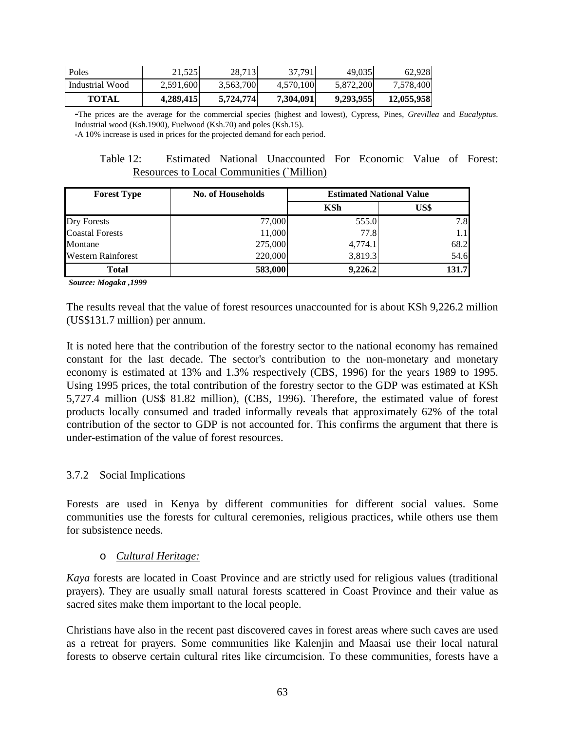| | | | | | |
|---|---|---|---|---|---|
| Poles | 21,525 | 28,713 | 37,791 | 49,035 | 62,928 |
| Industrial Wood | 2,591,600 | 3,563,700 | 4,570,100 | 5,872,200 | 7,578,400 |
| **TOTAL** | **4,289,415** | **5,724,774** | **7,304,091** | **9,293,955** | **12,055,958** |

-The prices are the average for the commercial species (highest and lowest), Cypress, Pines, *Grevillea* and *Eucalyptus*. Industrial wood (Ksh.1900), Fuelwood (Ksh.70) and poles (Ksh.15).
-A 10% increase is used in prices for the projected demand for each period.

Table 12: Estimated National Unaccounted For Economic Value of Forest: Resources to Local Communities (`Million)

| Forest Type | No. of Households | Estimated National Value | |
|---|---|---|---|
| | | KSh | US$ |
| Dry Forests | 77,000 | 555.0 | 7.8 |
| Coastal Forests | 11,000 | 77.8 | 1.1 |
| Montane | 275,000 | 4,774.1 | 68.2 |
| Western Rainforest | 220,000 | 3,819.3 | 54.6 |
| **Total** | **583,000** | **9,226.2** | **131.7** |

***Source: Mogaka ,1999***

The results reveal that the value of forest resources unaccounted for is about KSh 9,226.2 million (US$131.7 million) per annum.

It is noted here that the contribution of the forestry sector to the national economy has remained constant for the last decade. The sector's contribution to the non-monetary and monetary economy is estimated at 13% and 1.3% respectively (CBS, 1996) for the years 1989 to 1995. Using 1995 prices, the total contribution of the forestry sector to the GDP was estimated at KSh 5,727.4 million (US$ 81.82 million), (CBS, 1996). Therefore, the estimated value of forest products locally consumed and traded informally reveals that approximately 62% of the total contribution of the sector to GDP is not accounted for. This confirms the argument that there is under-estimation of the value of forest resources.

### 3.7.2 Social Implications

Forests are used in Kenya by different communities for different social values. Some communities use the forests for cultural ceremonies, religious practices, while others use them for subsistence needs.

- *Cultural Heritage:*

*Kaya* forests are located in Coast Province and are strictly used for religious values (traditional prayers). They are usually small natural forests scattered in Coast Province and their value as sacred sites make them important to the local people.

Christians have also in the recent past discovered caves in forest areas where such caves are used as a retreat for prayers. Some communities like Kalenjin and Maasai use their local natural forests to observe certain cultural rites like circumcision. To these communities, forests have a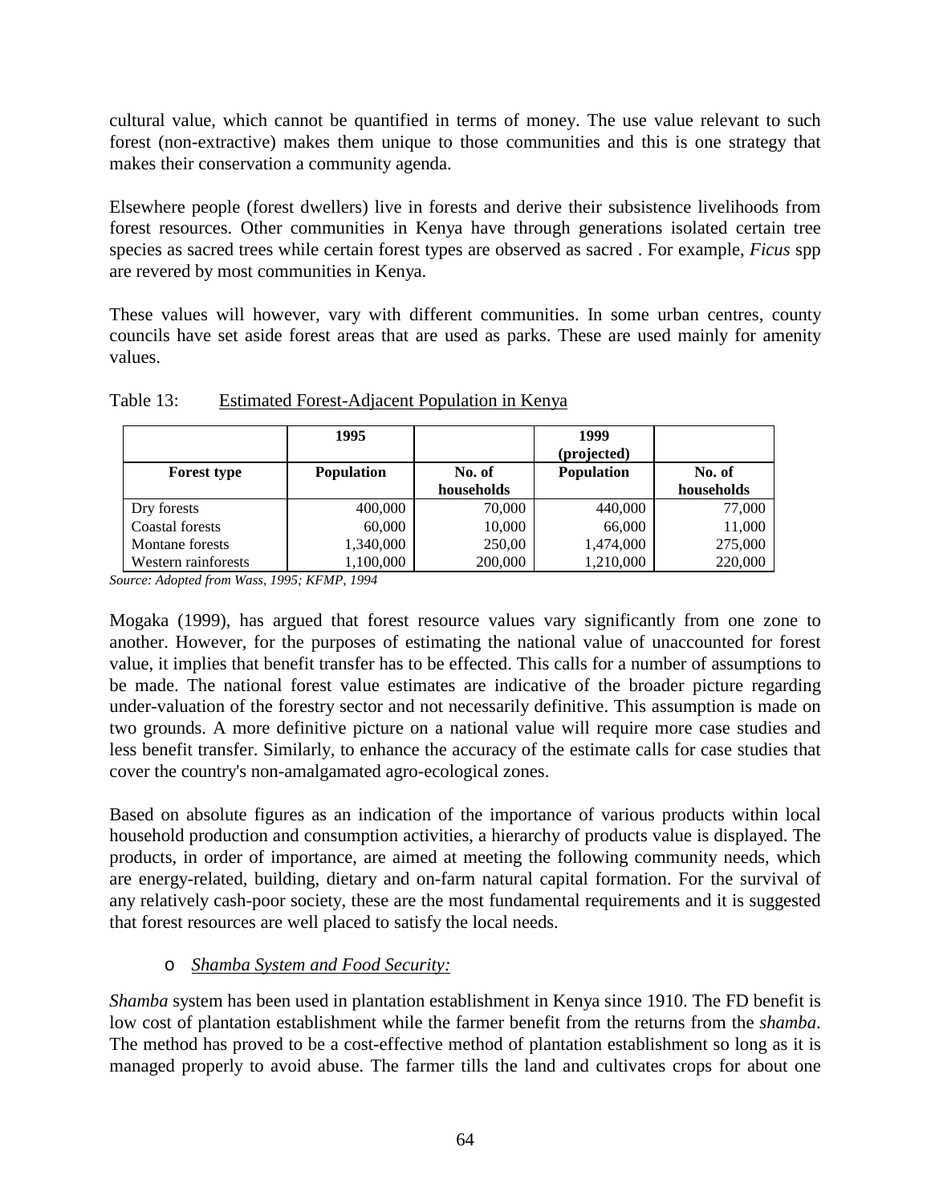cultural value, which cannot be quantified in terms of money. The use value relevant to such forest (non-extractive) makes them unique to those communities and this is one strategy that makes their conservation a community agenda.

Elsewhere people (forest dwellers) live in forests and derive their subsistence livelihoods from forest resources. Other communities in Kenya have through generations isolated certain tree species as sacred trees while certain forest types are observed as sacred . For example, *Ficus* spp are revered by most communities in Kenya.

These values will however, vary with different communities. In some urban centres, county councils have set aside forest areas that are used as parks. These are used mainly for amenity values.

Table 13: Estimated Forest-Adjacent Population in Kenya

| | **1995** | | **1999 (projected)** | |
|---|---|---|---|---|
| **Forest type** | **Population** | **No. of households** | **Population** | **No. of households** |
| Dry forests | 400,000 | 70,000 | 440,000 | 77,000 |
| Coastal forests | 60,000 | 10,000 | 66,000 | 11,000 |
| Montane forests | 1,340,000 | 250,00 | 1,474,000 | 275,000 |
| Western rainforests | 1,100,000 | 200,000 | 1,210,000 | 220,000 |

*Source: Adopted from Wass, 1995; KFMP, 1994*

Mogaka (1999), has argued that forest resource values vary significantly from one zone to another. However, for the purposes of estimating the national value of unaccounted for forest value, it implies that benefit transfer has to be effected. This calls for a number of assumptions to be made. The national forest value estimates are indicative of the broader picture regarding under-valuation of the forestry sector and not necessarily definitive. This assumption is made on two grounds. A more definitive picture on a national value will require more case studies and less benefit transfer. Similarly, to enhance the accuracy of the estimate calls for case studies that cover the country's non-amalgamated agro-ecological zones.

Based on absolute figures as an indication of the importance of various products within local household production and consumption activities, a hierarchy of products value is displayed. The products, in order of importance, are aimed at meeting the following community needs, which are energy-related, building, dietary and on-farm natural capital formation. For the survival of any relatively cash-poor society, these are the most fundamental requirements and it is suggested that forest resources are well placed to satisfy the local needs.

- *Shamba System and Food Security:*

*Shamba* system has been used in plantation establishment in Kenya since 1910. The FD benefit is low cost of plantation establishment while the farmer benefit from the returns from the *shamba*. The method has proved to be a cost-effective method of plantation establishment so long as it is managed properly to avoid abuse. The farmer tills the land and cultivates crops for about one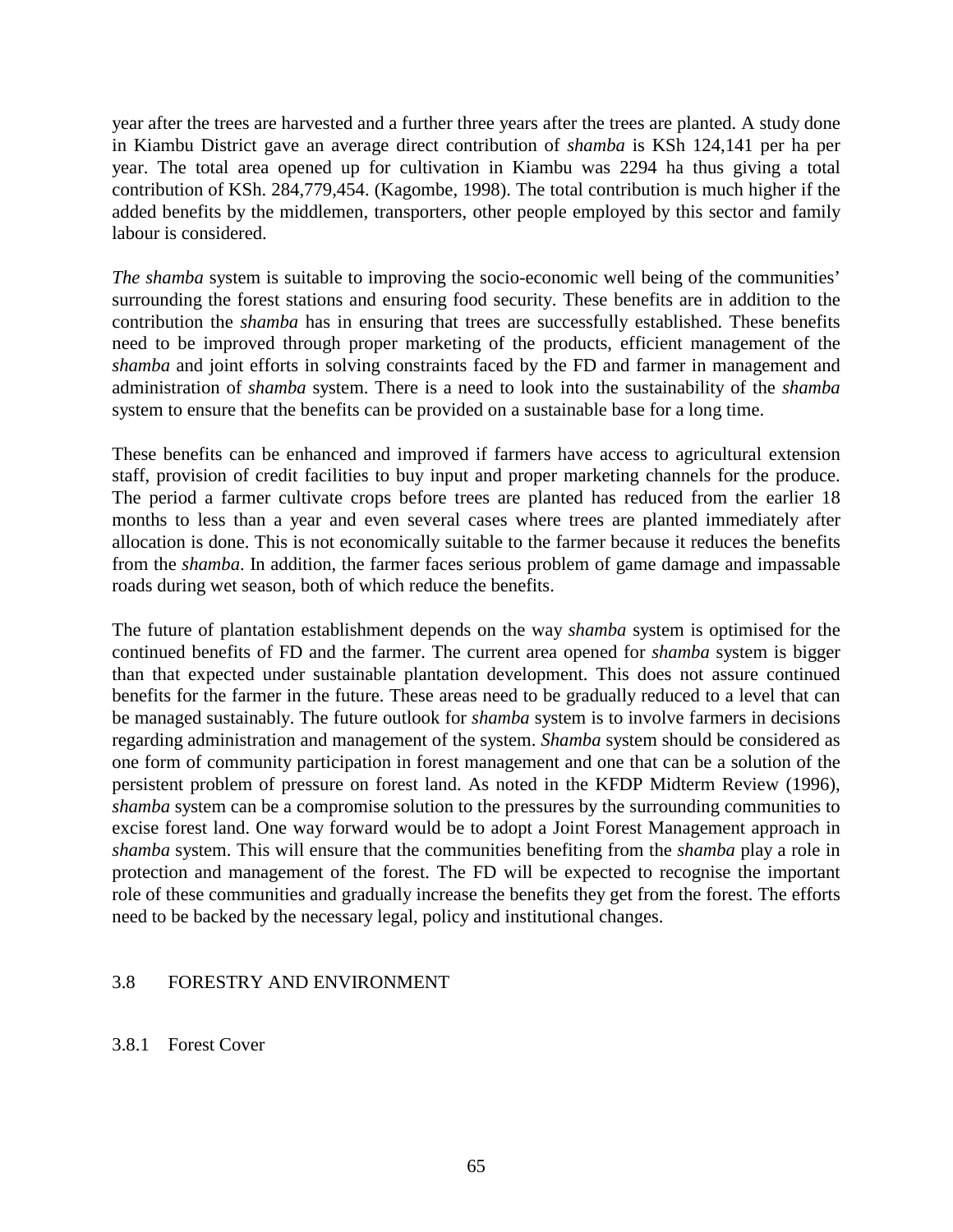year after the trees are harvested and a further three years after the trees are planted. A study done in Kiambu District gave an average direct contribution of *shamba* is KSh 124,141 per ha per year. The total area opened up for cultivation in Kiambu was 2294 ha thus giving a total contribution of KSh. 284,779,454. (Kagombe, 1998). The total contribution is much higher if the added benefits by the middlemen, transporters, other people employed by this sector and family labour is considered.

*The shamba* system is suitable to improving the socio-economic well being of the communities' surrounding the forest stations and ensuring food security. These benefits are in addition to the contribution the *shamba* has in ensuring that trees are successfully established. These benefits need to be improved through proper marketing of the products, efficient management of the *shamba* and joint efforts in solving constraints faced by the FD and farmer in management and administration of *shamba* system. There is a need to look into the sustainability of the *shamba* system to ensure that the benefits can be provided on a sustainable base for a long time.

These benefits can be enhanced and improved if farmers have access to agricultural extension staff, provision of credit facilities to buy input and proper marketing channels for the produce. The period a farmer cultivate crops before trees are planted has reduced from the earlier 18 months to less than a year and even several cases where trees are planted immediately after allocation is done. This is not economically suitable to the farmer because it reduces the benefits from the *shamba*. In addition, the farmer faces serious problem of game damage and impassable roads during wet season, both of which reduce the benefits.

The future of plantation establishment depends on the way *shamba* system is optimised for the continued benefits of FD and the farmer. The current area opened for *shamba* system is bigger than that expected under sustainable plantation development. This does not assure continued benefits for the farmer in the future. These areas need to be gradually reduced to a level that can be managed sustainably. The future outlook for *shamba* system is to involve farmers in decisions regarding administration and management of the system. *Shamba* system should be considered as one form of community participation in forest management and one that can be a solution of the persistent problem of pressure on forest land. As noted in the KFDP Midterm Review (1996), *shamba* system can be a compromise solution to the pressures by the surrounding communities to excise forest land. One way forward would be to adopt a Joint Forest Management approach in *shamba* system. This will ensure that the communities benefiting from the *shamba* play a role in protection and management of the forest. The FD will be expected to recognise the important role of these communities and gradually increase the benefits they get from the forest. The efforts need to be backed by the necessary legal, policy and institutional changes.

## 3.8 FORESTRY AND ENVIRONMENT

### 3.8.1 Forest Cover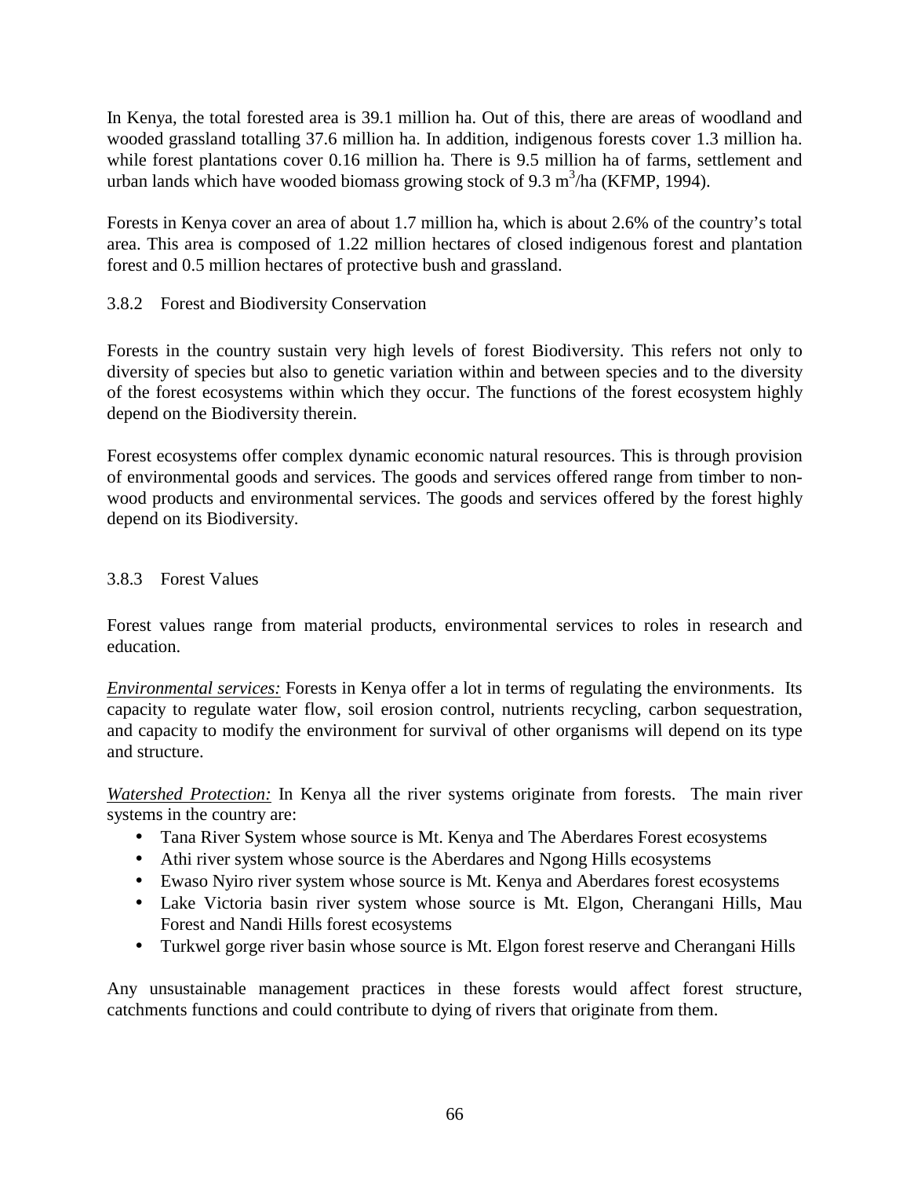In Kenya, the total forested area is 39.1 million ha. Out of this, there are areas of woodland and wooded grassland totalling 37.6 million ha. In addition, indigenous forests cover 1.3 million ha. while forest plantations cover 0.16 million ha. There is 9.5 million ha of farms, settlement and urban lands which have wooded biomass growing stock of 9.3 $m^3$/ha (KFMP, 1994).

Forests in Kenya cover an area of about 1.7 million ha, which is about 2.6% of the country's total area. This area is composed of 1.22 million hectares of closed indigenous forest and plantation forest and 0.5 million hectares of protective bush and grassland.

### 3.8.2 Forest and Biodiversity Conservation

Forests in the country sustain very high levels of forest Biodiversity. This refers not only to diversity of species but also to genetic variation within and between species and to the diversity of the forest ecosystems within which they occur. The functions of the forest ecosystem highly depend on the Biodiversity therein.

Forest ecosystems offer complex dynamic economic natural resources. This is through provision of environmental goods and services. The goods and services offered range from timber to non-wood products and environmental services. The goods and services offered by the forest highly depend on its Biodiversity.

### 3.8.3 Forest Values

Forest values range from material products, environmental services to roles in research and education.

*Environmental services:* Forests in Kenya offer a lot in terms of regulating the environments. Its capacity to regulate water flow, soil erosion control, nutrients recycling, carbon sequestration, and capacity to modify the environment for survival of other organisms will depend on its type and structure.

*Watershed Protection:* In Kenya all the river systems originate from forests. The main river systems in the country are:

- Tana River System whose source is Mt. Kenya and The Aberdares Forest ecosystems
- Athi river system whose source is the Aberdares and Ngong Hills ecosystems
- Ewaso Nyiro river system whose source is Mt. Kenya and Aberdares forest ecosystems
- Lake Victoria basin river system whose source is Mt. Elgon, Cherangani Hills, Mau Forest and Nandi Hills forest ecosystems
- Turkwel gorge river basin whose source is Mt. Elgon forest reserve and Cherangani Hills

Any unsustainable management practices in these forests would affect forest structure, catchments functions and could contribute to dying of rivers that originate from them.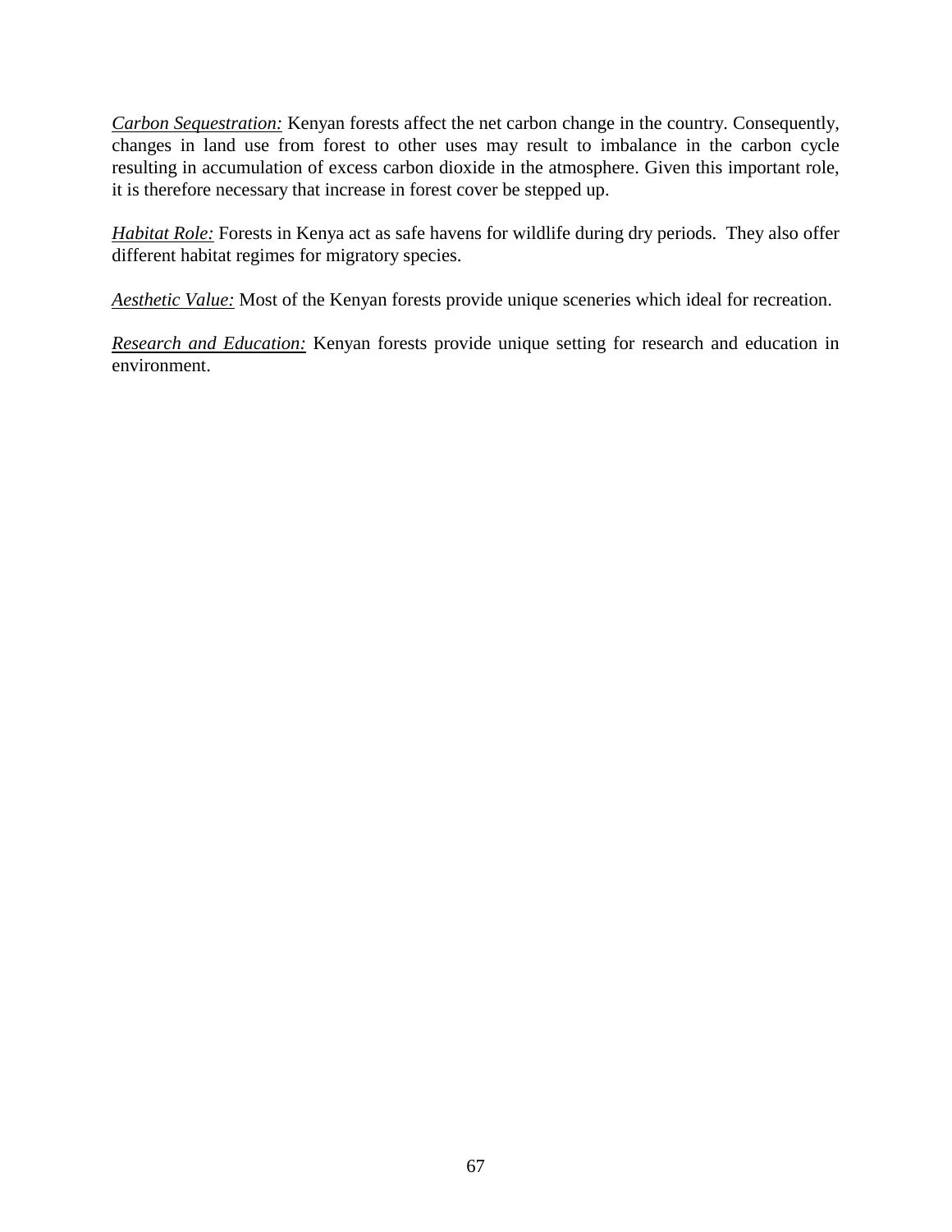*Carbon Sequestration:* Kenyan forests affect the net carbon change in the country. Consequently, changes in land use from forest to other uses may result to imbalance in the carbon cycle resulting in accumulation of excess carbon dioxide in the atmosphere. Given this important role, it is therefore necessary that increase in forest cover be stepped up.

*Habitat Role:* Forests in Kenya act as safe havens for wildlife during dry periods. They also offer different habitat regimes for migratory species.

*Aesthetic Value:* Most of the Kenyan forests provide unique sceneries which ideal for recreation.

*Research and Education:* Kenyan forests provide unique setting for research and education in environment.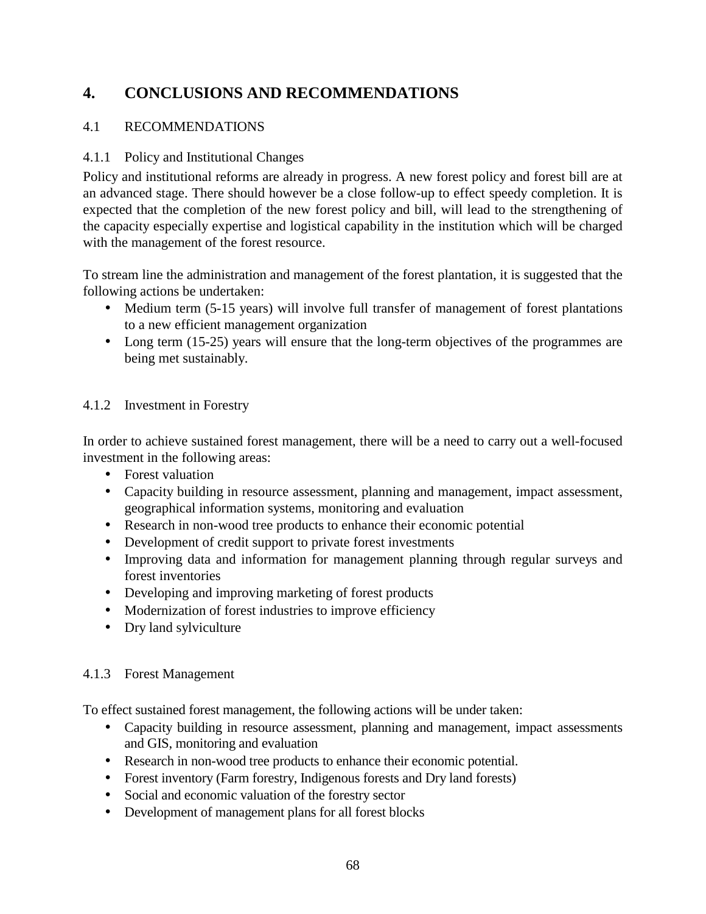# 4. CONCLUSIONS AND RECOMMENDATIONS

## 4.1 RECOMMENDATIONS

### 4.1.1 Policy and Institutional Changes

Policy and institutional reforms are already in progress. A new forest policy and forest bill are at an advanced stage. There should however be a close follow-up to effect speedy completion. It is expected that the completion of the new forest policy and bill, will lead to the strengthening of the capacity especially expertise and logistical capability in the institution which will be charged with the management of the forest resource.

To stream line the administration and management of the forest plantation, it is suggested that the following actions be undertaken:

- Medium term (5-15 years) will involve full transfer of management of forest plantations to a new efficient management organization
- Long term (15-25) years will ensure that the long-term objectives of the programmes are being met sustainably.

### 4.1.2 Investment in Forestry

In order to achieve sustained forest management, there will be a need to carry out a well-focused investment in the following areas:

- Forest valuation
- Capacity building in resource assessment, planning and management, impact assessment, geographical information systems, monitoring and evaluation
- Research in non-wood tree products to enhance their economic potential
- Development of credit support to private forest investments
- Improving data and information for management planning through regular surveys and forest inventories
- Developing and improving marketing of forest products
- Modernization of forest industries to improve efficiency
- Dry land sylviculture

### 4.1.3 Forest Management

To effect sustained forest management, the following actions will be under taken:

- Capacity building in resource assessment, planning and management, impact assessments and GIS, monitoring and evaluation
- Research in non-wood tree products to enhance their economic potential.
- Forest inventory (Farm forestry, Indigenous forests and Dry land forests)
- Social and economic valuation of the forestry sector
- Development of management plans for all forest blocks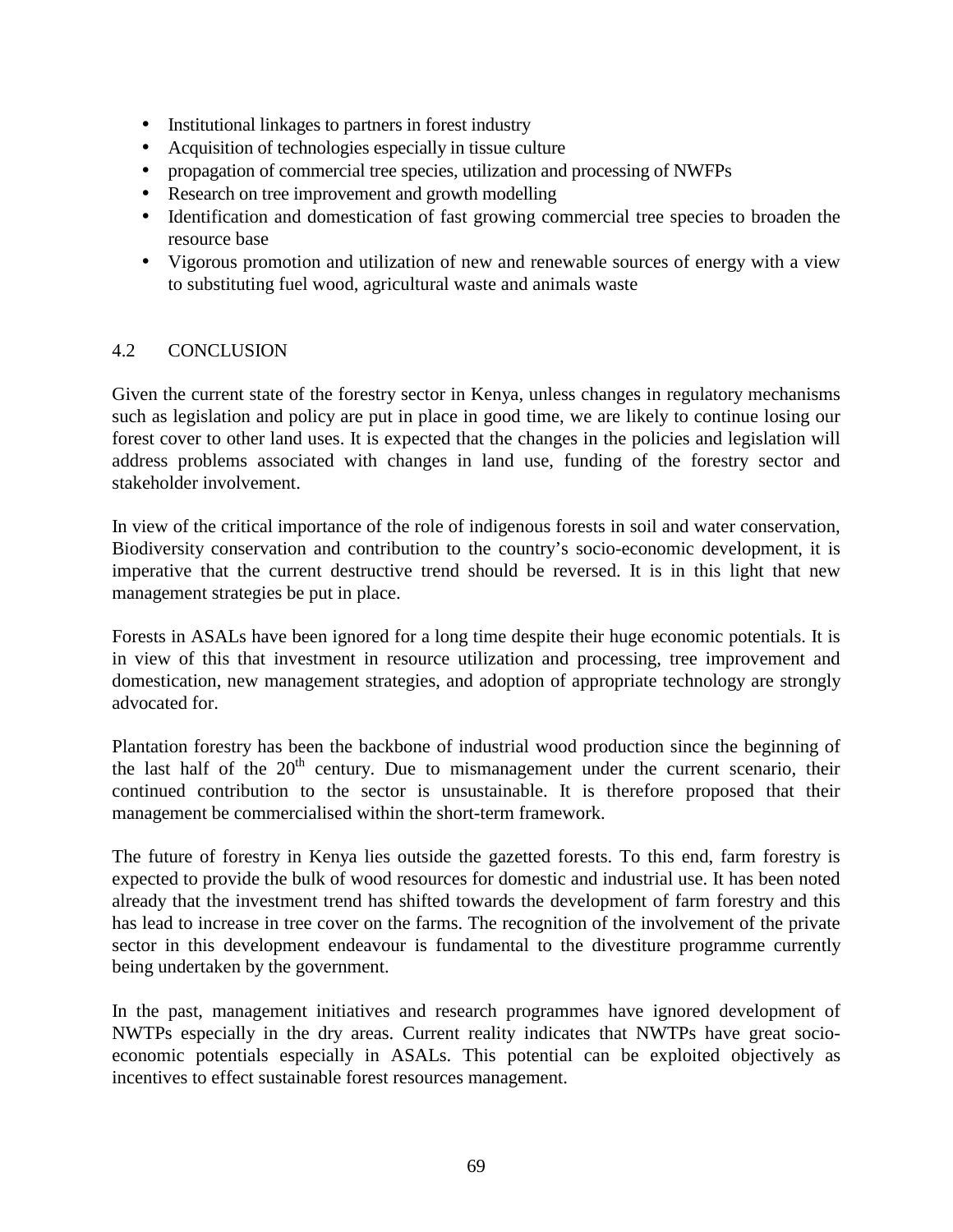- Institutional linkages to partners in forest industry
- Acquisition of technologies especially in tissue culture
- propagation of commercial tree species, utilization and processing of NWFPs
- Research on tree improvement and growth modelling
- Identification and domestication of fast growing commercial tree species to broaden the resource base
- Vigorous promotion and utilization of new and renewable sources of energy with a view to substituting fuel wood, agricultural waste and animals waste

## 4.2 CONCLUSION

Given the current state of the forestry sector in Kenya, unless changes in regulatory mechanisms such as legislation and policy are put in place in good time, we are likely to continue losing our forest cover to other land uses. It is expected that the changes in the policies and legislation will address problems associated with changes in land use, funding of the forestry sector and stakeholder involvement.

In view of the critical importance of the role of indigenous forests in soil and water conservation, Biodiversity conservation and contribution to the country's socio-economic development, it is imperative that the current destructive trend should be reversed. It is in this light that new management strategies be put in place.

Forests in ASALs have been ignored for a long time despite their huge economic potentials. It is in view of this that investment in resource utilization and processing, tree improvement and domestication, new management strategies, and adoption of appropriate technology are strongly advocated for.

Plantation forestry has been the backbone of industrial wood production since the beginning of the last half of the 20$^{th}$ century. Due to mismanagement under the current scenario, their continued contribution to the sector is unsustainable. It is therefore proposed that their management be commercialised within the short-term framework.

The future of forestry in Kenya lies outside the gazetted forests. To this end, farm forestry is expected to provide the bulk of wood resources for domestic and industrial use. It has been noted already that the investment trend has shifted towards the development of farm forestry and this has lead to increase in tree cover on the farms. The recognition of the involvement of the private sector in this development endeavour is fundamental to the divestiture programme currently being undertaken by the government.

In the past, management initiatives and research programmes have ignored development of NWTPs especially in the dry areas. Current reality indicates that NWTPs have great socio-economic potentials especially in ASALs. This potential can be exploited objectively as incentives to effect sustainable forest resources management.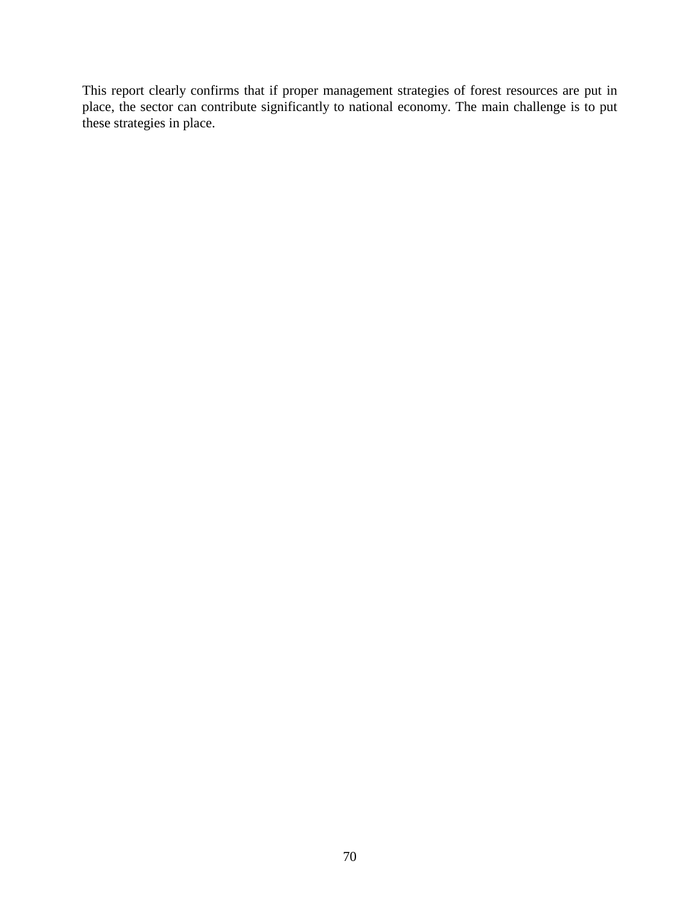This report clearly confirms that if proper management strategies of forest resources are put in place, the sector can contribute significantly to national economy. The main challenge is to put these strategies in place.